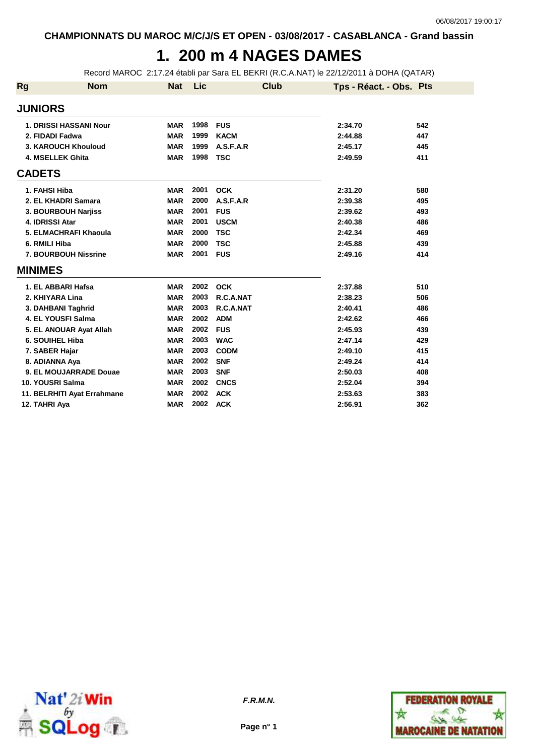CHAMPIONNATS DU MAROC M/C/J/S ET OPEN - 03/08/2017 - CASABLANCA - Grand bassin

# 1. 200 m 4 NAGES DAMES

Record MAROC 2:17.24 établi par Sara EL BEKRI (R.C.A.NAT) le 22/12/2011 à DOHA (QATAR)

| Rg | Nom | Nat | Lic | Club | Tps - Réact. - Obs. | Pts |
|---|---|---|---|---|---|---|
| **JUNIORS** | | | | | | |
| 1. | DRISSI HASSANI Nour | MAR | 1998 | FUS | 2:34.70 | 542 |
| 2. | FIDADI Fadwa | MAR | 1999 | KACM | 2:44.88 | 447 |
| 3. | KAROUCH Khouloud | MAR | 1999 | A.S.F.A.R | 2:45.17 | 445 |
| 4. | MSELLEK Ghita | MAR | 1998 | TSC | 2:49.59 | 411 |
| **CADETS** | | | | | | |
| 1. | FAHSI Hiba | MAR | 2001 | OCK | 2:31.20 | 580 |
| 2. | EL KHADRI Samara | MAR | 2000 | A.S.F.A.R | 2:39.38 | 495 |
| 3. | BOURBOUH Narjiss | MAR | 2001 | FUS | 2:39.62 | 493 |
| 4. | IDRISSI Atar | MAR | 2001 | USCM | 2:40.38 | 486 |
| 5. | ELMACHRAFI Khaoula | MAR | 2000 | TSC | 2:42.34 | 469 |
| 6. | RMILI Hiba | MAR | 2000 | TSC | 2:45.88 | 439 |
| 7. | BOURBOUH Nissrine | MAR | 2001 | FUS | 2:49.16 | 414 |
| **MINIMES** | | | | | | |
| 1. | EL ABBARI Hafsa | MAR | 2002 | OCK | 2:37.88 | 510 |
| 2. | KHIYARA Lina | MAR | 2003 | R.C.A.NAT | 2:38.23 | 506 |
| 3. | DAHBANI Taghrid | MAR | 2003 | R.C.A.NAT | 2:40.41 | 486 |
| 4. | EL YOUSFI Salma | MAR | 2002 | ADM | 2:42.62 | 466 |
| 5. | EL ANOUAR Ayat Allah | MAR | 2002 | FUS | 2:45.93 | 439 |
| 6. | SOUIHEL Hiba | MAR | 2003 | WAC | 2:47.14 | 429 |
| 7. | SABER Hajar | MAR | 2003 | CODM | 2:49.10 | 415 |
| 8. | ADIANNA Aya | MAR | 2002 | SNF | 2:49.24 | 414 |
| 9. | EL MOUJARRADE Douae | MAR | 2003 | SNF | 2:50.03 | 408 |
| 10. | YOUSRI Salma | MAR | 2002 | CNCS | 2:52.04 | 394 |
| 11. | BELRHITI Ayat Errahmane | MAR | 2002 | ACK | 2:53.63 | 383 |
| 12. | TAHRI Aya | MAR | 2002 | ACK | 2:56.91 | 362 |

F.R.M.N.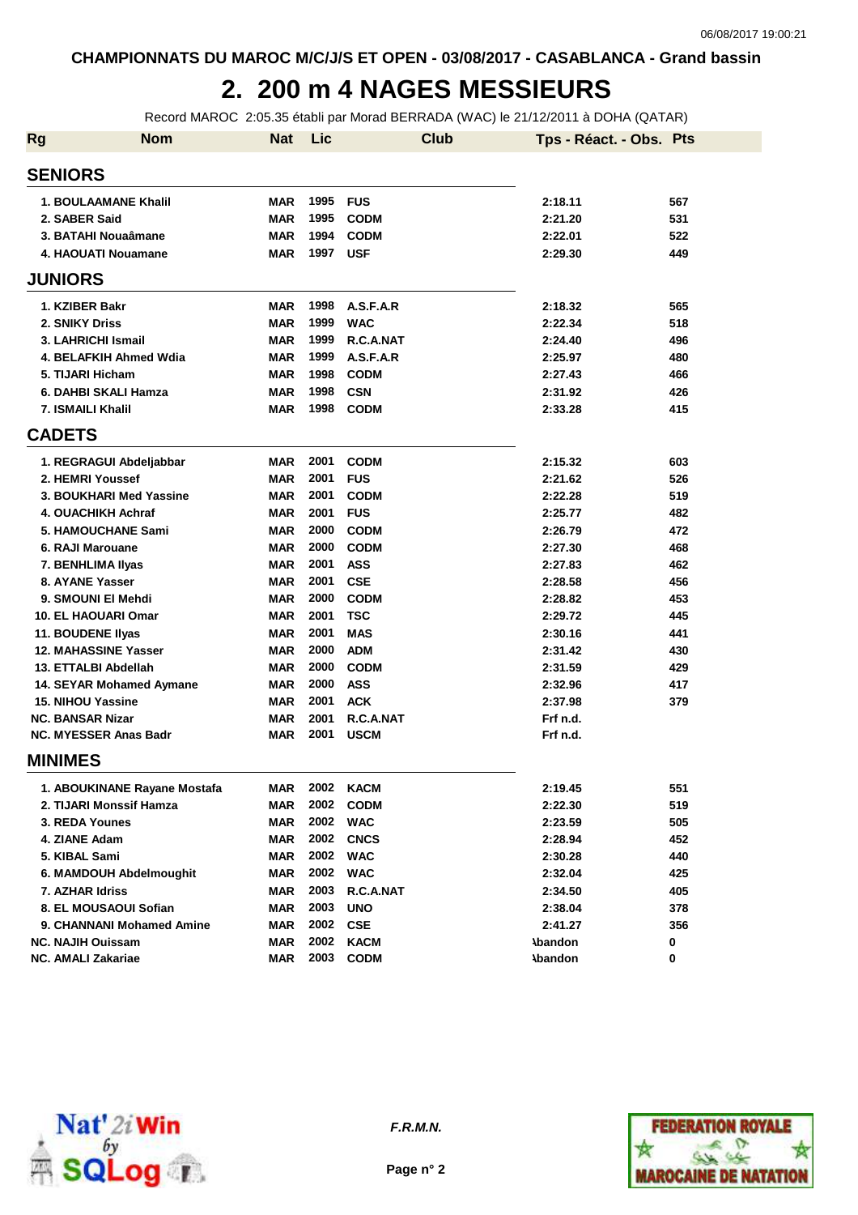CHAMPIONNATS DU MAROC M/C/J/S ET OPEN - 03/08/2017 - CASABLANCA - Grand bassin

# 2. 200 m 4 NAGES MESSIEURS

Record MAROC 2:05.35 établi par Morad BERRADA (WAC) le 21/12/2011 à DOHA (QATAR)

| Rg | Nom | Nat | Lic | Club | Tps - Réact. - Obs. | Pts |
|---|---|---|---|---|---|---|
| **SENIORS** | | | | | | |
| 1. | BOULAAMANE Khalil | MAR | 1995 | FUS | 2:18.11 | 567 |
| 2. | SABER Said | MAR | 1995 | CODM | 2:21.20 | 531 |
| 3. | BATAHI Nouaâmane | MAR | 1994 | CODM | 2:22.01 | 522 |
| 4. | HAOUATI Nouamane | MAR | 1997 | USF | 2:29.30 | 449 |
| **JUNIORS** | | | | | | |
| 1. | KZIBER Bakr | MAR | 1998 | A.S.F.A.R | 2:18.32 | 565 |
| 2. | SNIKY Driss | MAR | 1999 | WAC | 2:22.34 | 518 |
| 3. | LAHRICHI Ismail | MAR | 1999 | R.C.A.NAT | 2:24.40 | 496 |
| 4. | BELAFKIH Ahmed Wdia | MAR | 1999 | A.S.F.A.R | 2:25.97 | 480 |
| 5. | TIJARI Hicham | MAR | 1998 | CODM | 2:27.43 | 466 |
| 6. | DAHBI SKALI Hamza | MAR | 1998 | CSN | 2:31.92 | 426 |
| 7. | ISMAILI Khalil | MAR | 1998 | CODM | 2:33.28 | 415 |
| **CADETS** | | | | | | |
| 1. | REGRAGUI Abdeljabbar | MAR | 2001 | CODM | 2:15.32 | 603 |
| 2. | HEMRI Youssef | MAR | 2001 | FUS | 2:21.62 | 526 |
| 3. | BOUKHARI Med Yassine | MAR | 2001 | CODM | 2:22.28 | 519 |
| 4. | OUACHIKH Achraf | MAR | 2001 | FUS | 2:25.77 | 482 |
| 5. | HAMOUCHANE Sami | MAR | 2000 | CODM | 2:26.79 | 472 |
| 6. | RAJI Marouane | MAR | 2000 | CODM | 2:27.30 | 468 |
| 7. | BENHLIMA Ilyas | MAR | 2001 | ASS | 2:27.83 | 462 |
| 8. | AYANE Yasser | MAR | 2001 | CSE | 2:28.58 | 456 |
| 9. | SMOUNI El Mehdi | MAR | 2000 | CODM | 2:28.82 | 453 |
| 10. | EL HAOUARI Omar | MAR | 2001 | TSC | 2:29.72 | 445 |
| 11. | BOUDENE Ilyas | MAR | 2001 | MAS | 2:30.16 | 441 |
| 12. | MAHASSINE Yasser | MAR | 2000 | ADM | 2:31.42 | 430 |
| 13. | ETTALBI Abdellah | MAR | 2000 | CODM | 2:31.59 | 429 |
| 14. | SEYAR Mohamed Aymane | MAR | 2000 | ASS | 2:32.96 | 417 |
| 15. | NIHOU Yassine | MAR | 2001 | ACK | 2:37.98 | 379 |
| NC. | BANSAR Nizar | MAR | 2001 | R.C.A.NAT | Frf n.d. | |
| NC. | MYESSER Anas Badr | MAR | 2001 | USCM | Frf n.d. | |
| **MINIMES** | | | | | | |
| 1. | ABOUKINANE Rayane Mostafa | MAR | 2002 | KACM | 2:19.45 | 551 |
| 2. | TIJARI Monssif Hamza | MAR | 2002 | CODM | 2:22.30 | 519 |
| 3. | REDA Younes | MAR | 2002 | WAC | 2:23.59 | 505 |
| 4. | ZIANE Adam | MAR | 2002 | CNCS | 2:28.94 | 452 |
| 5. | KIBAL Sami | MAR | 2002 | WAC | 2:30.28 | 440 |
| 6. | MAMDOUH Abdelmoughit | MAR | 2002 | WAC | 2:32.04 | 425 |
| 7. | AZHAR Idriss | MAR | 2003 | R.C.A.NAT | 2:34.50 | 405 |
| 8. | EL MOUSAOUI Sofian | MAR | 2003 | UNO | 2:38.04 | 378 |
| 9. | CHANNANI Mohamed Amine | MAR | 2002 | CSE | 2:41.27 | 356 |
| NC. | NAJIH Ouissam | MAR | 2002 | KACM | Abandon | 0 |
| NC. | AMALI Zakariae | MAR | 2003 | CODM | Abandon | 0 |

*F.R.M.N.*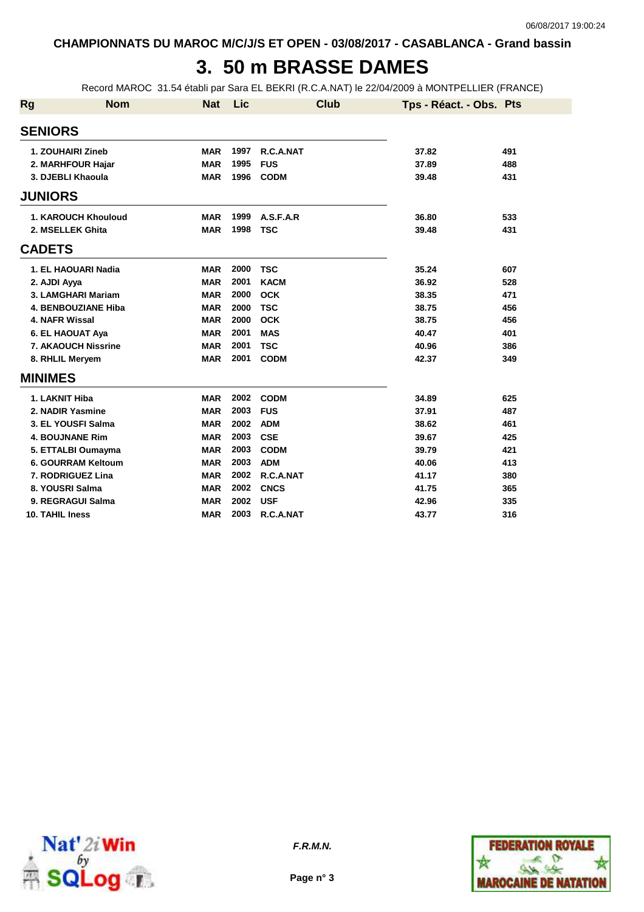CHAMPIONNATS DU MAROC M/C/J/S ET OPEN - 03/08/2017 - CASABLANCA - Grand bassin

# 3. 50 m BRASSE DAMES

Record MAROC 31.54 établi par Sara EL BEKRI (R.C.A.NAT) le 22/04/2009 à MONTPELLIER (FRANCE)

| Rg | Nom | Nat | Lic | Club | Tps - Réact. - Obs. | Pts |
|---|---|---|---|---|---|---|
| **SENIORS** | | | | | | |
| 1. | ZOUHAIRI Zineb | MAR | 1997 | R.C.A.NAT | 37.82 | 491 |
| 2. | MARHFOUR Hajar | MAR | 1995 | FUS | 37.89 | 488 |
| 3. | DJEBLI Khaoula | MAR | 1996 | CODM | 39.48 | 431 |
| **JUNIORS** | | | | | | |
| 1. | KAROUCH Khouloud | MAR | 1999 | A.S.F.A.R | 36.80 | 533 |
| 2. | MSELLEK Ghita | MAR | 1998 | TSC | 39.48 | 431 |
| **CADETS** | | | | | | |
| 1. | EL HAOUARI Nadia | MAR | 2000 | TSC | 35.24 | 607 |
| 2. | AJDI Ayya | MAR | 2001 | KACM | 36.92 | 528 |
| 3. | LAMGHARI Mariam | MAR | 2000 | OCK | 38.35 | 471 |
| 4. | BENBOUZIANE Hiba | MAR | 2000 | TSC | 38.75 | 456 |
| 4. | NAFR Wissal | MAR | 2000 | OCK | 38.75 | 456 |
| 6. | EL HAOUAT Aya | MAR | 2001 | MAS | 40.47 | 401 |
| 7. | AKAOUCH Nissrine | MAR | 2001 | TSC | 40.96 | 386 |
| 8. | RHLIL Meryem | MAR | 2001 | CODM | 42.37 | 349 |
| **MINIMES** | | | | | | |
| 1. | LAKNIT Hiba | MAR | 2002 | CODM | 34.89 | 625 |
| 2. | NADIR Yasmine | MAR | 2003 | FUS | 37.91 | 487 |
| 3. | EL YOUSFI Salma | MAR | 2002 | ADM | 38.62 | 461 |
| 4. | BOUJNANE Rim | MAR | 2003 | CSE | 39.67 | 425 |
| 5. | ETTALBI Oumayma | MAR | 2003 | CODM | 39.79 | 421 |
| 6. | GOURRAM Keltoum | MAR | 2003 | ADM | 40.06 | 413 |
| 7. | RODRIGUEZ Lina | MAR | 2002 | R.C.A.NAT | 41.17 | 380 |
| 8. | YOUSRI Salma | MAR | 2002 | CNCS | 41.75 | 365 |
| 9. | REGRAGUI Salma | MAR | 2002 | USF | 42.96 | 335 |
| 10. | TAHIL Iness | MAR | 2003 | R.C.A.NAT | 43.77 | 316 |

*F.R.M.N.*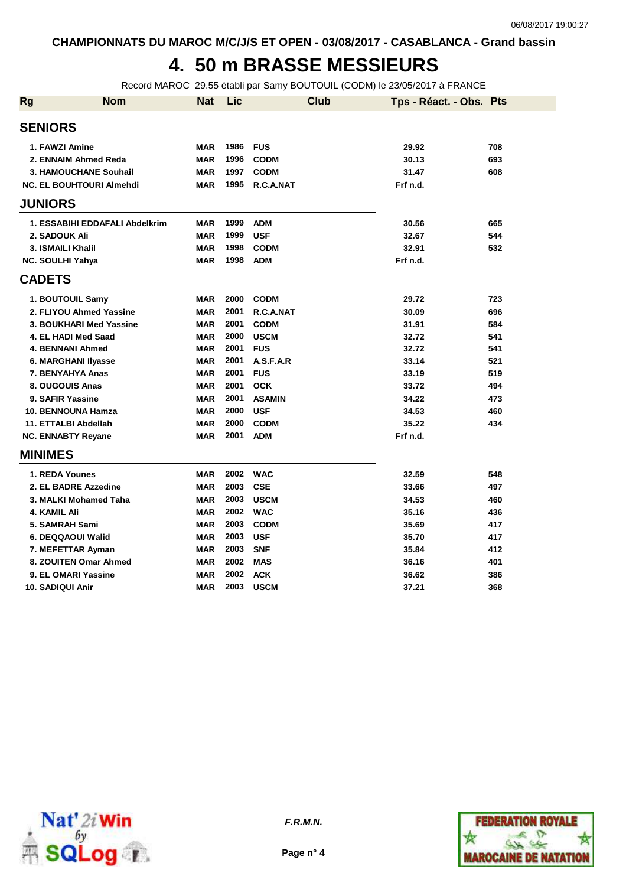CHAMPIONNATS DU MAROC M/C/J/S ET OPEN - 03/08/2017 - CASABLANCA - Grand bassin

# 4. 50 m BRASSE MESSIEURS

Record MAROC 29.55 établi par Samy BOUTOUIL (CODM) le 23/05/2017 à FRANCE

| Rg | Nom | Nat | Lic | Club | Tps - Réact. - Obs. | Pts |
|---|---|---|---|---|---|---|
| **SENIORS** | | | | | | |
| 1. | FAWZI Amine | MAR | 1986 | FUS | 29.92 | 708 |
| 2. | ENNAIM Ahmed Reda | MAR | 1996 | CODM | 30.13 | 693 |
| 3. | HAMOUCHANE Souhail | MAR | 1997 | CODM | 31.47 | 608 |
| NC. | EL BOUHTOURI Almehdi | MAR | 1995 | R.C.A.NAT | Frf n.d. | |
| **JUNIORS** | | | | | | |
| 1. | ESSABIHI EDDAFALI Abdelkrim | MAR | 1999 | ADM | 30.56 | 665 |
| 2. | SADOUK Ali | MAR | 1999 | USF | 32.67 | 544 |
| 3. | ISMAILI Khalil | MAR | 1998 | CODM | 32.91 | 532 |
| NC. | SOULHI Yahya | MAR | 1998 | ADM | Frf n.d. | |
| **CADETS** | | | | | | |
| 1. | BOUTOUIL Samy | MAR | 2000 | CODM | 29.72 | 723 |
| 2. | FLIYOU Ahmed Yassine | MAR | 2001 | R.C.A.NAT | 30.09 | 696 |
| 3. | BOUKHARI Med Yassine | MAR | 2001 | CODM | 31.91 | 584 |
| 4. | EL HADI Med Saad | MAR | 2000 | USCM | 32.72 | 541 |
| 4. | BENNANI Ahmed | MAR | 2001 | FUS | 32.72 | 541 |
| 6. | MARGHANI Ilyasse | MAR | 2001 | A.S.F.A.R | 33.14 | 521 |
| 7. | BENYAHYA Anas | MAR | 2001 | FUS | 33.19 | 519 |
| 8. | OUGOUIS Anas | MAR | 2001 | OCK | 33.72 | 494 |
| 9. | SAFIR Yassine | MAR | 2001 | ASAMIN | 34.22 | 473 |
| 10. | BENNOUNA Hamza | MAR | 2000 | USF | 34.53 | 460 |
| 11. | ETTALBI Abdellah | MAR | 2000 | CODM | 35.22 | 434 |
| NC. | ENNABTY Reyane | MAR | 2001 | ADM | Frf n.d. | |
| **MINIMES** | | | | | | |
| 1. | REDA Younes | MAR | 2002 | WAC | 32.59 | 548 |
| 2. | EL BADRE Azzedine | MAR | 2003 | CSE | 33.66 | 497 |
| 3. | MALKI Mohamed Taha | MAR | 2003 | USCM | 34.53 | 460 |
| 4. | KAMIL Ali | MAR | 2002 | WAC | 35.16 | 436 |
| 5. | SAMRAH Sami | MAR | 2003 | CODM | 35.69 | 417 |
| 6. | DEQQAOUI Walid | MAR | 2003 | USF | 35.70 | 417 |
| 7. | MEFETTAR Ayman | MAR | 2003 | SNF | 35.84 | 412 |
| 8. | ZOUITEN Omar Ahmed | MAR | 2002 | MAS | 36.16 | 401 |
| 9. | EL OMARI Yassine | MAR | 2002 | ACK | 36.62 | 386 |
| 10. | SADIQUI Anir | MAR | 2003 | USCM | 37.21 | 368 |

*F.R.M.N.*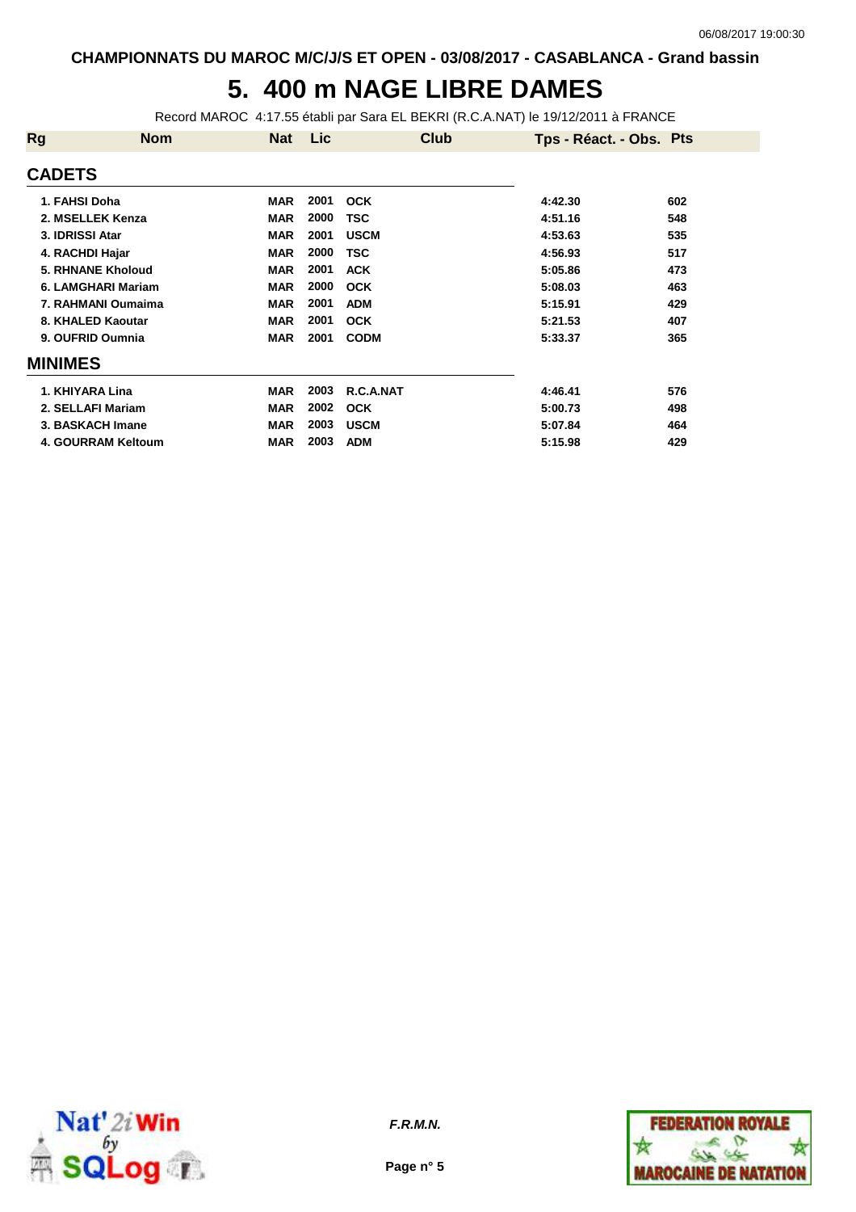CHAMPIONNATS DU MAROC M/C/J/S ET OPEN - 03/08/2017 - CASABLANCA - Grand bassin

# 5. 400 m NAGE LIBRE DAMES

Record MAROC 4:17.55 établi par Sara EL BEKRI (R.C.A.NAT) le 19/12/2011 à FRANCE

| Rg | Nom | Nat | Lic | Club | Tps - Réact. - Obs. | Pts |
|---|---|---|---|---|---|---|
| **CADETS** | | | | | | |
| 1. | FAHSI Doha | MAR | 2001 | OCK | 4:42.30 | 602 |
| 2. | MSELLEK Kenza | MAR | 2000 | TSC | 4:51.16 | 548 |
| 3. | IDRISSI Atar | MAR | 2001 | USCM | 4:53.63 | 535 |
| 4. | RACHDI Hajar | MAR | 2000 | TSC | 4:56.93 | 517 |
| 5. | RHNANE Kholoud | MAR | 2001 | ACK | 5:05.86 | 473 |
| 6. | LAMGHARI Mariam | MAR | 2000 | OCK | 5:08.03 | 463 |
| 7. | RAHMANI Oumaima | MAR | 2001 | ADM | 5:15.91 | 429 |
| 8. | KHALED Kaoutar | MAR | 2001 | OCK | 5:21.53 | 407 |
| 9. | OUFRID Oumnia | MAR | 2001 | CODM | 5:33.37 | 365 |
| **MINIMES** | | | | | | |
| 1. | KHIYARA Lina | MAR | 2003 | R.C.A.NAT | 4:46.41 | 576 |
| 2. | SELLAFI Mariam | MAR | 2002 | OCK | 5:00.73 | 498 |
| 3. | BASKACH Imane | MAR | 2003 | USCM | 5:07.84 | 464 |
| 4. | GOURRAM Keltoum | MAR | 2003 | ADM | 5:15.98 | 429 |

F.R.M.N.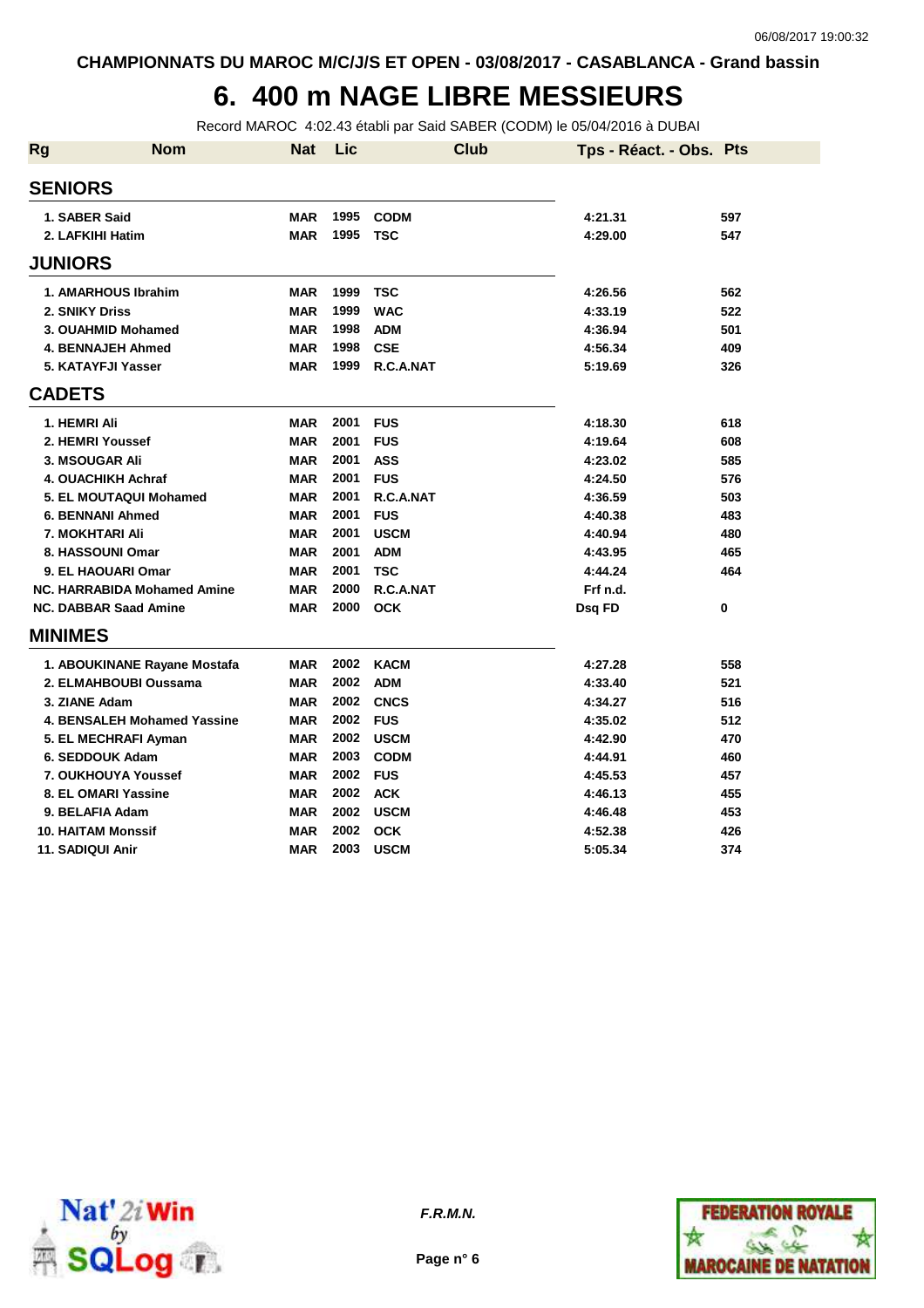CHAMPIONNATS DU MAROC M/C/J/S ET OPEN - 03/08/2017 - CASABLANCA - Grand bassin

# 6. 400 m NAGE LIBRE MESSIEURS

Record MAROC 4:02.43 établi par Said SABER (CODM) le 05/04/2016 à DUBAI

| Rg | Nom | Nat | Lic | Club | Tps - Réact. - Obs. | Pts |
|---|---|---|---|---|---|---|
| **SENIORS** | | | | | | |
| 1. | SABER Said | MAR | 1995 | CODM | 4:21.31 | 597 |
| 2. | LAFKIHI Hatim | MAR | 1995 | TSC | 4:29.00 | 547 |
| **JUNIORS** | | | | | | |
| 1. | AMARHOUS Ibrahim | MAR | 1999 | TSC | 4:26.56 | 562 |
| 2. | SNIKY Driss | MAR | 1999 | WAC | 4:33.19 | 522 |
| 3. | OUAHMID Mohamed | MAR | 1998 | ADM | 4:36.94 | 501 |
| 4. | BENNAJEH Ahmed | MAR | 1998 | CSE | 4:56.34 | 409 |
| 5. | KATAYFJI Yasser | MAR | 1999 | R.C.A.NAT | 5:19.69 | 326 |
| **CADETS** | | | | | | |
| 1. | HEMRI Ali | MAR | 2001 | FUS | 4:18.30 | 618 |
| 2. | HEMRI Youssef | MAR | 2001 | FUS | 4:19.64 | 608 |
| 3. | MSOUGAR Ali | MAR | 2001 | ASS | 4:23.02 | 585 |
| 4. | OUACHIKH Achraf | MAR | 2001 | FUS | 4:24.50 | 576 |
| 5. | EL MOUTAQUI Mohamed | MAR | 2001 | R.C.A.NAT | 4:36.59 | 503 |
| 6. | BENNANI Ahmed | MAR | 2001 | FUS | 4:40.38 | 483 |
| 7. | MOKHTARI Ali | MAR | 2001 | USCM | 4:40.94 | 480 |
| 8. | HASSOUNI Omar | MAR | 2001 | ADM | 4:43.95 | 465 |
| 9. | EL HAOUARI Omar | MAR | 2001 | TSC | 4:44.24 | 464 |
| NC. | HARRABIDA Mohamed Amine | MAR | 2000 | R.C.A.NAT | Frf n.d. | |
| NC. | DABBAR Saad Amine | MAR | 2000 | OCK | Dsq FD | 0 |
| **MINIMES** | | | | | | |
| 1. | ABOUKINANE Rayane Mostafa | MAR | 2002 | KACM | 4:27.28 | 558 |
| 2. | ELMAHBOUBI Oussama | MAR | 2002 | ADM | 4:33.40 | 521 |
| 3. | ZIANE Adam | MAR | 2002 | CNCS | 4:34.27 | 516 |
| 4. | BENSALEH Mohamed Yassine | MAR | 2002 | FUS | 4:35.02 | 512 |
| 5. | EL MECHRAFI Ayman | MAR | 2002 | USCM | 4:42.90 | 470 |
| 6. | SEDDOUK Adam | MAR | 2003 | CODM | 4:44.91 | 460 |
| 7. | OUKHOUYA Youssef | MAR | 2002 | FUS | 4:45.53 | 457 |
| 8. | EL OMARI Yassine | MAR | 2002 | ACK | 4:46.13 | 455 |
| 9. | BELAFIA Adam | MAR | 2002 | USCM | 4:46.48 | 453 |
| 10. | HAITAM Monssif | MAR | 2002 | OCK | 4:52.38 | 426 |
| 11. | SADIQUI Anir | MAR | 2003 | USCM | 5:05.34 | 374 |

*F.R.M.N.*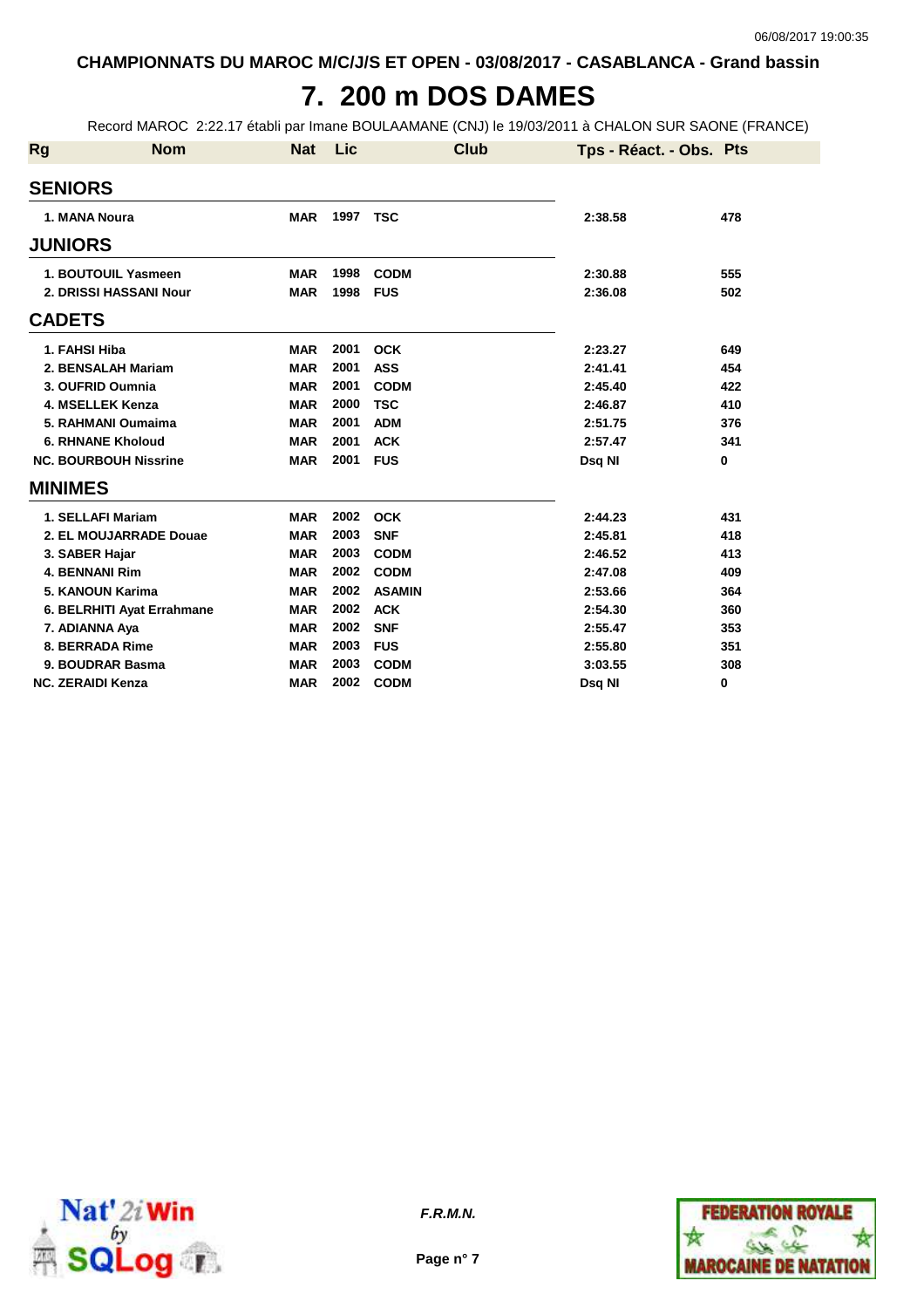CHAMPIONNATS DU MAROC M/C/J/S ET OPEN - 03/08/2017 - CASABLANCA - Grand bassin

# 7. 200 m DOS DAMES

Record MAROC 2:22.17 établi par Imane BOULAAMANE (CNJ) le 19/03/2011 à CHALON SUR SAONE (FRANCE)

| Rg | Nom | Nat | Lic | Club | Tps - Réact. - Obs. | Pts |
|---|---|---|---|---|---|---|
| **SENIORS** | | | | | | |
| 1. | MANA Noura | MAR | 1997 | TSC | 2:38.58 | 478 |
| **JUNIORS** | | | | | | |
| 1. | BOUTOUIL Yasmeen | MAR | 1998 | CODM | 2:30.88 | 555 |
| 2. | DRISSI HASSANI Nour | MAR | 1998 | FUS | 2:36.08 | 502 |
| **CADETS** | | | | | | |
| 1. | FAHSI Hiba | MAR | 2001 | OCK | 2:23.27 | 649 |
| 2. | BENSALAH Mariam | MAR | 2001 | ASS | 2:41.41 | 454 |
| 3. | OUFRID Oumnia | MAR | 2001 | CODM | 2:45.40 | 422 |
| 4. | MSELLEK Kenza | MAR | 2000 | TSC | 2:46.87 | 410 |
| 5. | RAHMANI Oumaima | MAR | 2001 | ADM | 2:51.75 | 376 |
| 6. | RHNANE Kholoud | MAR | 2001 | ACK | 2:57.47 | 341 |
| NC. | BOURBOUH Nissrine | MAR | 2001 | FUS | Dsq NI | 0 |
| **MINIMES** | | | | | | |
| 1. | SELLAFI Mariam | MAR | 2002 | OCK | 2:44.23 | 431 |
| 2. | EL MOUJARRADE Douae | MAR | 2003 | SNF | 2:45.81 | 418 |
| 3. | SABER Hajar | MAR | 2003 | CODM | 2:46.52 | 413 |
| 4. | BENNANI Rim | MAR | 2002 | CODM | 2:47.08 | 409 |
| 5. | KANOUN Karima | MAR | 2002 | ASAMIN | 2:53.66 | 364 |
| 6. | BELRHITI Ayat Errahmane | MAR | 2002 | ACK | 2:54.30 | 360 |
| 7. | ADIANNA Aya | MAR | 2002 | SNF | 2:55.47 | 353 |
| 8. | BERRADA Rime | MAR | 2003 | FUS | 2:55.80 | 351 |
| 9. | BOUDRAR Basma | MAR | 2003 | CODM | 3:03.55 | 308 |
| NC. | ZERAIDI Kenza | MAR | 2002 | CODM | Dsq NI | 0 |

*F.R.M.N.*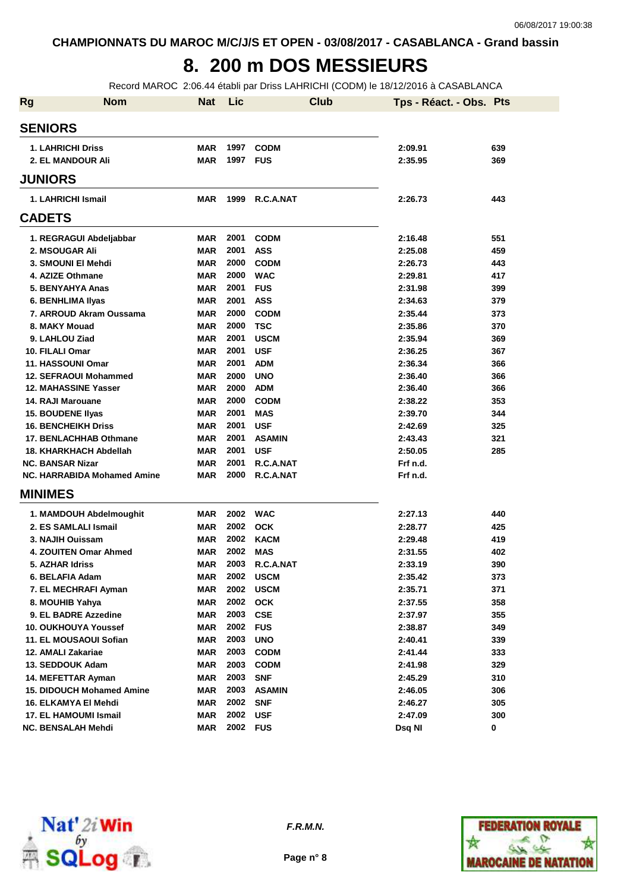CHAMPIONNATS DU MAROC M/C/J/S ET OPEN - 03/08/2017 - CASABLANCA - Grand bassin

# 8. 200 m DOS MESSIEURS

Record MAROC 2:06.44 établi par Driss LAHRICHI (CODM) le 18/12/2016 à CASABLANCA

| Rg | Nom | Nat | Lic | Club | Tps - Réact. - Obs. | Pts |
|---|---|---|---|---|---|---|
| **SENIORS** | | | | | | |
| 1. | LAHRICHI Driss | MAR | 1997 | CODM | 2:09.91 | 639 |
| 2. | EL MANDOUR Ali | MAR | 1997 | FUS | 2:35.95 | 369 |
| **JUNIORS** | | | | | | |
| 1. | LAHRICHI Ismail | MAR | 1999 | R.C.A.NAT | 2:26.73 | 443 |
| **CADETS** | | | | | | |
| 1. | REGRAGUI Abdeljabbar | MAR | 2001 | CODM | 2:16.48 | 551 |
| 2. | MSOUGAR Ali | MAR | 2001 | ASS | 2:25.08 | 459 |
| 3. | SMOUNI El Mehdi | MAR | 2000 | CODM | 2:26.73 | 443 |
| 4. | AZIZE Othmane | MAR | 2000 | WAC | 2:29.81 | 417 |
| 5. | BENYAHYA Anas | MAR | 2001 | FUS | 2:31.98 | 399 |
| 6. | BENHLIMA Ilyas | MAR | 2001 | ASS | 2:34.63 | 379 |
| 7. | ARROUD Akram Oussama | MAR | 2000 | CODM | 2:35.44 | 373 |
| 8. | MAKY Mouad | MAR | 2000 | TSC | 2:35.86 | 370 |
| 9. | LAHLOU Ziad | MAR | 2001 | USCM | 2:35.94 | 369 |
| 10. | FILALI Omar | MAR | 2001 | USF | 2:36.25 | 367 |
| 11. | HASSOUNI Omar | MAR | 2001 | ADM | 2:36.34 | 366 |
| 12. | SEFRAOUI Mohammed | MAR | 2000 | UNO | 2:36.40 | 366 |
| 12. | MAHASSINE Yasser | MAR | 2000 | ADM | 2:36.40 | 366 |
| 14. | RAJI Marouane | MAR | 2000 | CODM | 2:38.22 | 353 |
| 15. | BOUDENE Ilyas | MAR | 2001 | MAS | 2:39.70 | 344 |
| 16. | BENCHEIKH Driss | MAR | 2001 | USF | 2:42.69 | 325 |
| 17. | BENLACHHAB Othmane | MAR | 2001 | ASAMIN | 2:43.43 | 321 |
| 18. | KHARKHACH Abdellah | MAR | 2001 | USF | 2:50.05 | 285 |
| NC. | BANSAR Nizar | MAR | 2001 | R.C.A.NAT | Frf n.d. | |
| NC. | HARRABIDA Mohamed Amine | MAR | 2000 | R.C.A.NAT | Frf n.d. | |
| **MINIMES** | | | | | | |
| 1. | MAMDOUH Abdelmoughit | MAR | 2002 | WAC | 2:27.13 | 440 |
| 2. | ES SAMLALI Ismail | MAR | 2002 | OCK | 2:28.77 | 425 |
| 3. | NAJIH Ouissam | MAR | 2002 | KACM | 2:29.48 | 419 |
| 4. | ZOUITEN Omar Ahmed | MAR | 2002 | MAS | 2:31.55 | 402 |
| 5. | AZHAR Idriss | MAR | 2003 | R.C.A.NAT | 2:33.19 | 390 |
| 6. | BELAFIA Adam | MAR | 2002 | USCM | 2:35.42 | 373 |
| 7. | EL MECHRAFI Ayman | MAR | 2002 | USCM | 2:35.71 | 371 |
| 8. | MOUHIB Yahya | MAR | 2002 | OCK | 2:37.55 | 358 |
| 9. | EL BADRE Azzedine | MAR | 2003 | CSE | 2:37.97 | 355 |
| 10. | OUKHOUYA Youssef | MAR | 2002 | FUS | 2:38.87 | 349 |
| 11. | EL MOUSAOUI Sofian | MAR | 2003 | UNO | 2:40.41 | 339 |
| 12. | AMALI Zakariae | MAR | 2003 | CODM | 2:41.44 | 333 |
| 13. | SEDDOUK Adam | MAR | 2003 | CODM | 2:41.98 | 329 |
| 14. | MEFETTAR Ayman | MAR | 2003 | SNF | 2:45.29 | 310 |
| 15. | DIDOUCH Mohamed Amine | MAR | 2003 | ASAMIN | 2:46.05 | 306 |
| 16. | ELKAMYA El Mehdi | MAR | 2002 | SNF | 2:46.27 | 305 |
| 17. | EL HAMOUMI Ismail | MAR | 2002 | USF | 2:47.09 | 300 |
| NC. | BENSALAH Mehdi | MAR | 2002 | FUS | Dsq NI | 0 |

*F.R.M.N.*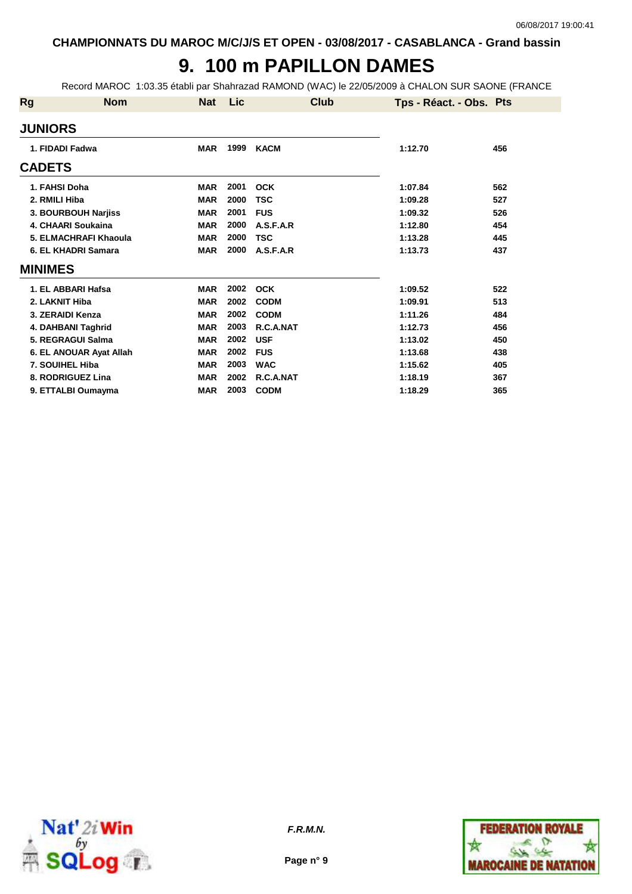CHAMPIONNATS DU MAROC M/C/J/S ET OPEN - 03/08/2017 - CASABLANCA - Grand bassin

# 9. 100 m PAPILLON DAMES

Record MAROC 1:03.35 établi par Shahrazad RAMOND (WAC) le 22/05/2009 à CHALON SUR SAONE (FRANCE

| Rg | Nom | Nat | Lic | Club | Tps - Réact. - Obs. | Pts |
|---|---|---|---|---|---|---|
| **JUNIORS** | | | | | | |
| 1. | FIDADI Fadwa | MAR | 1999 | KACM | 1:12.70 | 456 |
| **CADETS** | | | | | | |
| 1. | FAHSI Doha | MAR | 2001 | OCK | 1:07.84 | 562 |
| 2. | RMILI Hiba | MAR | 2000 | TSC | 1:09.28 | 527 |
| 3. | BOURBOUH Narjiss | MAR | 2001 | FUS | 1:09.32 | 526 |
| 4. | CHAARI Soukaina | MAR | 2000 | A.S.F.A.R | 1:12.80 | 454 |
| 5. | ELMACHRAFI Khaoula | MAR | 2000 | TSC | 1:13.28 | 445 |
| 6. | EL KHADRI Samara | MAR | 2000 | A.S.F.A.R | 1:13.73 | 437 |
| **MINIMES** | | | | | | |
| 1. | EL ABBARI Hafsa | MAR | 2002 | OCK | 1:09.52 | 522 |
| 2. | LAKNIT Hiba | MAR | 2002 | CODM | 1:09.91 | 513 |
| 3. | ZERAIDI Kenza | MAR | 2002 | CODM | 1:11.26 | 484 |
| 4. | DAHBANI Taghrid | MAR | 2003 | R.C.A.NAT | 1:12.73 | 456 |
| 5. | REGRAGUI Salma | MAR | 2002 | USF | 1:13.02 | 450 |
| 6. | EL ANOUAR Ayat Allah | MAR | 2002 | FUS | 1:13.68 | 438 |
| 7. | SOUIHEL Hiba | MAR | 2003 | WAC | 1:15.62 | 405 |
| 8. | RODRIGUEZ Lina | MAR | 2002 | R.C.A.NAT | 1:18.19 | 367 |
| 9. | ETTALBI Oumayma | MAR | 2003 | CODM | 1:18.29 | 365 |

*F.R.M.N.*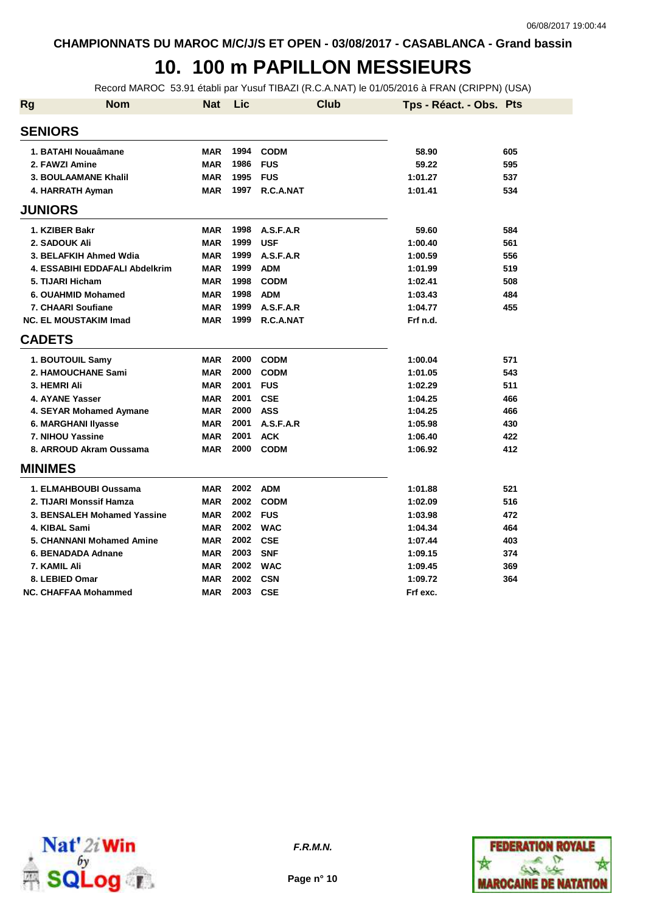CHAMPIONNATS DU MAROC M/C/J/S ET OPEN - 03/08/2017 - CASABLANCA - Grand bassin

# 10. 100 m PAPILLON MESSIEURS

Record MAROC 53.91 établi par Yusuf TIBAZI (R.C.A.NAT) le 01/05/2016 à FRAN (CRIPPN) (USA)

| Rg | Nom | Nat | Lic | Club | Tps - Réact. - Obs. | Pts |
|---|---|---|---|---|---|---|
| **SENIORS** | | | | | | |
| 1. | BATAHI Nouaâmane | MAR | 1994 | CODM | 58.90 | 605 |
| 2. | FAWZI Amine | MAR | 1986 | FUS | 59.22 | 595 |
| 3. | BOULAAMANE Khalil | MAR | 1995 | FUS | 1:01.27 | 537 |
| 4. | HARRATH Ayman | MAR | 1997 | R.C.A.NAT | 1:01.41 | 534 |
| **JUNIORS** | | | | | | |
| 1. | KZIBER Bakr | MAR | 1998 | A.S.F.A.R | 59.60 | 584 |
| 2. | SADOUK Ali | MAR | 1999 | USF | 1:00.40 | 561 |
| 3. | BELAFKIH Ahmed Wdia | MAR | 1999 | A.S.F.A.R | 1:00.59 | 556 |
| 4. | ESSABIHI EDDAFALI Abdelkrim | MAR | 1999 | ADM | 1:01.99 | 519 |
| 5. | TIJARI Hicham | MAR | 1998 | CODM | 1:02.41 | 508 |
| 6. | OUAHMID Mohamed | MAR | 1998 | ADM | 1:03.43 | 484 |
| 7. | CHAARI Soufiane | MAR | 1999 | A.S.F.A.R | 1:04.77 | 455 |
| NC. | EL MOUSTAKIM Imad | MAR | 1999 | R.C.A.NAT | Frf n.d. | |
| **CADETS** | | | | | | |
| 1. | BOUTOUIL Samy | MAR | 2000 | CODM | 1:00.04 | 571 |
| 2. | HAMOUCHANE Sami | MAR | 2000 | CODM | 1:01.05 | 543 |
| 3. | HEMRI Ali | MAR | 2001 | FUS | 1:02.29 | 511 |
| 4. | AYANE Yasser | MAR | 2001 | CSE | 1:04.25 | 466 |
| 4. | SEYAR Mohamed Aymane | MAR | 2000 | ASS | 1:04.25 | 466 |
| 6. | MARGHANI Ilyasse | MAR | 2001 | A.S.F.A.R | 1:05.98 | 430 |
| 7. | NIHOU Yassine | MAR | 2001 | ACK | 1:06.40 | 422 |
| 8. | ARROUD Akram Oussama | MAR | 2000 | CODM | 1:06.92 | 412 |
| **MINIMES** | | | | | | |
| 1. | ELMAHBOUBI Oussama | MAR | 2002 | ADM | 1:01.88 | 521 |
| 2. | TIJARI Monssif Hamza | MAR | 2002 | CODM | 1:02.09 | 516 |
| 3. | BENSALEH Mohamed Yassine | MAR | 2002 | FUS | 1:03.98 | 472 |
| 4. | KIBAL Sami | MAR | 2002 | WAC | 1:04.34 | 464 |
| 5. | CHANNANI Mohamed Amine | MAR | 2002 | CSE | 1:07.44 | 403 |
| 6. | BENADADA Adnane | MAR | 2003 | SNF | 1:09.15 | 374 |
| 7. | KAMIL Ali | MAR | 2002 | WAC | 1:09.45 | 369 |
| 8. | LEBIED Omar | MAR | 2002 | CSN | 1:09.72 | 364 |
| NC. | CHAFFAA Mohammed | MAR | 2003 | CSE | Frf exc. | |

*F.R.M.N.*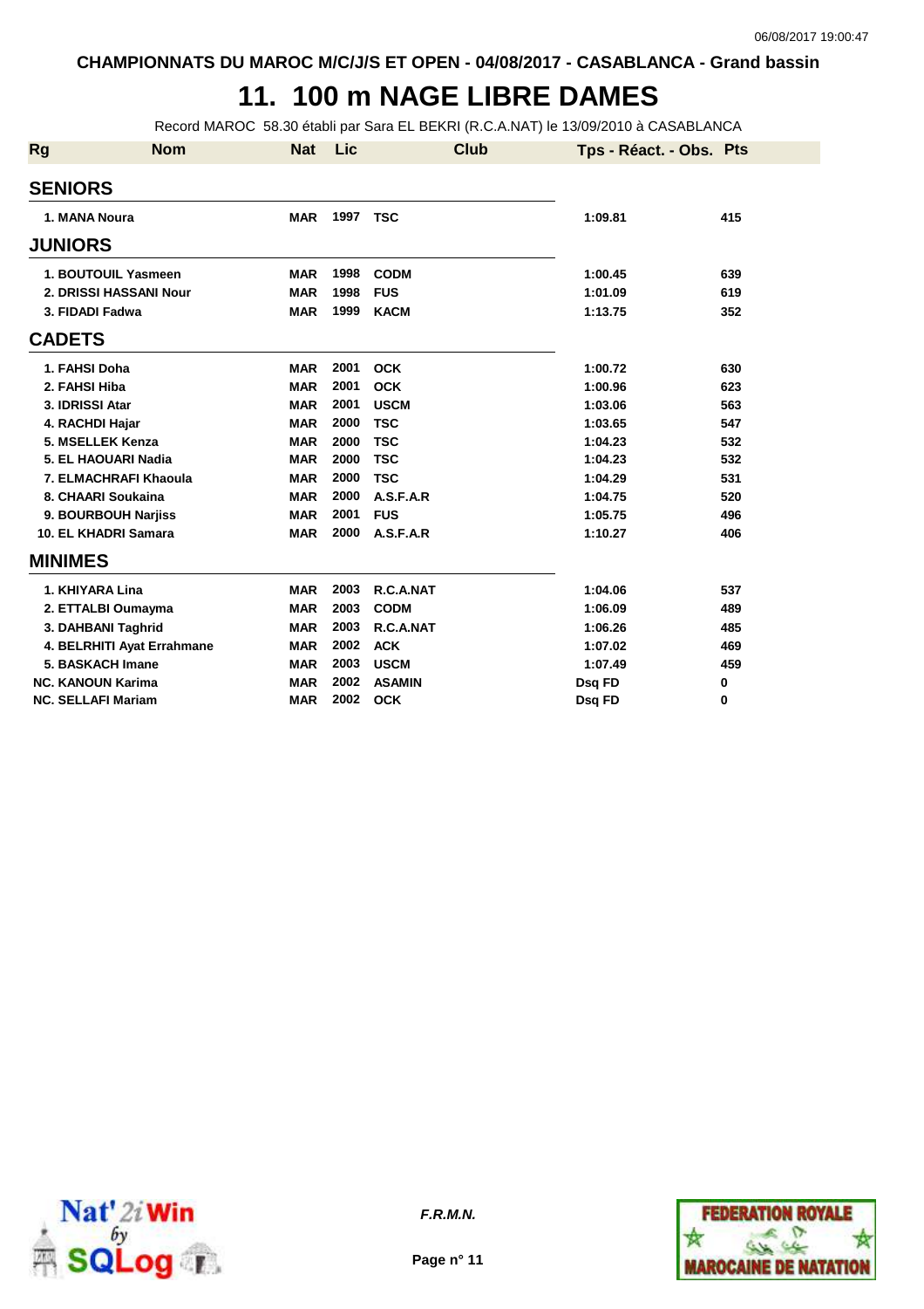CHAMPIONNATS DU MAROC M/C/J/S ET OPEN - 04/08/2017 - CASABLANCA - Grand bassin

# 11. 100 m NAGE LIBRE DAMES

Record MAROC 58.30 établi par Sara EL BEKRI (R.C.A.NAT) le 13/09/2010 à CASABLANCA

| Rg | Nom | Nat | Lic | Club | Tps - Réact. - Obs. | Pts |
|---|---|---|---|---|---|---|
| **SENIORS** | | | | | | |
| 1. | MANA Noura | MAR | 1997 | TSC | 1:09.81 | 415 |
| **JUNIORS** | | | | | | |
| 1. | BOUTOUIL Yasmeen | MAR | 1998 | CODM | 1:00.45 | 639 |
| 2. | DRISSI HASSANI Nour | MAR | 1998 | FUS | 1:01.09 | 619 |
| 3. | FIDADI Fadwa | MAR | 1999 | KACM | 1:13.75 | 352 |
| **CADETS** | | | | | | |
| 1. | FAHSI Doha | MAR | 2001 | OCK | 1:00.72 | 630 |
| 2. | FAHSI Hiba | MAR | 2001 | OCK | 1:00.96 | 623 |
| 3. | IDRISSI Atar | MAR | 2001 | USCM | 1:03.06 | 563 |
| 4. | RACHDI Hajar | MAR | 2000 | TSC | 1:03.65 | 547 |
| 5. | MSELLEK Kenza | MAR | 2000 | TSC | 1:04.23 | 532 |
| 5. | EL HAOUARI Nadia | MAR | 2000 | TSC | 1:04.23 | 532 |
| 7. | ELMACHRAFI Khaoula | MAR | 2000 | TSC | 1:04.29 | 531 |
| 8. | CHAARI Soukaina | MAR | 2000 | A.S.F.A.R | 1:04.75 | 520 |
| 9. | BOURBOUH Narjiss | MAR | 2001 | FUS | 1:05.75 | 496 |
| 10. | EL KHADRI Samara | MAR | 2000 | A.S.F.A.R | 1:10.27 | 406 |
| **MINIMES** | | | | | | |
| 1. | KHIYARA Lina | MAR | 2003 | R.C.A.NAT | 1:04.06 | 537 |
| 2. | ETTALBI Oumayma | MAR | 2003 | CODM | 1:06.09 | 489 |
| 3. | DAHBANI Taghrid | MAR | 2003 | R.C.A.NAT | 1:06.26 | 485 |
| 4. | BELRHITI Ayat Errahmane | MAR | 2002 | ACK | 1:07.02 | 469 |
| 5. | BASKACH Imane | MAR | 2003 | USCM | 1:07.49 | 459 |
| NC. | KANOUN Karima | MAR | 2002 | ASAMIN | Dsq FD | 0 |
| NC. | SELLAFI Mariam | MAR | 2002 | OCK | Dsq FD | 0 |

*F.R.M.N.*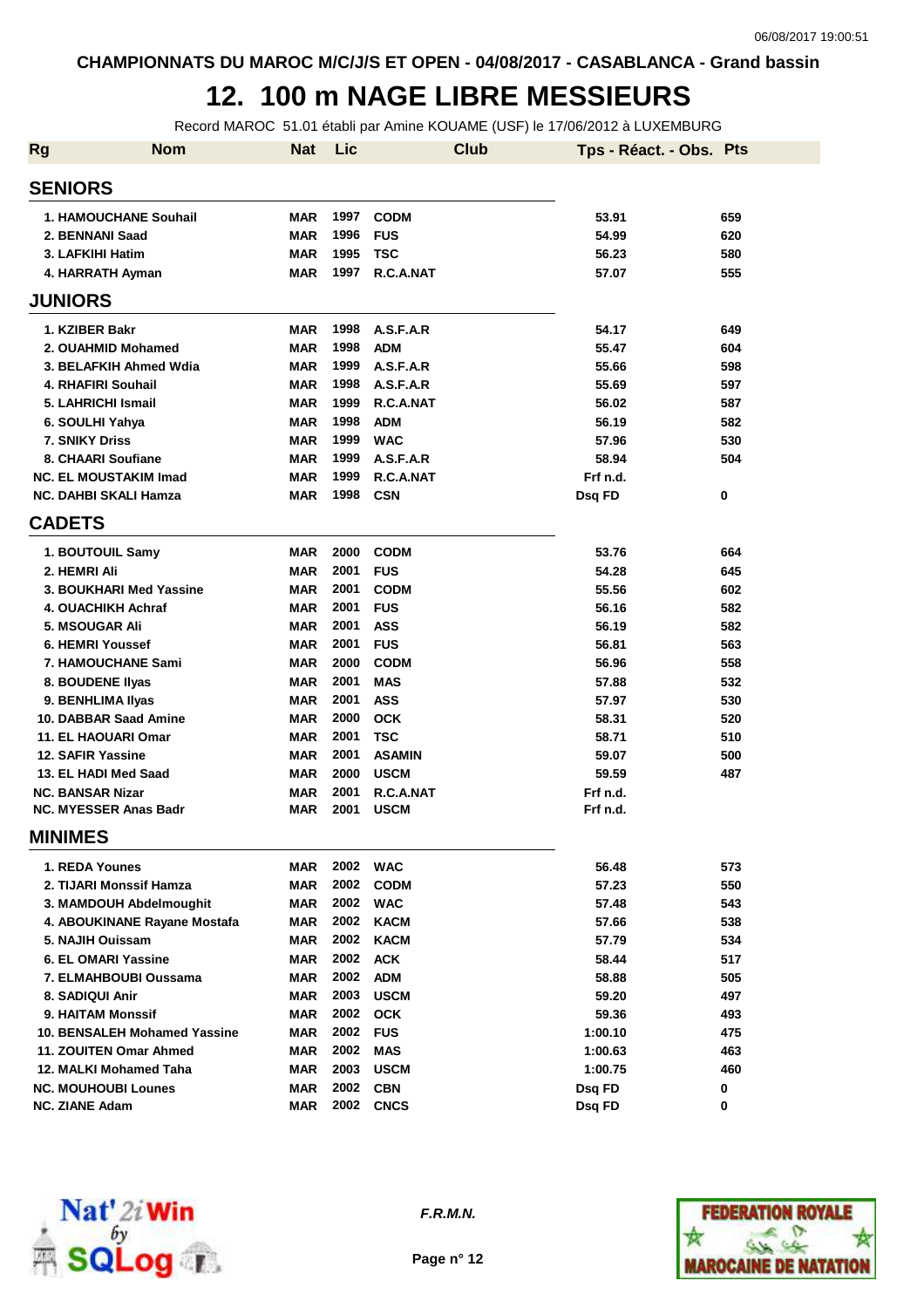CHAMPIONNATS DU MAROC M/C/J/S ET OPEN - 04/08/2017 - CASABLANCA - Grand bassin

# 12. 100 m NAGE LIBRE MESSIEURS

Record MAROC 51.01 établi par Amine KOUAME (USF) le 17/06/2012 à LUXEMBURG

| Rg | Nom | Nat | Lic | Club | Tps - Réact. - Obs. | Pts |
|---|---|---|---|---|---|---|
| **SENIORS** | | | | | | |
| 1. | HAMOUCHANE Souhail | MAR | 1997 | CODM | 53.91 | 659 |
| 2. | BENNANI Saad | MAR | 1996 | FUS | 54.99 | 620 |
| 3. | LAFKIHI Hatim | MAR | 1995 | TSC | 56.23 | 580 |
| 4. | HARRATH Ayman | MAR | 1997 | R.C.A.NAT | 57.07 | 555 |
| **JUNIORS** | | | | | | |
| 1. | KZIBER Bakr | MAR | 1998 | A.S.F.A.R | 54.17 | 649 |
| 2. | OUAHMID Mohamed | MAR | 1998 | ADM | 55.47 | 604 |
| 3. | BELAFKIH Ahmed Wdia | MAR | 1999 | A.S.F.A.R | 55.66 | 598 |
| 4. | RHAFIRI Souhail | MAR | 1998 | A.S.F.A.R | 55.69 | 597 |
| 5. | LAHRICHI Ismail | MAR | 1999 | R.C.A.NAT | 56.02 | 587 |
| 6. | SOULHI Yahya | MAR | 1998 | ADM | 56.19 | 582 |
| 7. | SNIKY Driss | MAR | 1999 | WAC | 57.96 | 530 |
| 8. | CHAARI Soufiane | MAR | 1999 | A.S.F.A.R | 58.94 | 504 |
| NC. | EL MOUSTAKIM Imad | MAR | 1999 | R.C.A.NAT | Frf n.d. | |
| NC. | DAHBI SKALI Hamza | MAR | 1998 | CSN | Dsq FD | 0 |
| **CADETS** | | | | | | |
| 1. | BOUTOUIL Samy | MAR | 2000 | CODM | 53.76 | 664 |
| 2. | HEMRI Ali | MAR | 2001 | FUS | 54.28 | 645 |
| 3. | BOUKHARI Med Yassine | MAR | 2001 | CODM | 55.56 | 602 |
| 4. | OUACHIKH Achraf | MAR | 2001 | FUS | 56.16 | 582 |
| 5. | MSOUGAR Ali | MAR | 2001 | ASS | 56.19 | 582 |
| 6. | HEMRI Youssef | MAR | 2001 | FUS | 56.81 | 563 |
| 7. | HAMOUCHANE Sami | MAR | 2000 | CODM | 56.96 | 558 |
| 8. | BOUDENE Ilyas | MAR | 2001 | MAS | 57.88 | 532 |
| 9. | BENHLIMA Ilyas | MAR | 2001 | ASS | 57.97 | 530 |
| 10. | DABBAR Saad Amine | MAR | 2000 | OCK | 58.31 | 520 |
| 11. | EL HAOUARI Omar | MAR | 2001 | TSC | 58.71 | 510 |
| 12. | SAFIR Yassine | MAR | 2001 | ASAMIN | 59.07 | 500 |
| 13. | EL HADI Med Saad | MAR | 2000 | USCM | 59.59 | 487 |
| NC. | BANSAR Nizar | MAR | 2001 | R.C.A.NAT | Frf n.d. | |
| NC. | MYESSER Anas Badr | MAR | 2001 | USCM | Frf n.d. | |
| **MINIMES** | | | | | | |
| 1. | REDA Younes | MAR | 2002 | WAC | 56.48 | 573 |
| 2. | TIJARI Monssif Hamza | MAR | 2002 | CODM | 57.23 | 550 |
| 3. | MAMDOUH Abdelmoughit | MAR | 2002 | WAC | 57.48 | 543 |
| 4. | ABOUKINANE Rayane Mostafa | MAR | 2002 | KACM | 57.66 | 538 |
| 5. | NAJIH Ouissam | MAR | 2002 | KACM | 57.79 | 534 |
| 6. | EL OMARI Yassine | MAR | 2002 | ACK | 58.44 | 517 |
| 7. | ELMAHBOUBI Oussama | MAR | 2002 | ADM | 58.88 | 505 |
| 8. | SADIQUI Anir | MAR | 2003 | USCM | 59.20 | 497 |
| 9. | HAITAM Monssif | MAR | 2002 | OCK | 59.36 | 493 |
| 10. | BENSALEH Mohamed Yassine | MAR | 2002 | FUS | 1:00.10 | 475 |
| 11. | ZOUITEN Omar Ahmed | MAR | 2002 | MAS | 1:00.63 | 463 |
| 12. | MALKI Mohamed Taha | MAR | 2003 | USCM | 1:00.75 | 460 |
| NC. | MOUHOUBI Lounes | MAR | 2002 | CBN | Dsq FD | 0 |
| NC. | ZIANE Adam | MAR | 2002 | CNCS | Dsq FD | 0 |

*F.R.M.N.*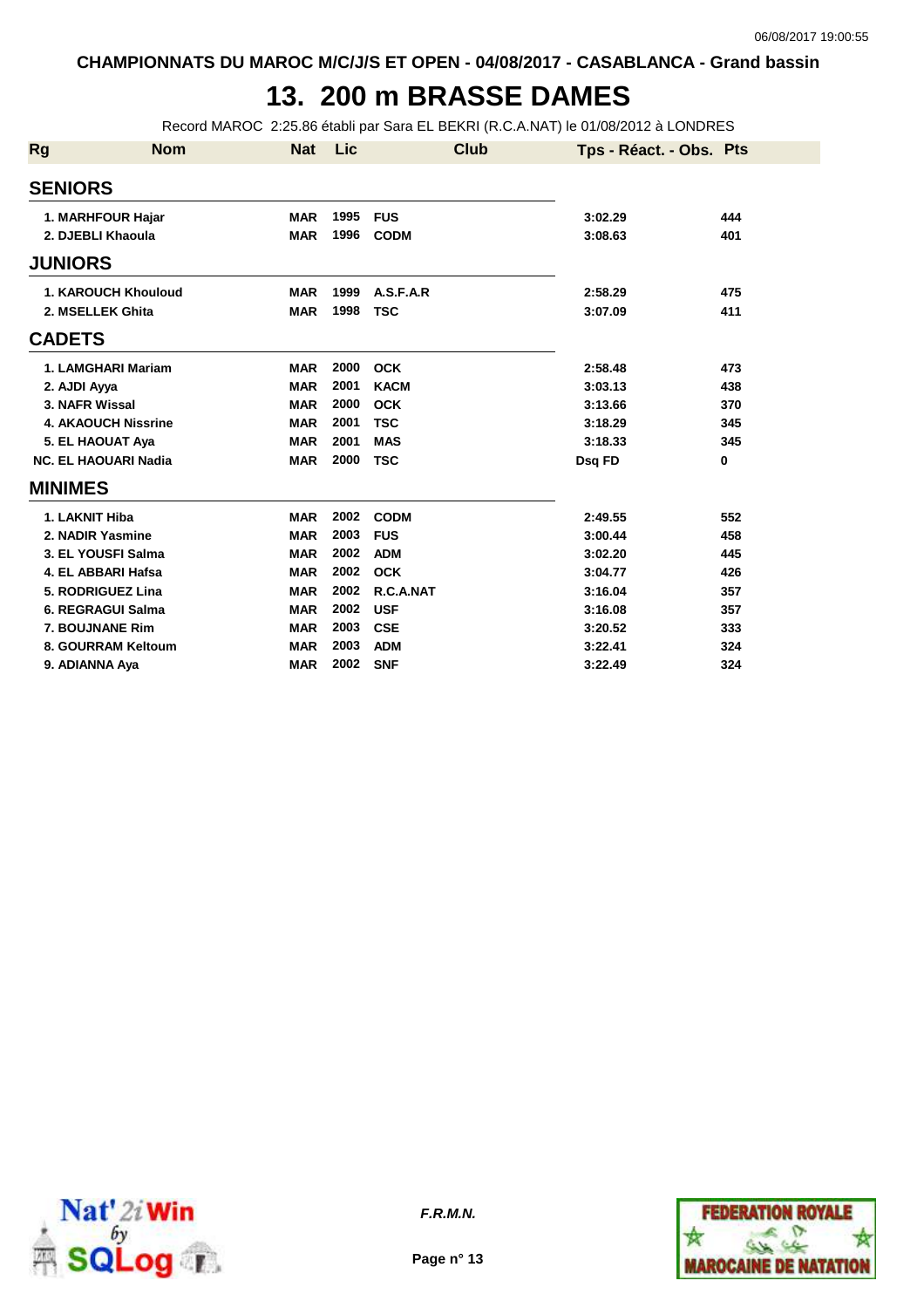CHAMPIONNATS DU MAROC M/C/J/S ET OPEN - 04/08/2017 - CASABLANCA - Grand bassin

# 13. 200 m BRASSE DAMES

Record MAROC 2:25.86 établi par Sara EL BEKRI (R.C.A.NAT) le 01/08/2012 à LONDRES

| Rg | Nom | Nat | Lic | Club | Tps - Réact. - Obs. | Pts |
|---|---|---|---|---|---|---|
| **SENIORS** | | | | | | |
| 1. | MARHFOUR Hajar | MAR | 1995 | FUS | 3:02.29 | 444 |
| 2. | DJEBLI Khaoula | MAR | 1996 | CODM | 3:08.63 | 401 |
| **JUNIORS** | | | | | | |
| 1. | KAROUCH Khouloud | MAR | 1999 | A.S.F.A.R | 2:58.29 | 475 |
| 2. | MSELLEK Ghita | MAR | 1998 | TSC | 3:07.09 | 411 |
| **CADETS** | | | | | | |
| 1. | LAMGHARI Mariam | MAR | 2000 | OCK | 2:58.48 | 473 |
| 2. | AJDI Ayya | MAR | 2001 | KACM | 3:03.13 | 438 |
| 3. | NAFR Wissal | MAR | 2000 | OCK | 3:13.66 | 370 |
| 4. | AKAOUCH Nissrine | MAR | 2001 | TSC | 3:18.29 | 345 |
| 5. | EL HAOUAT Aya | MAR | 2001 | MAS | 3:18.33 | 345 |
| NC. | EL HAOUARI Nadia | MAR | 2000 | TSC | Dsq FD | 0 |
| **MINIMES** | | | | | | |
| 1. | LAKNIT Hiba | MAR | 2002 | CODM | 2:49.55 | 552 |
| 2. | NADIR Yasmine | MAR | 2003 | FUS | 3:00.44 | 458 |
| 3. | EL YOUSFI Salma | MAR | 2002 | ADM | 3:02.20 | 445 |
| 4. | EL ABBARI Hafsa | MAR | 2002 | OCK | 3:04.77 | 426 |
| 5. | RODRIGUEZ Lina | MAR | 2002 | R.C.A.NAT | 3:16.04 | 357 |
| 6. | REGRAGUI Salma | MAR | 2002 | USF | 3:16.08 | 357 |
| 7. | BOUJNANE Rim | MAR | 2003 | CSE | 3:20.52 | 333 |
| 8. | GOURRAM Keltoum | MAR | 2003 | ADM | 3:22.41 | 324 |
| 9. | ADIANNA Aya | MAR | 2002 | SNF | 3:22.49 | 324 |

*F.R.M.N.*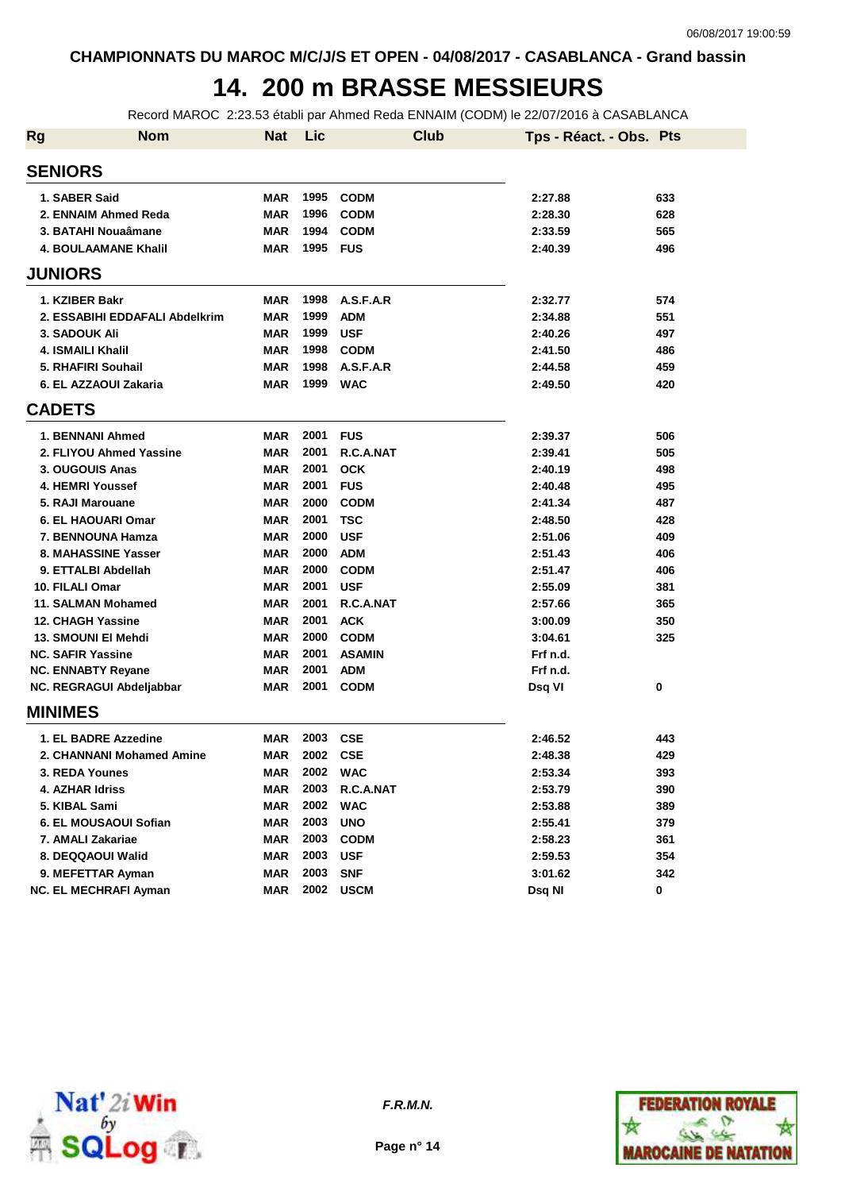CHAMPIONNATS DU MAROC M/C/J/S ET OPEN - 04/08/2017 - CASABLANCA - Grand bassin

# 14. 200 m BRASSE MESSIEURS

Record MAROC 2:23.53 établi par Ahmed Reda ENNAIM (CODM) le 22/07/2016 à CASABLANCA

| Rg | Nom | Nat | Lic | Club | Tps - Réact. - Obs. | Pts |
|---|---|---|---|---|---|---|
| **SENIORS** | | | | | | |
| 1. | SABER Said | MAR | 1995 | CODM | 2:27.88 | 633 |
| 2. | ENNAIM Ahmed Reda | MAR | 1996 | CODM | 2:28.30 | 628 |
| 3. | BATAHI Nouaâmane | MAR | 1994 | CODM | 2:33.59 | 565 |
| 4. | BOULAAMANE Khalil | MAR | 1995 | FUS | 2:40.39 | 496 |
| **JUNIORS** | | | | | | |
| 1. | KZIBER Bakr | MAR | 1998 | A.S.F.A.R | 2:32.77 | 574 |
| 2. | ESSABIHI EDDAFALI Abdelkrim | MAR | 1999 | ADM | 2:34.88 | 551 |
| 3. | SADOUK Ali | MAR | 1999 | USF | 2:40.26 | 497 |
| 4. | ISMAILI Khalil | MAR | 1998 | CODM | 2:41.50 | 486 |
| 5. | RHAFIRI Souhail | MAR | 1998 | A.S.F.A.R | 2:44.58 | 459 |
| 6. | EL AZZAOUI Zakaria | MAR | 1999 | WAC | 2:49.50 | 420 |
| **CADETS** | | | | | | |
| 1. | BENNANI Ahmed | MAR | 2001 | FUS | 2:39.37 | 506 |
| 2. | FLIYOU Ahmed Yassine | MAR | 2001 | R.C.A.NAT | 2:39.41 | 505 |
| 3. | OUGOUIS Anas | MAR | 2001 | OCK | 2:40.19 | 498 |
| 4. | HEMRI Youssef | MAR | 2001 | FUS | 2:40.48 | 495 |
| 5. | RAJI Marouane | MAR | 2000 | CODM | 2:41.34 | 487 |
| 6. | EL HAOUARI Omar | MAR | 2001 | TSC | 2:48.50 | 428 |
| 7. | BENNOUNA Hamza | MAR | 2000 | USF | 2:51.06 | 409 |
| 8. | MAHASSINE Yasser | MAR | 2000 | ADM | 2:51.43 | 406 |
| 9. | ETTALBI Abdellah | MAR | 2000 | CODM | 2:51.47 | 406 |
| 10. | FILALI Omar | MAR | 2001 | USF | 2:55.09 | 381 |
| 11. | SALMAN Mohamed | MAR | 2001 | R.C.A.NAT | 2:57.66 | 365 |
| 12. | CHAGH Yassine | MAR | 2001 | ACK | 3:00.09 | 350 |
| 13. | SMOUNI El Mehdi | MAR | 2000 | CODM | 3:04.61 | 325 |
| NC. | SAFIR Yassine | MAR | 2001 | ASAMIN | Frf n.d. | |
| NC. | ENNABTY Reyane | MAR | 2001 | ADM | Frf n.d. | |
| NC. | REGRAGUI Abdeljabbar | MAR | 2001 | CODM | Dsq VI | 0 |
| **MINIMES** | | | | | | |
| 1. | EL BADRE Azzedine | MAR | 2003 | CSE | 2:46.52 | 443 |
| 2. | CHANNANI Mohamed Amine | MAR | 2002 | CSE | 2:48.38 | 429 |
| 3. | REDA Younes | MAR | 2002 | WAC | 2:53.34 | 393 |
| 4. | AZHAR Idriss | MAR | 2003 | R.C.A.NAT | 2:53.79 | 390 |
| 5. | KIBAL Sami | MAR | 2002 | WAC | 2:53.88 | 389 |
| 6. | EL MOUSAOUI Sofian | MAR | 2003 | UNO | 2:55.41 | 379 |
| 7. | AMALI Zakariae | MAR | 2003 | CODM | 2:58.23 | 361 |
| 8. | DEQQAOUI Walid | MAR | 2003 | USF | 2:59.53 | 354 |
| 9. | MEFETTAR Ayman | MAR | 2003 | SNF | 3:01.62 | 342 |
| NC. | EL MECHRAFI Ayman | MAR | 2002 | USCM | Dsq NI | 0 |

*F.R.M.N.*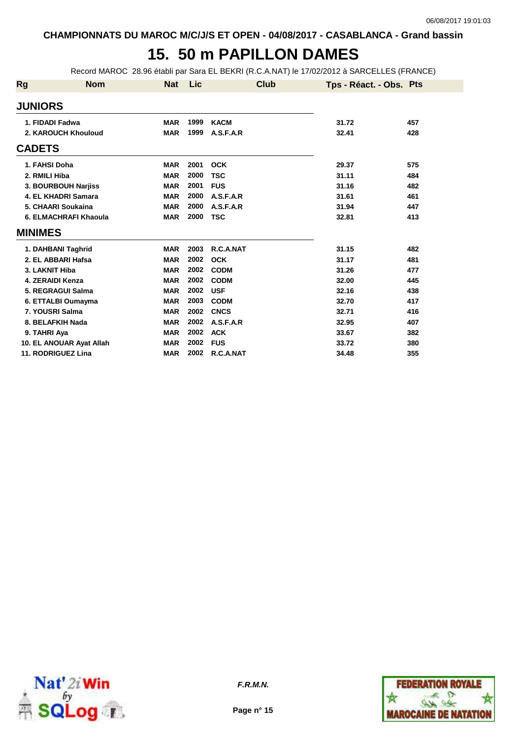CHAMPIONNATS DU MAROC M/C/J/S ET OPEN - 04/08/2017 - CASABLANCA - Grand bassin

# 15. 50 m PAPILLON DAMES

Record MAROC 28.96 établi par Sara EL BEKRI (R.C.A.NAT) le 17/02/2012 à SARCELLES (FRANCE)

| Rg | Nom | Nat | Lic | Club | Tps - Réact. - Obs. | Pts |
|---|---|---|---|---|---|---|
| **JUNIORS** | | | | | | |
| 1. | FIDADI Fadwa | MAR | 1999 | KACM | 31.72 | 457 |
| 2. | KAROUCH Khouloud | MAR | 1999 | A.S.F.A.R | 32.41 | 428 |
| **CADETS** | | | | | | |
| 1. | FAHSI Doha | MAR | 2001 | OCK | 29.37 | 575 |
| 2. | RMILI Hiba | MAR | 2000 | TSC | 31.11 | 484 |
| 3. | BOURBOUH Narjiss | MAR | 2001 | FUS | 31.16 | 482 |
| 4. | EL KHADRI Samara | MAR | 2000 | A.S.F.A.R | 31.61 | 461 |
| 5. | CHAARI Soukaina | MAR | 2000 | A.S.F.A.R | 31.94 | 447 |
| 6. | ELMACHRAFI Khaoula | MAR | 2000 | TSC | 32.81 | 413 |
| **MINIMES** | | | | | | |
| 1. | DAHBANI Taghrid | MAR | 2003 | R.C.A.NAT | 31.15 | 482 |
| 2. | EL ABBARI Hafsa | MAR | 2002 | OCK | 31.17 | 481 |
| 3. | LAKNIT Hiba | MAR | 2002 | CODM | 31.26 | 477 |
| 4. | ZERAIDI Kenza | MAR | 2002 | CODM | 32.00 | 445 |
| 5. | REGRAGUI Salma | MAR | 2002 | USF | 32.16 | 438 |
| 6. | ETTALBI Oumayma | MAR | 2003 | CODM | 32.70 | 417 |
| 7. | YOUSRI Salma | MAR | 2002 | CNCS | 32.71 | 416 |
| 8. | BELAFKIH Nada | MAR | 2002 | A.S.F.A.R | 32.95 | 407 |
| 9. | TAHRI Aya | MAR | 2002 | ACK | 33.67 | 382 |
| 10. | EL ANOUAR Ayat Allah | MAR | 2002 | FUS | 33.72 | 380 |
| 11. | RODRIGUEZ Lina | MAR | 2002 | R.C.A.NAT | 34.48 | 355 |

*F.R.M.N.*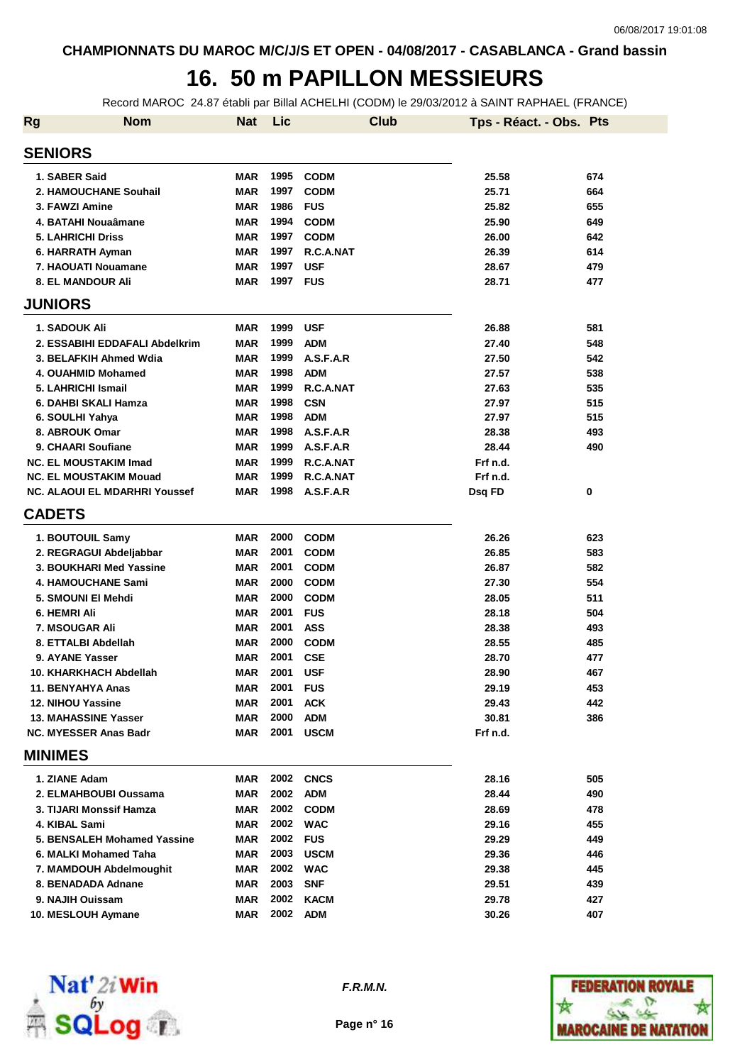CHAMPIONNATS DU MAROC M/C/J/S ET OPEN - 04/08/2017 - CASABLANCA - Grand bassin

# 16. 50 m PAPILLON MESSIEURS

Record MAROC 24.87 établi par Billal ACHELHI (CODM) le 29/03/2012 à SAINT RAPHAEL (FRANCE)

| Rg | Nom | Nat | Lic | Club | Tps - Réact. - Obs. | Pts |
|---|---|---|---|---|---|---|
| **SENIORS** | | | | | | |
| 1. | SABER Said | MAR | 1995 | CODM | 25.58 | 674 |
| 2. | HAMOUCHANE Souhail | MAR | 1997 | CODM | 25.71 | 664 |
| 3. | FAWZI Amine | MAR | 1986 | FUS | 25.82 | 655 |
| 4. | BATAHI Nouaâmane | MAR | 1994 | CODM | 25.90 | 649 |
| 5. | LAHRICHI Driss | MAR | 1997 | CODM | 26.00 | 642 |
| 6. | HARRATH Ayman | MAR | 1997 | R.C.A.NAT | 26.39 | 614 |
| 7. | HAOUATI Nouamane | MAR | 1997 | USF | 28.67 | 479 |
| 8. | EL MANDOUR Ali | MAR | 1997 | FUS | 28.71 | 477 |
| **JUNIORS** | | | | | | |
| 1. | SADOUK Ali | MAR | 1999 | USF | 26.88 | 581 |
| 2. | ESSABIHI EDDAFALI Abdelkrim | MAR | 1999 | ADM | 27.40 | 548 |
| 3. | BELAFKIH Ahmed Wdia | MAR | 1999 | A.S.F.A.R | 27.50 | 542 |
| 4. | OUAHMID Mohamed | MAR | 1998 | ADM | 27.57 | 538 |
| 5. | LAHRICHI Ismail | MAR | 1999 | R.C.A.NAT | 27.63 | 535 |
| 6. | DAHBI SKALI Hamza | MAR | 1998 | CSN | 27.97 | 515 |
| 6. | SOULHI Yahya | MAR | 1998 | ADM | 27.97 | 515 |
| 8. | ABROUK Omar | MAR | 1998 | A.S.F.A.R | 28.38 | 493 |
| 9. | CHAARI Soufiane | MAR | 1999 | A.S.F.A.R | 28.44 | 490 |
| NC. | EL MOUSTAKIM Imad | MAR | 1999 | R.C.A.NAT | Frf n.d. | |
| NC. | EL MOUSTAKIM Mouad | MAR | 1999 | R.C.A.NAT | Frf n.d. | |
| NC. | ALAOUI EL MDARHRI Youssef | MAR | 1998 | A.S.F.A.R | Dsq FD | 0 |
| **CADETS** | | | | | | |
| 1. | BOUTOUIL Samy | MAR | 2000 | CODM | 26.26 | 623 |
| 2. | REGRAGUI Abdeljabbar | MAR | 2001 | CODM | 26.85 | 583 |
| 3. | BOUKHARI Med Yassine | MAR | 2001 | CODM | 26.87 | 582 |
| 4. | HAMOUCHANE Sami | MAR | 2000 | CODM | 27.30 | 554 |
| 5. | SMOUNI El Mehdi | MAR | 2000 | CODM | 28.05 | 511 |
| 6. | HEMRI Ali | MAR | 2001 | FUS | 28.18 | 504 |
| 7. | MSOUGAR Ali | MAR | 2001 | ASS | 28.38 | 493 |
| 8. | ETTALBI Abdellah | MAR | 2000 | CODM | 28.55 | 485 |
| 9. | AYANE Yasser | MAR | 2001 | CSE | 28.70 | 477 |
| 10. | KHARKHACH Abdellah | MAR | 2001 | USF | 28.90 | 467 |
| 11. | BENYAHYA Anas | MAR | 2001 | FUS | 29.19 | 453 |
| 12. | NIHOU Yassine | MAR | 2001 | ACK | 29.43 | 442 |
| 13. | MAHASSINE Yasser | MAR | 2000 | ADM | 30.81 | 386 |
| NC. | MYESSER Anas Badr | MAR | 2001 | USCM | Frf n.d. | |
| **MINIMES** | | | | | | |
| 1. | ZIANE Adam | MAR | 2002 | CNCS | 28.16 | 505 |
| 2. | ELMAHBOUBI Oussama | MAR | 2002 | ADM | 28.44 | 490 |
| 3. | TIJARI Monssif Hamza | MAR | 2002 | CODM | 28.69 | 478 |
| 4. | KIBAL Sami | MAR | 2002 | WAC | 29.16 | 455 |
| 5. | BENSALEH Mohamed Yassine | MAR | 2002 | FUS | 29.29 | 449 |
| 6. | MALKI Mohamed Taha | MAR | 2003 | USCM | 29.36 | 446 |
| 7. | MAMDOUH Abdelmoughit | MAR | 2002 | WAC | 29.38 | 445 |
| 8. | BENADADA Adnane | MAR | 2003 | SNF | 29.51 | 439 |
| 9. | NAJIH Ouissam | MAR | 2002 | KACM | 29.78 | 427 |
| 10. | MESLOUH Aymane | MAR | 2002 | ADM | 30.26 | 407 |

*F.R.M.N.*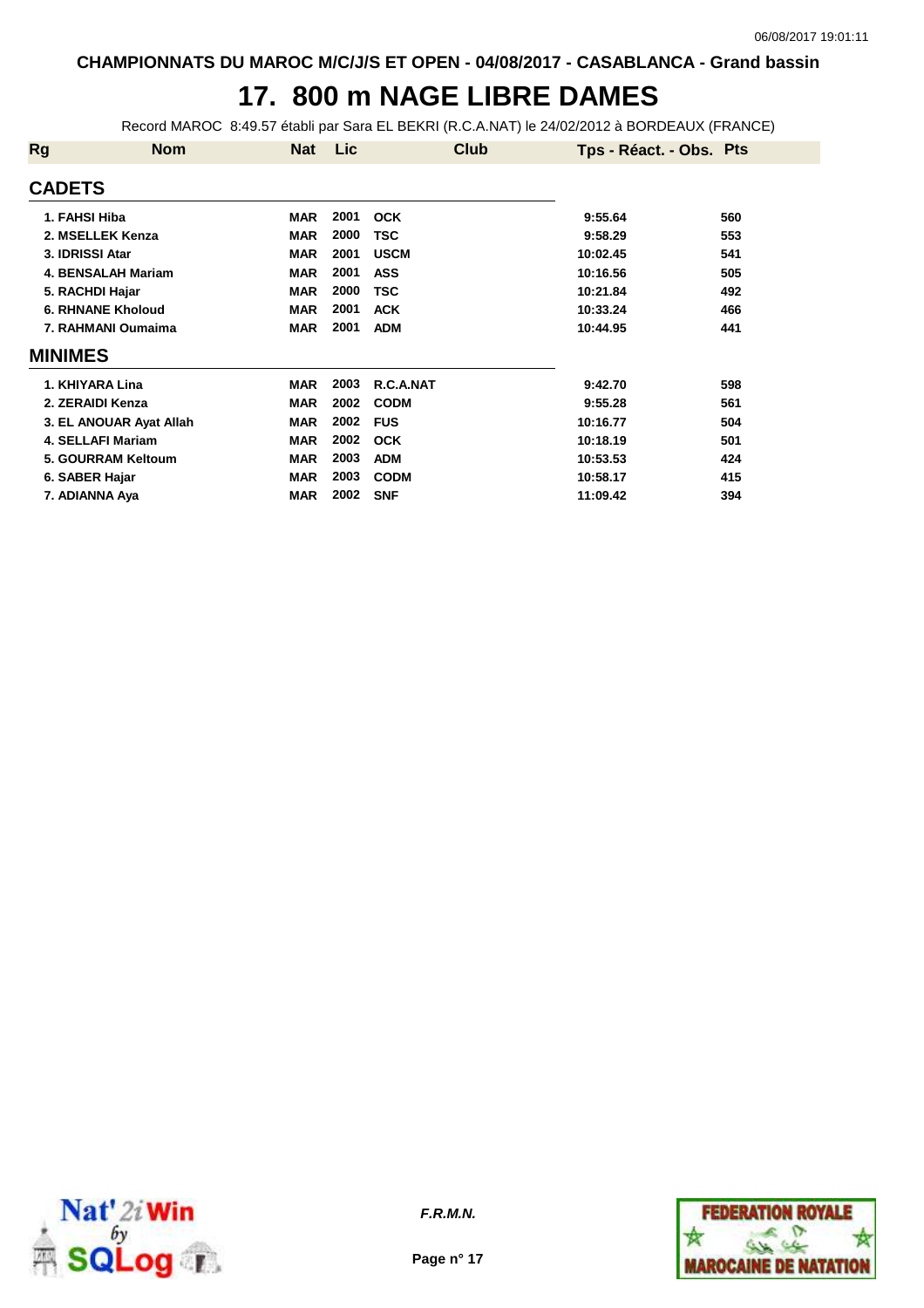CHAMPIONNATS DU MAROC M/C/J/S ET OPEN - 04/08/2017 - CASABLANCA - Grand bassin

# 17. 800 m NAGE LIBRE DAMES

Record MAROC 8:49.57 établi par Sara EL BEKRI (R.C.A.NAT) le 24/02/2012 à BORDEAUX (FRANCE)

| Rg | Nom | Nat | Lic | Club | Tps - Réact. - Obs. | Pts |
|---|---|---|---|---|---|---|
| **CADETS** | | | | | | |
| 1. | FAHSI Hiba | MAR | 2001 | OCK | 9:55.64 | 560 |
| 2. | MSELLEK Kenza | MAR | 2000 | TSC | 9:58.29 | 553 |
| 3. | IDRISSI Atar | MAR | 2001 | USCM | 10:02.45 | 541 |
| 4. | BENSALAH Mariam | MAR | 2001 | ASS | 10:16.56 | 505 |
| 5. | RACHDI Hajar | MAR | 2000 | TSC | 10:21.84 | 492 |
| 6. | RHNANE Kholoud | MAR | 2001 | ACK | 10:33.24 | 466 |
| 7. | RAHMANI Oumaima | MAR | 2001 | ADM | 10:44.95 | 441 |
| **MINIMES** | | | | | | |
| 1. | KHIYARA Lina | MAR | 2003 | R.C.A.NAT | 9:42.70 | 598 |
| 2. | ZERAIDI Kenza | MAR | 2002 | CODM | 9:55.28 | 561 |
| 3. | EL ANOUAR Ayat Allah | MAR | 2002 | FUS | 10:16.77 | 504 |
| 4. | SELLAFI Mariam | MAR | 2002 | OCK | 10:18.19 | 501 |
| 5. | GOURRAM Keltoum | MAR | 2003 | ADM | 10:53.53 | 424 |
| 6. | SABER Hajar | MAR | 2003 | CODM | 10:58.17 | 415 |
| 7. | ADIANNA Aya | MAR | 2002 | SNF | 11:09.42 | 394 |

*F.R.M.N.*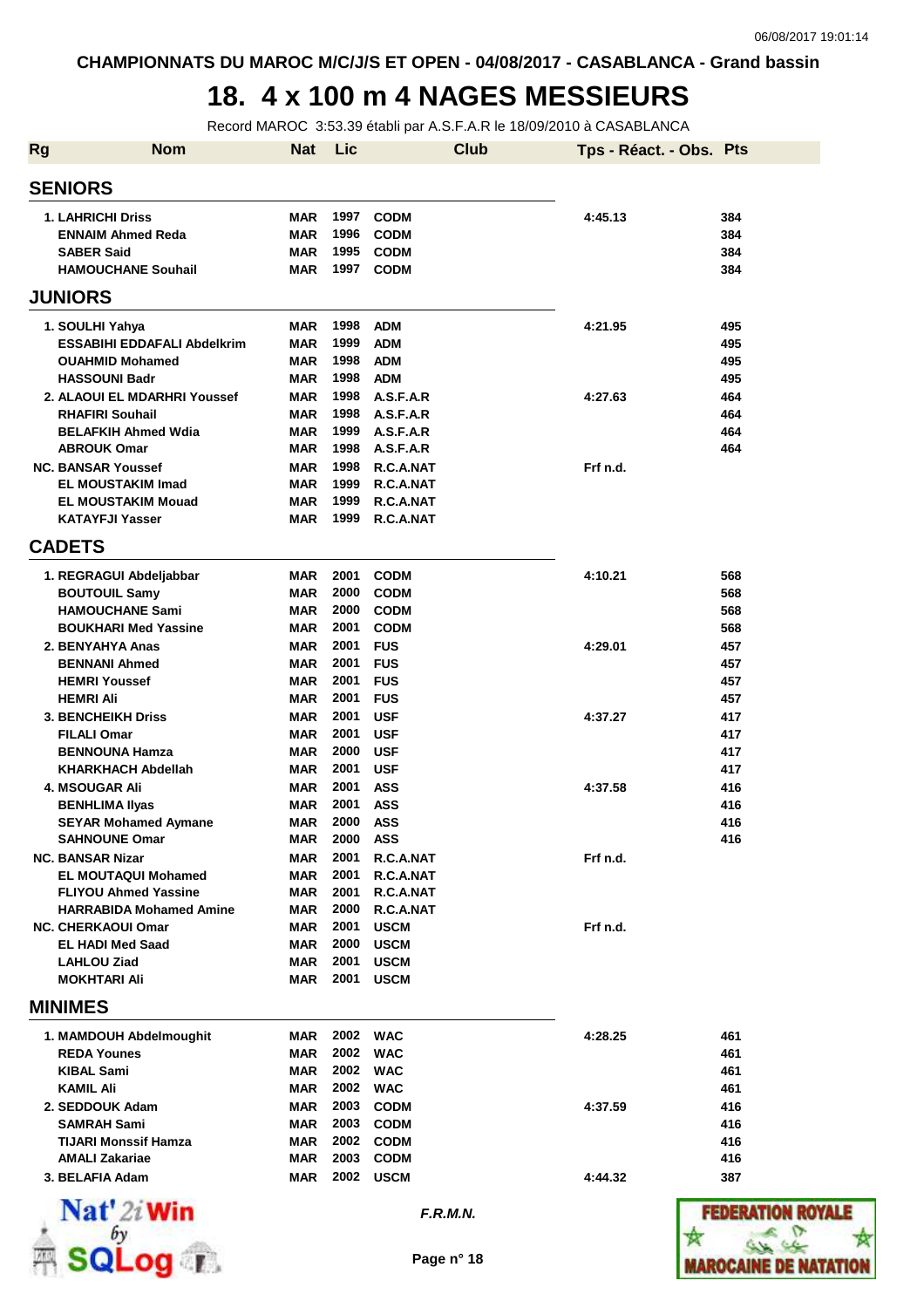CHAMPIONNATS DU MAROC M/C/J/S ET OPEN - 04/08/2017 - CASABLANCA - Grand bassin

# 18. 4 x 100 m 4 NAGES MESSIEURS

Record MAROC 3:53.39 établi par A.S.F.A.R le 18/09/2010 à CASABLANCA

| Rg | Nom | Nat | Lic | Club | Tps - Réact. - Obs. | Pts |
|---|---|---|---|---|---|---|
| **SENIORS** | | | | | | |
| 1. | LAHRICHI Driss | MAR | 1997 | CODM | 4:45.13 | 384 |
| | ENNAIM Ahmed Reda | MAR | 1996 | CODM | | 384 |
| | SABER Said | MAR | 1995 | CODM | | 384 |
| | HAMOUCHANE Souhail | MAR | 1997 | CODM | | 384 |
| **JUNIORS** | | | | | | |
| 1. | SOULHI Yahya | MAR | 1998 | ADM | 4:21.95 | 495 |
| | ESSABIHI EDDAFALI Abdelkrim | MAR | 1999 | ADM | | 495 |
| | OUAHMID Mohamed | MAR | 1998 | ADM | | 495 |
| | HASSOUNI Badr | MAR | 1998 | ADM | | 495 |
| 2. | ALAOUI EL MDARHRI Youssef | MAR | 1998 | A.S.F.A.R | 4:27.63 | 464 |
| | RHAFIRI Souhail | MAR | 1998 | A.S.F.A.R | | 464 |
| | BELAFKIH Ahmed Wdia | MAR | 1999 | A.S.F.A.R | | 464 |
| | ABROUK Omar | MAR | 1998 | A.S.F.A.R | | 464 |
| NC. | BANSAR Youssef | MAR | 1998 | R.C.A.NAT | Frf n.d. | |
| | EL MOUSTAKIM Imad | MAR | 1999 | R.C.A.NAT | | |
| | EL MOUSTAKIM Mouad | MAR | 1999 | R.C.A.NAT | | |
| | KATAYFJI Yasser | MAR | 1999 | R.C.A.NAT | | |
| **CADETS** | | | | | | |
| 1. | REGRAGUI Abdeljabbar | MAR | 2001 | CODM | 4:10.21 | 568 |
| | BOUTOUIL Samy | MAR | 2000 | CODM | | 568 |
| | HAMOUCHANE Sami | MAR | 2000 | CODM | | 568 |
| | BOUKHARI Med Yassine | MAR | 2001 | CODM | | 568 |
| 2. | BENYAHYA Anas | MAR | 2001 | FUS | 4:29.01 | 457 |
| | BENNANI Ahmed | MAR | 2001 | FUS | | 457 |
| | HEMRI Youssef | MAR | 2001 | FUS | | 457 |
| | HEMRI Ali | MAR | 2001 | FUS | | 457 |
| 3. | BENCHEIKH Driss | MAR | 2001 | USF | 4:37.27 | 417 |
| | FILALI Omar | MAR | 2001 | USF | | 417 |
| | BENNOUNA Hamza | MAR | 2000 | USF | | 417 |
| | KHARKHACH Abdellah | MAR | 2001 | USF | | 417 |
| 4. | MSOUGAR Ali | MAR | 2001 | ASS | 4:37.58 | 416 |
| | BENHLIMA Ilyas | MAR | 2001 | ASS | | 416 |
| | SEYAR Mohamed Aymane | MAR | 2000 | ASS | | 416 |
| | SAHNOUNE Omar | MAR | 2000 | ASS | | 416 |
| NC. | BANSAR Nizar | MAR | 2001 | R.C.A.NAT | Frf n.d. | |
| | EL MOUTAQUI Mohamed | MAR | 2001 | R.C.A.NAT | | |
| | FLIYOU Ahmed Yassine | MAR | 2001 | R.C.A.NAT | | |
| | HARRABIDA Mohamed Amine | MAR | 2000 | R.C.A.NAT | | |
| NC. | CHERKAOUI Omar | MAR | 2001 | USCM | Frf n.d. | |
| | EL HADI Med Saad | MAR | 2000 | USCM | | |
| | LAHLOU Ziad | MAR | 2001 | USCM | | |
| | MOKHTARI Ali | MAR | 2001 | USCM | | |
| **MINIMES** | | | | | | |
| 1. | MAMDOUH Abdelmoughit | MAR | 2002 | WAC | 4:28.25 | 461 |
| | REDA Younes | MAR | 2002 | WAC | | 461 |
| | KIBAL Sami | MAR | 2002 | WAC | | 461 |
| | KAMIL Ali | MAR | 2002 | WAC | | 461 |
| 2. | SEDDOUK Adam | MAR | 2003 | CODM | 4:37.59 | 416 |
| | SAMRAH Sami | MAR | 2003 | CODM | | 416 |
| | TIJARI Monssif Hamza | MAR | 2002 | CODM | | 416 |
| | AMALI Zakariae | MAR | 2003 | CODM | | 416 |
| 3. | BELAFIA Adam | MAR | 2002 | USCM | 4:44.32 | 387 |

*F.R.M.N.*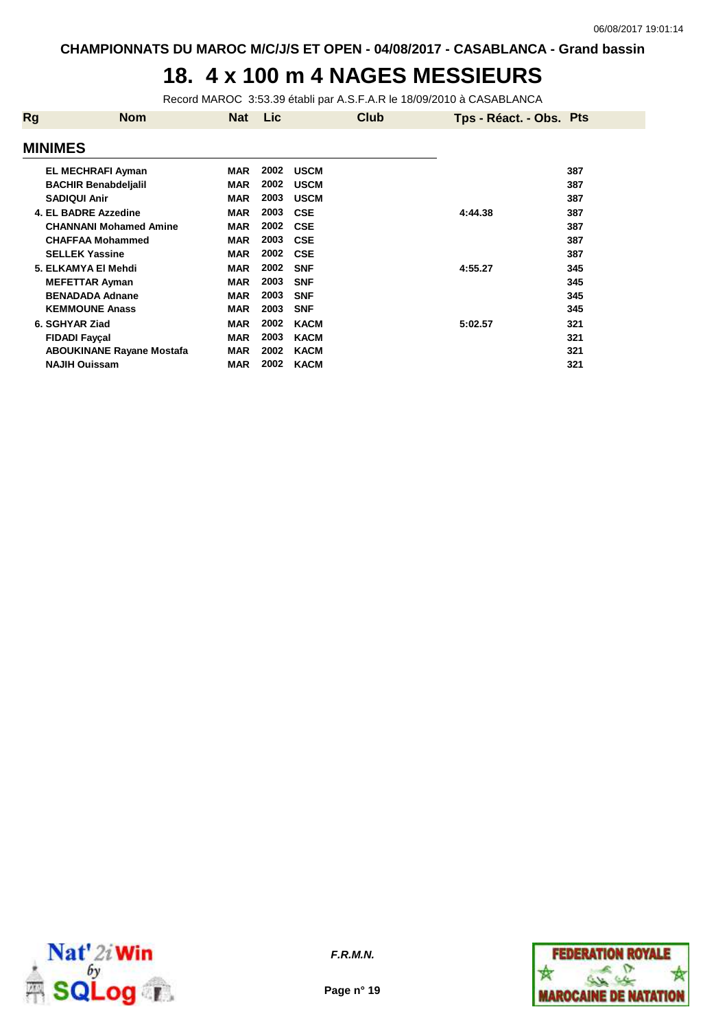CHAMPIONNATS DU MAROC M/C/J/S ET OPEN - 04/08/2017 - CASABLANCA - Grand bassin

# 18. 4 x 100 m 4 NAGES MESSIEURS

Record MAROC 3:53.39 établi par A.S.F.A.R le 18/09/2010 à CASABLANCA

| Rg | Nom | Nat | Lic | Club | Tps - Réact. - Obs. | Pts |
|---|---|---|---|---|---|---|
| **MINIMES** | | | | | | |
| | EL MECHRAFI Ayman | MAR | 2002 | USCM | | 387 |
| | BACHIR Benabdeljalil | MAR | 2002 | USCM | | 387 |
| | SADIQUI Anir | MAR | 2003 | USCM | | 387 |
| 4. | EL BADRE Azzedine | MAR | 2003 | CSE | 4:44.38 | 387 |
| | CHANNANI Mohamed Amine | MAR | 2002 | CSE | | 387 |
| | CHAFFAA Mohammed | MAR | 2003 | CSE | | 387 |
| | SELLEK Yassine | MAR | 2002 | CSE | | 387 |
| 5. | ELKAMYA El Mehdi | MAR | 2002 | SNF | 4:55.27 | 345 |
| | MEFETTAR Ayman | MAR | 2003 | SNF | | 345 |
| | BENADADA Adnane | MAR | 2003 | SNF | | 345 |
| | KEMMOUNE Anass | MAR | 2003 | SNF | | 345 |
| 6. | SGHYAR Ziad | MAR | 2002 | KACM | 5:02.57 | 321 |
| | FIDADI Fayçal | MAR | 2003 | KACM | | 321 |
| | ABOUKINANE Rayane Mostafa | MAR | 2002 | KACM | | 321 |
| | NAJIH Ouissam | MAR | 2002 | KACM | | 321 |

F.R.M.N.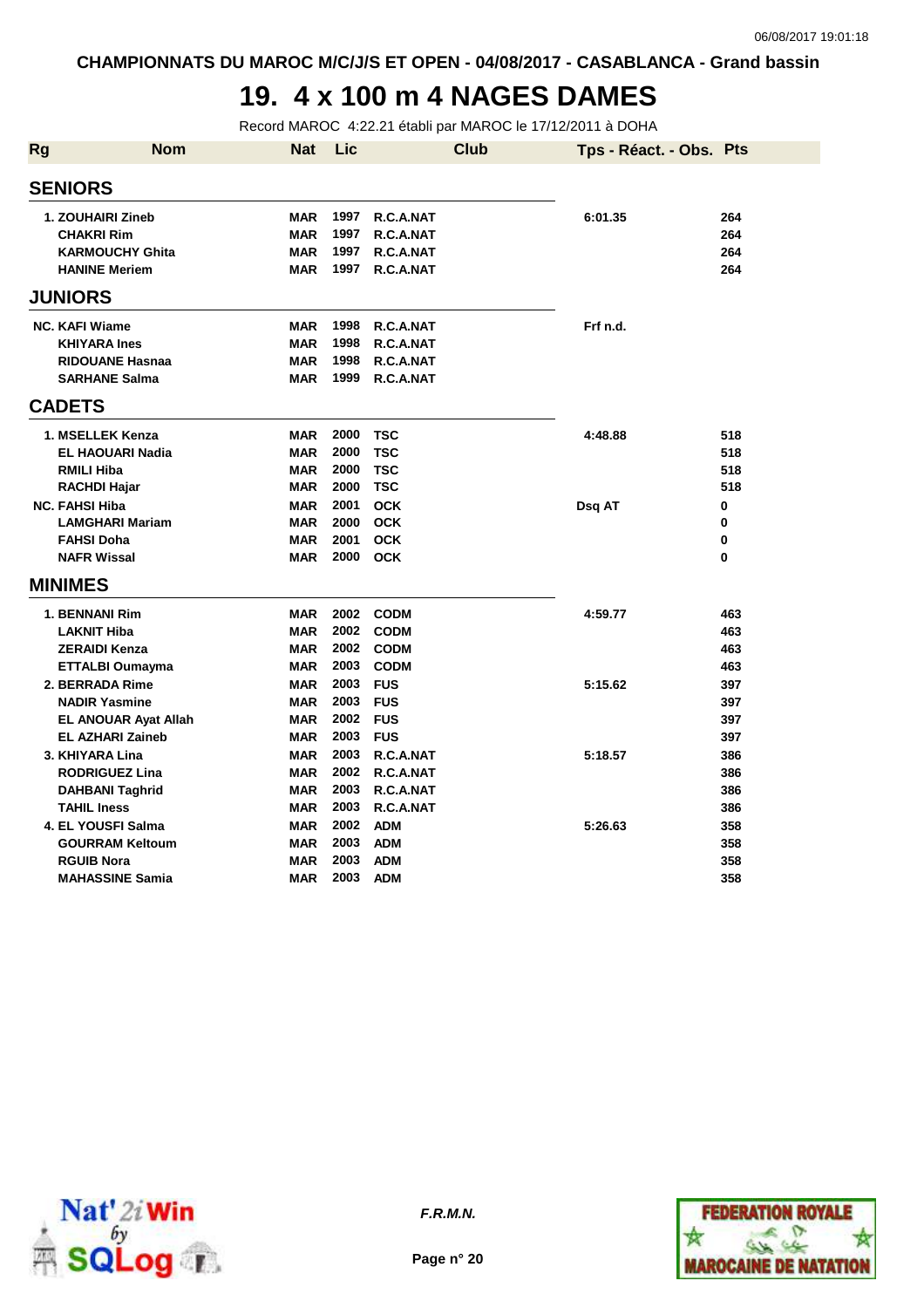CHAMPIONNATS DU MAROC M/C/J/S ET OPEN - 04/08/2017 - CASABLANCA - Grand bassin

# 19. 4 x 100 m 4 NAGES DAMES

Record MAROC 4:22.21 établi par MAROC le 17/12/2011 à DOHA

| Rg | Nom | Nat | Lic | Club | Tps - Réact. - Obs. | Pts |
|---|---|---|---|---|---|---|
| **SENIORS** | | | | | | |
| 1. | ZOUHAIRI Zineb | MAR | 1997 | R.C.A.NAT | 6:01.35 | 264 |
| | CHAKRI Rim | MAR | 1997 | R.C.A.NAT | | 264 |
| | KARMOUCHY Ghita | MAR | 1997 | R.C.A.NAT | | 264 |
| | HANINE Meriem | MAR | 1997 | R.C.A.NAT | | 264 |
| **JUNIORS** | | | | | | |
| NC. | KAFI Wiame | MAR | 1998 | R.C.A.NAT | Frf n.d. | |
| | KHIYARA Ines | MAR | 1998 | R.C.A.NAT | | |
| | RIDOUANE Hasnaa | MAR | 1998 | R.C.A.NAT | | |
| | SARHANE Salma | MAR | 1999 | R.C.A.NAT | | |
| **CADETS** | | | | | | |
| 1. | MSELLEK Kenza | MAR | 2000 | TSC | 4:48.88 | 518 |
| | EL HAOUARI Nadia | MAR | 2000 | TSC | | 518 |
| | RMILI Hiba | MAR | 2000 | TSC | | 518 |
| | RACHDI Hajar | MAR | 2000 | TSC | | 518 |
| NC. | FAHSI Hiba | MAR | 2001 | OCK | Dsq AT | 0 |
| | LAMGHARI Mariam | MAR | 2000 | OCK | | 0 |
| | FAHSI Doha | MAR | 2001 | OCK | | 0 |
| | NAFR Wissal | MAR | 2000 | OCK | | 0 |
| **MINIMES** | | | | | | |
| 1. | BENNANI Rim | MAR | 2002 | CODM | 4:59.77 | 463 |
| | LAKNIT Hiba | MAR | 2002 | CODM | | 463 |
| | ZERAIDI Kenza | MAR | 2002 | CODM | | 463 |
| | ETTALBI Oumayma | MAR | 2003 | CODM | | 463 |
| 2. | BERRADA Rime | MAR | 2003 | FUS | 5:15.62 | 397 |
| | NADIR Yasmine | MAR | 2003 | FUS | | 397 |
| | EL ANOUAR Ayat Allah | MAR | 2002 | FUS | | 397 |
| | EL AZHARI Zaineb | MAR | 2003 | FUS | | 397 |
| 3. | KHIYARA Lina | MAR | 2003 | R.C.A.NAT | 5:18.57 | 386 |
| | RODRIGUEZ Lina | MAR | 2002 | R.C.A.NAT | | 386 |
| | DAHBANI Taghrid | MAR | 2003 | R.C.A.NAT | | 386 |
| | TAHIL Iness | MAR | 2003 | R.C.A.NAT | | 386 |
| 4. | EL YOUSFI Salma | MAR | 2002 | ADM | 5:26.63 | 358 |
| | GOURRAM Keltoum | MAR | 2003 | ADM | | 358 |
| | RGUIB Nora | MAR | 2003 | ADM | | 358 |
| | MAHASSINE Samia | MAR | 2003 | ADM | | 358 |

*F.R.M.N.*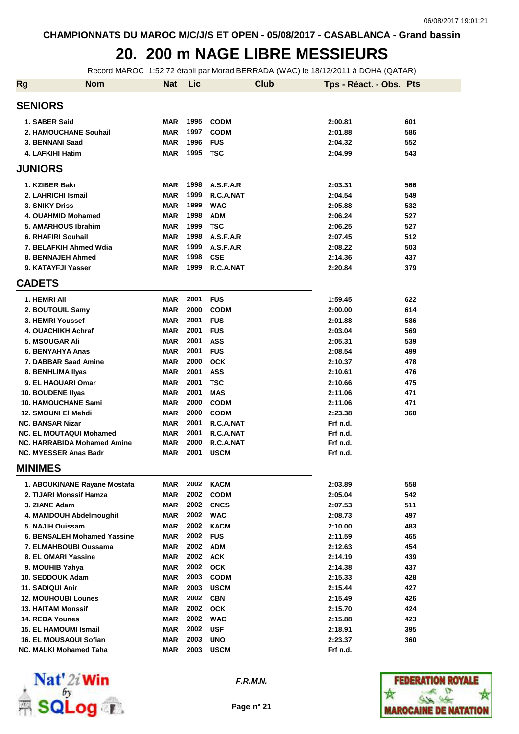CHAMPIONNATS DU MAROC M/C/J/S ET OPEN - 05/08/2017 - CASABLANCA - Grand bassin

# 20. 200 m NAGE LIBRE MESSIEURS

Record MAROC 1:52.72 établi par Morad BERRADA (WAC) le 18/12/2011 à DOHA (QATAR)

| Rg | Nom | Nat | Lic | Club | Tps - Réact. - Obs. | Pts |
|---|---|---|---|---|---|---|
| **SENIORS** | | | | | | |
| 1. | SABER Said | MAR | 1995 | CODM | 2:00.81 | 601 |
| 2. | HAMOUCHANE Souhail | MAR | 1997 | CODM | 2:01.88 | 586 |
| 3. | BENNANI Saad | MAR | 1996 | FUS | 2:04.32 | 552 |
| 4. | LAFKIHI Hatim | MAR | 1995 | TSC | 2:04.99 | 543 |
| **JUNIORS** | | | | | | |
| 1. | KZIBER Bakr | MAR | 1998 | A.S.F.A.R | 2:03.31 | 566 |
| 2. | LAHRICHI Ismail | MAR | 1999 | R.C.A.NAT | 2:04.54 | 549 |
| 3. | SNIKY Driss | MAR | 1999 | WAC | 2:05.88 | 532 |
| 4. | OUAHMID Mohamed | MAR | 1998 | ADM | 2:06.24 | 527 |
| 5. | AMARHOUS Ibrahim | MAR | 1999 | TSC | 2:06.25 | 527 |
| 6. | RHAFIRI Souhail | MAR | 1998 | A.S.F.A.R | 2:07.45 | 512 |
| 7. | BELAFKIH Ahmed Wdia | MAR | 1999 | A.S.F.A.R | 2:08.22 | 503 |
| 8. | BENNAJEH Ahmed | MAR | 1998 | CSE | 2:14.36 | 437 |
| 9. | KATAYFJI Yasser | MAR | 1999 | R.C.A.NAT | 2:20.84 | 379 |
| **CADETS** | | | | | | |
| 1. | HEMRI Ali | MAR | 2001 | FUS | 1:59.45 | 622 |
| 2. | BOUTOUIL Samy | MAR | 2000 | CODM | 2:00.00 | 614 |
| 3. | HEMRI Youssef | MAR | 2001 | FUS | 2:01.88 | 586 |
| 4. | OUACHIKH Achraf | MAR | 2001 | FUS | 2:03.04 | 569 |
| 5. | MSOUGAR Ali | MAR | 2001 | ASS | 2:05.31 | 539 |
| 6. | BENYAHYA Anas | MAR | 2001 | FUS | 2:08.54 | 499 |
| 7. | DABBAR Saad Amine | MAR | 2000 | OCK | 2:10.37 | 478 |
| 8. | BENHLIMA Ilyas | MAR | 2001 | ASS | 2:10.61 | 476 |
| 9. | EL HAOUARI Omar | MAR | 2001 | TSC | 2:10.66 | 475 |
| 10. | BOUDENE Ilyas | MAR | 2001 | MAS | 2:11.06 | 471 |
| 10. | HAMOUCHANE Sami | MAR | 2000 | CODM | 2:11.06 | 471 |
| 12. | SMOUNI El Mehdi | MAR | 2000 | CODM | 2:23.38 | 360 |
| NC. | BANSAR Nizar | MAR | 2001 | R.C.A.NAT | Frf n.d. | |
| NC. | EL MOUTAQUI Mohamed | MAR | 2001 | R.C.A.NAT | Frf n.d. | |
| NC. | HARRABIDA Mohamed Amine | MAR | 2000 | R.C.A.NAT | Frf n.d. | |
| NC. | MYESSER Anas Badr | MAR | 2001 | USCM | Frf n.d. | |
| **MINIMES** | | | | | | |
| 1. | ABOUKINANE Rayane Mostafa | MAR | 2002 | KACM | 2:03.89 | 558 |
| 2. | TIJARI Monssif Hamza | MAR | 2002 | CODM | 2:05.04 | 542 |
| 3. | ZIANE Adam | MAR | 2002 | CNCS | 2:07.53 | 511 |
| 4. | MAMDOUH Abdelmoughit | MAR | 2002 | WAC | 2:08.73 | 497 |
| 5. | NAJIH Ouissam | MAR | 2002 | KACM | 2:10.00 | 483 |
| 6. | BENSALEH Mohamed Yassine | MAR | 2002 | FUS | 2:11.59 | 465 |
| 7. | ELMAHBOUBI Oussama | MAR | 2002 | ADM | 2:12.63 | 454 |
| 8. | EL OMARI Yassine | MAR | 2002 | ACK | 2:14.19 | 439 |
| 9. | MOUHIB Yahya | MAR | 2002 | OCK | 2:14.38 | 437 |
| 10. | SEDDOUK Adam | MAR | 2003 | CODM | 2:15.33 | 428 |
| 11. | SADIQUI Anir | MAR | 2003 | USCM | 2:15.44 | 427 |
| 12. | MOUHOUBI Lounes | MAR | 2002 | CBN | 2:15.49 | 426 |
| 13. | HAITAM Monssif | MAR | 2002 | OCK | 2:15.70 | 424 |
| 14. | REDA Younes | MAR | 2002 | WAC | 2:15.88 | 423 |
| 15. | EL HAMOUMI Ismail | MAR | 2002 | USF | 2:18.91 | 395 |
| 16. | EL MOUSAOUI Sofian | MAR | 2003 | UNO | 2:23.37 | 360 |
| NC. | MALKI Mohamed Taha | MAR | 2003 | USCM | Frf n.d. | |

F.R.M.N.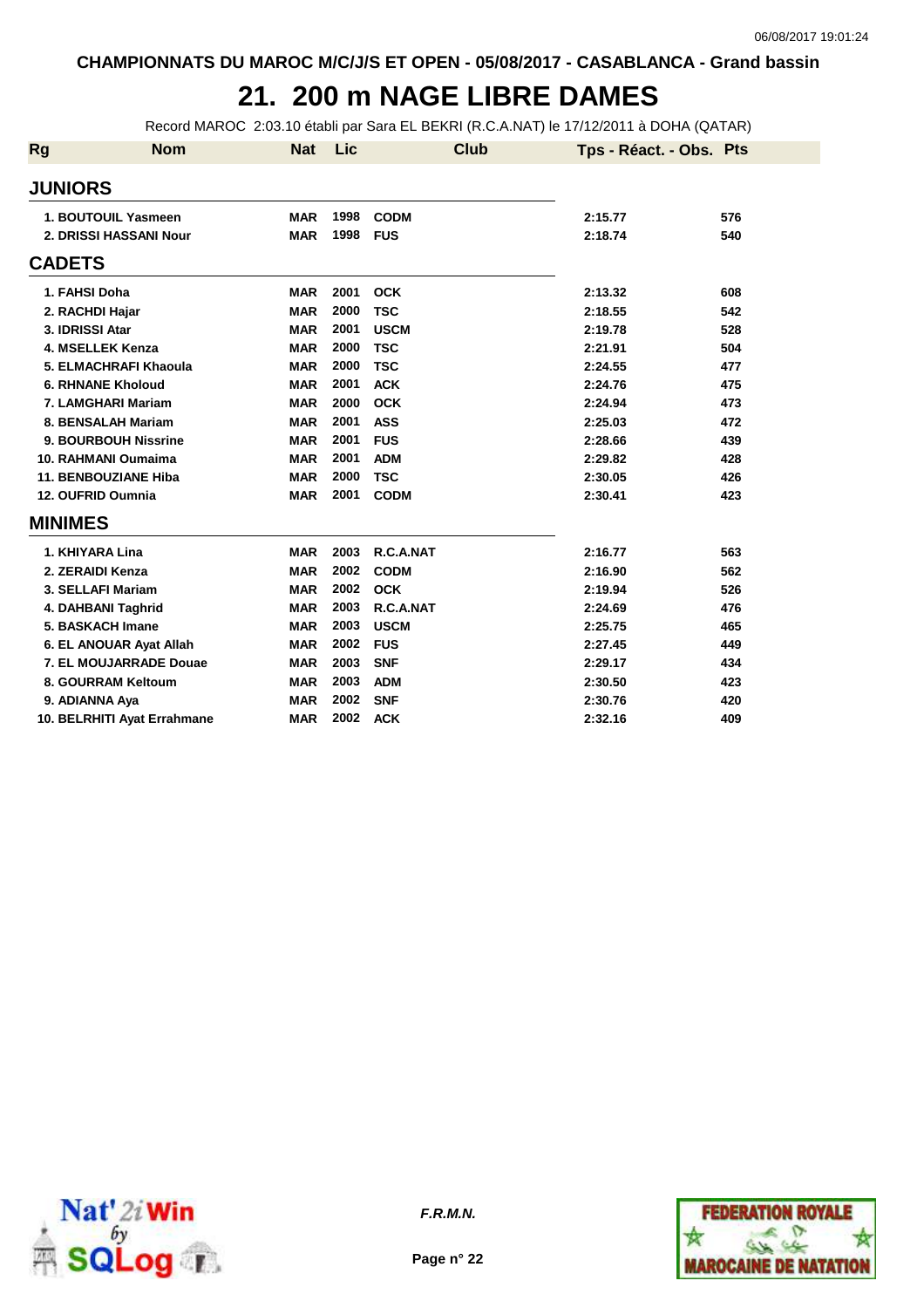CHAMPIONNATS DU MAROC M/C/J/S ET OPEN - 05/08/2017 - CASABLANCA - Grand bassin

# 21. 200 m NAGE LIBRE DAMES

Record MAROC 2:03.10 établi par Sara EL BEKRI (R.C.A.NAT) le 17/12/2011 à DOHA (QATAR)

| Rg | Nom | Nat | Lic | Club | Tps - Réact. - Obs. | Pts |
|---|---|---|---|---|---|---|
| **JUNIORS** | | | | | | |
| 1. | BOUTOUIL Yasmeen | MAR | 1998 | CODM | 2:15.77 | 576 |
| 2. | DRISSI HASSANI Nour | MAR | 1998 | FUS | 2:18.74 | 540 |
| **CADETS** | | | | | | |
| 1. | FAHSI Doha | MAR | 2001 | OCK | 2:13.32 | 608 |
| 2. | RACHDI Hajar | MAR | 2000 | TSC | 2:18.55 | 542 |
| 3. | IDRISSI Atar | MAR | 2001 | USCM | 2:19.78 | 528 |
| 4. | MSELLEK Kenza | MAR | 2000 | TSC | 2:21.91 | 504 |
| 5. | ELMACHRAFI Khaoula | MAR | 2000 | TSC | 2:24.55 | 477 |
| 6. | RHNANE Kholoud | MAR | 2001 | ACK | 2:24.76 | 475 |
| 7. | LAMGHARI Mariam | MAR | 2000 | OCK | 2:24.94 | 473 |
| 8. | BENSALAH Mariam | MAR | 2001 | ASS | 2:25.03 | 472 |
| 9. | BOURBOUH Nissrine | MAR | 2001 | FUS | 2:28.66 | 439 |
| 10. | RAHMANI Oumaima | MAR | 2001 | ADM | 2:29.82 | 428 |
| 11. | BENBOUZIANE Hiba | MAR | 2000 | TSC | 2:30.05 | 426 |
| 12. | OUFRID Oumnia | MAR | 2001 | CODM | 2:30.41 | 423 |
| **MINIMES** | | | | | | |
| 1. | KHIYARA Lina | MAR | 2003 | R.C.A.NAT | 2:16.77 | 563 |
| 2. | ZERAIDI Kenza | MAR | 2002 | CODM | 2:16.90 | 562 |
| 3. | SELLAFI Mariam | MAR | 2002 | OCK | 2:19.94 | 526 |
| 4. | DAHBANI Taghrid | MAR | 2003 | R.C.A.NAT | 2:24.69 | 476 |
| 5. | BASKACH Imane | MAR | 2003 | USCM | 2:25.75 | 465 |
| 6. | EL ANOUAR Ayat Allah | MAR | 2002 | FUS | 2:27.45 | 449 |
| 7. | EL MOUJARRADE Douae | MAR | 2003 | SNF | 2:29.17 | 434 |
| 8. | GOURRAM Keltoum | MAR | 2003 | ADM | 2:30.50 | 423 |
| 9. | ADIANNA Aya | MAR | 2002 | SNF | 2:30.76 | 420 |
| 10. | BELRHITI Ayat Errahmane | MAR | 2002 | ACK | 2:32.16 | 409 |

*F.R.M.N.*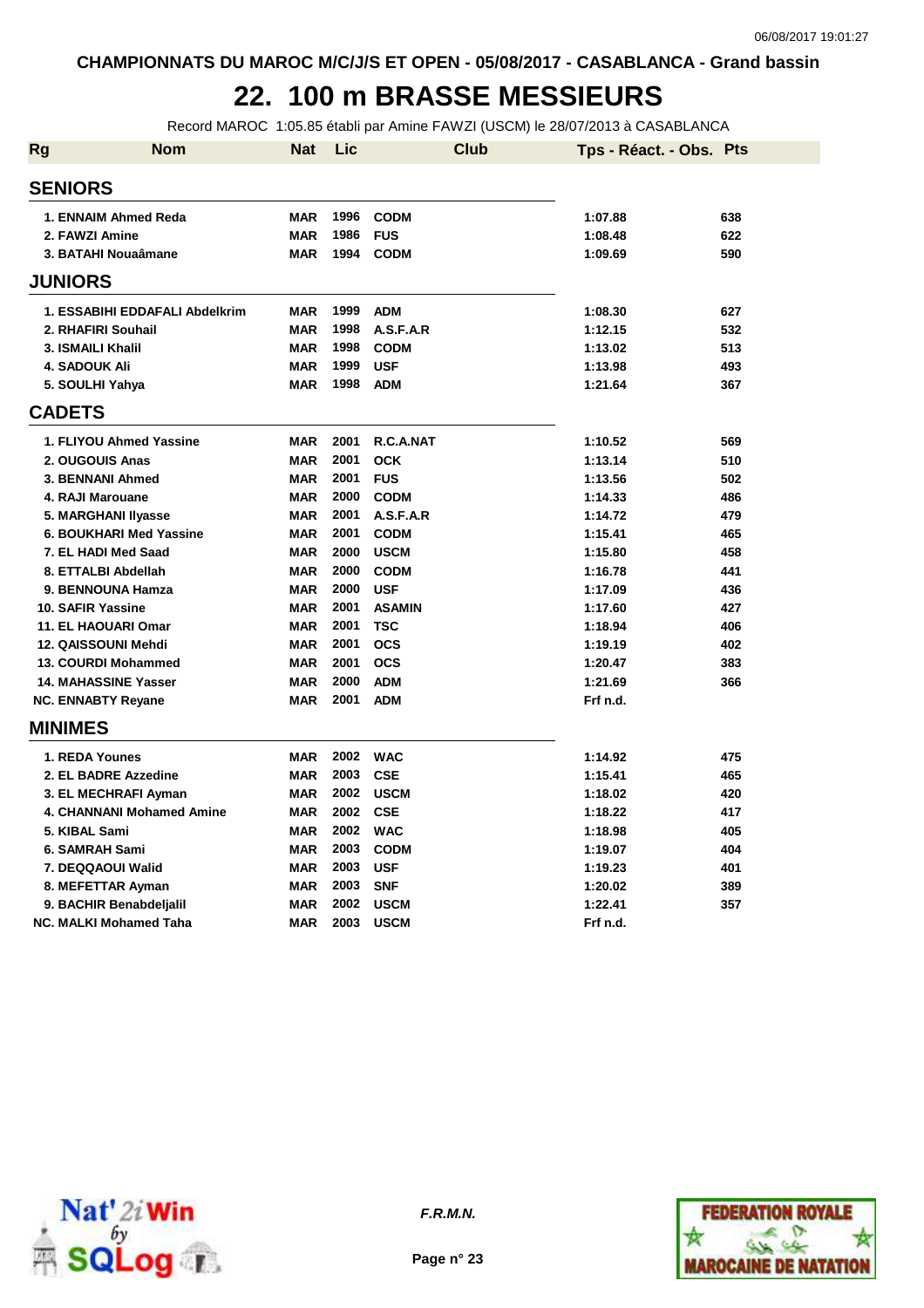CHAMPIONNATS DU MAROC M/C/J/S ET OPEN - 05/08/2017 - CASABLANCA - Grand bassin

# 22. 100 m BRASSE MESSIEURS

Record MAROC 1:05.85 établi par Amine FAWZI (USCM) le 28/07/2013 à CASABLANCA

| Rg | Nom | Nat | Lic | Club | Tps - Réact. - Obs. | Pts |
|---|---|---|---|---|---|---|
| **SENIORS** | | | | | | |
| 1. | ENNAIM Ahmed Reda | MAR | 1996 | CODM | 1:07.88 | 638 |
| 2. | FAWZI Amine | MAR | 1986 | FUS | 1:08.48 | 622 |
| 3. | BATAHI Nouaâmane | MAR | 1994 | CODM | 1:09.69 | 590 |
| **JUNIORS** | | | | | | |
| 1. | ESSABIHI EDDAFALI Abdelkrim | MAR | 1999 | ADM | 1:08.30 | 627 |
| 2. | RHAFIRI Souhail | MAR | 1998 | A.S.F.A.R | 1:12.15 | 532 |
| 3. | ISMAILI Khalil | MAR | 1998 | CODM | 1:13.02 | 513 |
| 4. | SADOUK Ali | MAR | 1999 | USF | 1:13.98 | 493 |
| 5. | SOULHI Yahya | MAR | 1998 | ADM | 1:21.64 | 367 |
| **CADETS** | | | | | | |
| 1. | FLIYOU Ahmed Yassine | MAR | 2001 | R.C.A.NAT | 1:10.52 | 569 |
| 2. | OUGOUIS Anas | MAR | 2001 | OCK | 1:13.14 | 510 |
| 3. | BENNANI Ahmed | MAR | 2001 | FUS | 1:13.56 | 502 |
| 4. | RAJI Marouane | MAR | 2000 | CODM | 1:14.33 | 486 |
| 5. | MARGHANI Ilyasse | MAR | 2001 | A.S.F.A.R | 1:14.72 | 479 |
| 6. | BOUKHARI Med Yassine | MAR | 2001 | CODM | 1:15.41 | 465 |
| 7. | EL HADI Med Saad | MAR | 2000 | USCM | 1:15.80 | 458 |
| 8. | ETTALBI Abdellah | MAR | 2000 | CODM | 1:16.78 | 441 |
| 9. | BENNOUNA Hamza | MAR | 2000 | USF | 1:17.09 | 436 |
| 10. | SAFIR Yassine | MAR | 2001 | ASAMIN | 1:17.60 | 427 |
| 11. | EL HAOUARI Omar | MAR | 2001 | TSC | 1:18.94 | 406 |
| 12. | QAISSOUNI Mehdi | MAR | 2001 | OCS | 1:19.19 | 402 |
| 13. | COURDI Mohammed | MAR | 2001 | OCS | 1:20.47 | 383 |
| 14. | MAHASSINE Yasser | MAR | 2000 | ADM | 1:21.69 | 366 |
| NC. | ENNABTY Reyane | MAR | 2001 | ADM | Frf n.d. | |
| **MINIMES** | | | | | | |
| 1. | REDA Younes | MAR | 2002 | WAC | 1:14.92 | 475 |
| 2. | EL BADRE Azzedine | MAR | 2003 | CSE | 1:15.41 | 465 |
| 3. | EL MECHRAFI Ayman | MAR | 2002 | USCM | 1:18.02 | 420 |
| 4. | CHANNANI Mohamed Amine | MAR | 2002 | CSE | 1:18.22 | 417 |
| 5. | KIBAL Sami | MAR | 2002 | WAC | 1:18.98 | 405 |
| 6. | SAMRAH Sami | MAR | 2003 | CODM | 1:19.07 | 404 |
| 7. | DEQQAOUI Walid | MAR | 2003 | USF | 1:19.23 | 401 |
| 8. | MEFETTAR Ayman | MAR | 2003 | SNF | 1:20.02 | 389 |
| 9. | BACHIR Benabdeljalil | MAR | 2002 | USCM | 1:22.41 | 357 |
| NC. | MALKI Mohamed Taha | MAR | 2003 | USCM | Frf n.d. | |

F.R.M.N.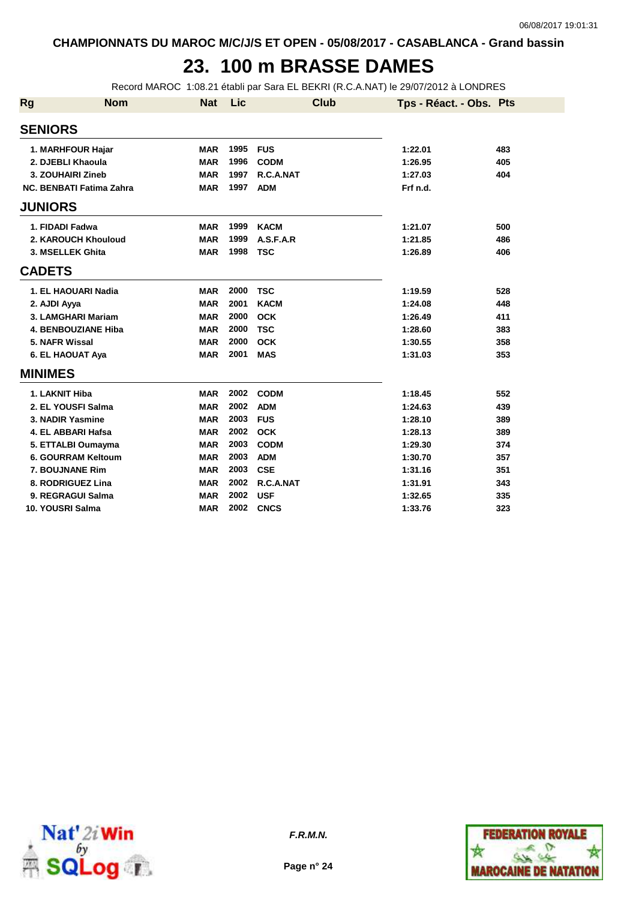CHAMPIONNATS DU MAROC M/C/J/S ET OPEN - 05/08/2017 - CASABLANCA - Grand bassin

# 23. 100 m BRASSE DAMES

Record MAROC 1:08.21 établi par Sara EL BEKRI (R.C.A.NAT) le 29/07/2012 à LONDRES

| Rg | Nom | Nat | Lic | Club | Tps - Réact. - Obs. | Pts |
|---|---|---|---|---|---|---|
| **SENIORS** | | | | | | |
| 1. | MARHFOUR Hajar | MAR | 1995 | FUS | 1:22.01 | 483 |
| 2. | DJEBLI Khaoula | MAR | 1996 | CODM | 1:26.95 | 405 |
| 3. | ZOUHAIRI Zineb | MAR | 1997 | R.C.A.NAT | 1:27.03 | 404 |
| NC. | BENBATI Fatima Zahra | MAR | 1997 | ADM | Frf n.d. | |
| **JUNIORS** | | | | | | |
| 1. | FIDADI Fadwa | MAR | 1999 | KACM | 1:21.07 | 500 |
| 2. | KAROUCH Khouloud | MAR | 1999 | A.S.F.A.R | 1:21.85 | 486 |
| 3. | MSELLEK Ghita | MAR | 1998 | TSC | 1:26.89 | 406 |
| **CADETS** | | | | | | |
| 1. | EL HAOUARI Nadia | MAR | 2000 | TSC | 1:19.59 | 528 |
| 2. | AJDI Ayya | MAR | 2001 | KACM | 1:24.08 | 448 |
| 3. | LAMGHARI Mariam | MAR | 2000 | OCK | 1:26.49 | 411 |
| 4. | BENBOUZIANE Hiba | MAR | 2000 | TSC | 1:28.60 | 383 |
| 5. | NAFR Wissal | MAR | 2000 | OCK | 1:30.55 | 358 |
| 6. | EL HAOUAT Aya | MAR | 2001 | MAS | 1:31.03 | 353 |
| **MINIMES** | | | | | | |
| 1. | LAKNIT Hiba | MAR | 2002 | CODM | 1:18.45 | 552 |
| 2. | EL YOUSFI Salma | MAR | 2002 | ADM | 1:24.63 | 439 |
| 3. | NADIR Yasmine | MAR | 2003 | FUS | 1:28.10 | 389 |
| 4. | EL ABBARI Hafsa | MAR | 2002 | OCK | 1:28.13 | 389 |
| 5. | ETTALBI Oumayma | MAR | 2003 | CODM | 1:29.30 | 374 |
| 6. | GOURRAM Keltoum | MAR | 2003 | ADM | 1:30.70 | 357 |
| 7. | BOUJNANE Rim | MAR | 2003 | CSE | 1:31.16 | 351 |
| 8. | RODRIGUEZ Lina | MAR | 2002 | R.C.A.NAT | 1:31.91 | 343 |
| 9. | REGRAGUI Salma | MAR | 2002 | USF | 1:32.65 | 335 |
| 10. | YOUSRI Salma | MAR | 2002 | CNCS | 1:33.76 | 323 |

F.R.M.N.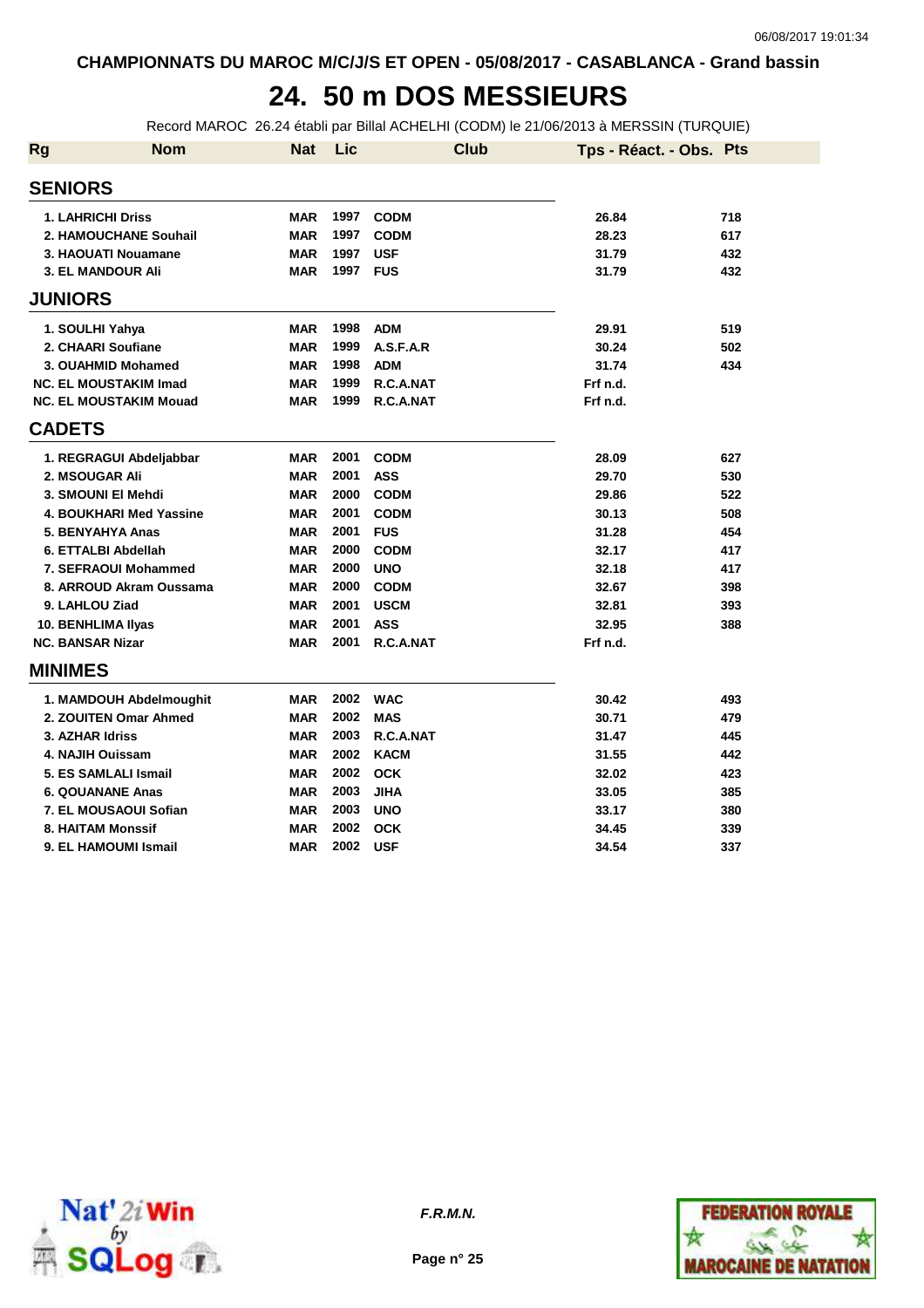CHAMPIONNATS DU MAROC M/C/J/S ET OPEN - 05/08/2017 - CASABLANCA - Grand bassin

# 24. 50 m DOS MESSIEURS

Record MAROC 26.24 établi par Billal ACHELHI (CODM) le 21/06/2013 à MERSSIN (TURQUIE)

| Rg | Nom | Nat | Lic | Club | Tps - Réact. - Obs. | Pts |
|---|---|---|---|---|---|---|
| **SENIORS** | | | | | | |
| 1. | LAHRICHI Driss | MAR | 1997 | CODM | 26.84 | 718 |
| 2. | HAMOUCHANE Souhail | MAR | 1997 | CODM | 28.23 | 617 |
| 3. | HAOUATI Nouamane | MAR | 1997 | USF | 31.79 | 432 |
| 3. | EL MANDOUR Ali | MAR | 1997 | FUS | 31.79 | 432 |
| **JUNIORS** | | | | | | |
| 1. | SOULHI Yahya | MAR | 1998 | ADM | 29.91 | 519 |
| 2. | CHAARI Soufiane | MAR | 1999 | A.S.F.A.R | 30.24 | 502 |
| 3. | OUAHMID Mohamed | MAR | 1998 | ADM | 31.74 | 434 |
| NC. | EL MOUSTAKIM Imad | MAR | 1999 | R.C.A.NAT | Frf n.d. | |
| NC. | EL MOUSTAKIM Mouad | MAR | 1999 | R.C.A.NAT | Frf n.d. | |
| **CADETS** | | | | | | |
| 1. | REGRAGUI Abdeljabbar | MAR | 2001 | CODM | 28.09 | 627 |
| 2. | MSOUGAR Ali | MAR | 2001 | ASS | 29.70 | 530 |
| 3. | SMOUNI El Mehdi | MAR | 2000 | CODM | 29.86 | 522 |
| 4. | BOUKHARI Med Yassine | MAR | 2001 | CODM | 30.13 | 508 |
| 5. | BENYAHYA Anas | MAR | 2001 | FUS | 31.28 | 454 |
| 6. | ETTALBI Abdellah | MAR | 2000 | CODM | 32.17 | 417 |
| 7. | SEFRAOUI Mohammed | MAR | 2000 | UNO | 32.18 | 417 |
| 8. | ARROUD Akram Oussama | MAR | 2000 | CODM | 32.67 | 398 |
| 9. | LAHLOU Ziad | MAR | 2001 | USCM | 32.81 | 393 |
| 10. | BENHLIMA Ilyas | MAR | 2001 | ASS | 32.95 | 388 |
| NC. | BANSAR Nizar | MAR | 2001 | R.C.A.NAT | Frf n.d. | |
| **MINIMES** | | | | | | |
| 1. | MAMDOUH Abdelmoughit | MAR | 2002 | WAC | 30.42 | 493 |
| 2. | ZOUITEN Omar Ahmed | MAR | 2002 | MAS | 30.71 | 479 |
| 3. | AZHAR Idriss | MAR | 2003 | R.C.A.NAT | 31.47 | 445 |
| 4. | NAJIH Ouissam | MAR | 2002 | KACM | 31.55 | 442 |
| 5. | ES SAMLALI Ismail | MAR | 2002 | OCK | 32.02 | 423 |
| 6. | QOUANANE Anas | MAR | 2003 | JIHA | 33.05 | 385 |
| 7. | EL MOUSAOUI Sofian | MAR | 2003 | UNO | 33.17 | 380 |
| 8. | HAITAM Monssif | MAR | 2002 | OCK | 34.45 | 339 |
| 9. | EL HAMOUMI Ismail | MAR | 2002 | USF | 34.54 | 337 |

*F.R.M.N.*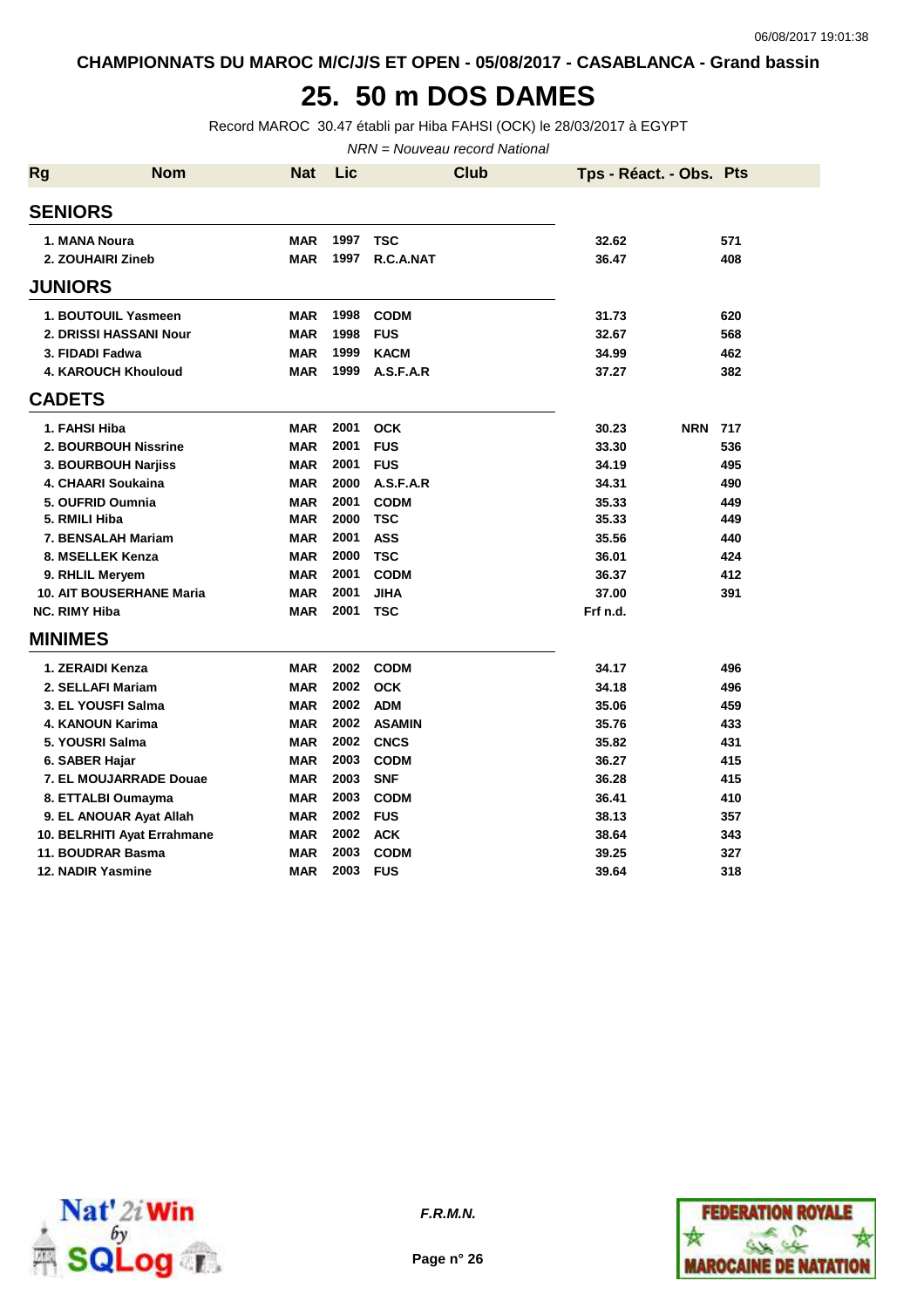CHAMPIONNATS DU MAROC M/C/J/S ET OPEN - 05/08/2017 - CASABLANCA - Grand bassin

# 25. 50 m DOS DAMES

Record MAROC 30.47 établi par Hiba FAHSI (OCK) le 28/03/2017 à EGYPT

*NRN = Nouveau record National*

| Rg | Nom | Nat | Lic | Club | Tps - Réact. - Obs. | | Pts |
|---|---|---|---|---|---|---|---|
| **SENIORS** | | | | | | | |
| 1. | MANA Noura | MAR | 1997 | TSC | 32.62 | | 571 |
| 2. | ZOUHAIRI Zineb | MAR | 1997 | R.C.A.NAT | 36.47 | | 408 |
| **JUNIORS** | | | | | | | |
| 1. | BOUTOUIL Yasmeen | MAR | 1998 | CODM | 31.73 | | 620 |
| 2. | DRISSI HASSANI Nour | MAR | 1998 | FUS | 32.67 | | 568 |
| 3. | FIDADI Fadwa | MAR | 1999 | KACM | 34.99 | | 462 |
| 4. | KAROUCH Khouloud | MAR | 1999 | A.S.F.A.R | 37.27 | | 382 |
| **CADETS** | | | | | | | |
| 1. | FAHSI Hiba | MAR | 2001 | OCK | 30.23 | NRN | 717 |
| 2. | BOURBOUH Nissrine | MAR | 2001 | FUS | 33.30 | | 536 |
| 3. | BOURBOUH Narjiss | MAR | 2001 | FUS | 34.19 | | 495 |
| 4. | CHAARI Soukaina | MAR | 2000 | A.S.F.A.R | 34.31 | | 490 |
| 5. | OUFRID Oumnia | MAR | 2001 | CODM | 35.33 | | 449 |
| 5. | RMILI Hiba | MAR | 2000 | TSC | 35.33 | | 449 |
| 7. | BENSALAH Mariam | MAR | 2001 | ASS | 35.56 | | 440 |
| 8. | MSELLEK Kenza | MAR | 2000 | TSC | 36.01 | | 424 |
| 9. | RHLIL Meryem | MAR | 2001 | CODM | 36.37 | | 412 |
| 10. | AIT BOUSERHANE Maria | MAR | 2001 | JIHA | 37.00 | | 391 |
| NC. | RIMY Hiba | MAR | 2001 | TSC | Frf n.d. | | |
| **MINIMES** | | | | | | | |
| 1. | ZERAIDI Kenza | MAR | 2002 | CODM | 34.17 | | 496 |
| 2. | SELLAFI Mariam | MAR | 2002 | OCK | 34.18 | | 496 |
| 3. | EL YOUSFI Salma | MAR | 2002 | ADM | 35.06 | | 459 |
| 4. | KANOUN Karima | MAR | 2002 | ASAMIN | 35.76 | | 433 |
| 5. | YOUSRI Salma | MAR | 2002 | CNCS | 35.82 | | 431 |
| 6. | SABER Hajar | MAR | 2003 | CODM | 36.27 | | 415 |
| 7. | EL MOUJARRADE Douae | MAR | 2003 | SNF | 36.28 | | 415 |
| 8. | ETTALBI Oumayma | MAR | 2003 | CODM | 36.41 | | 410 |
| 9. | EL ANOUAR Ayat Allah | MAR | 2002 | FUS | 38.13 | | 357 |
| 10. | BELRHITI Ayat Errahmane | MAR | 2002 | ACK | 38.64 | | 343 |
| 11. | BOUDRAR Basma | MAR | 2003 | CODM | 39.25 | | 327 |
| 12. | NADIR Yasmine | MAR | 2003 | FUS | 39.64 | | 318 |

*F.R.M.N.*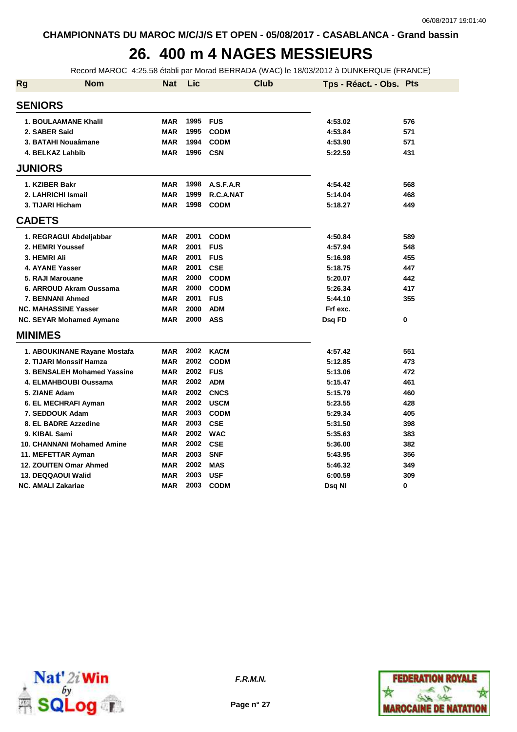CHAMPIONNATS DU MAROC M/C/J/S ET OPEN - 05/08/2017 - CASABLANCA - Grand bassin

# 26. 400 m 4 NAGES MESSIEURS

Record MAROC 4:25.58 établi par Morad BERRADA (WAC) le 18/03/2012 à DUNKERQUE (FRANCE)

| Rg | Nom | Nat | Lic | Club | Tps - Réact. - Obs. | Pts |
|---|---|---|---|---|---|---|
| **SENIORS** | | | | | | |
| 1. | BOULAAMANE Khalil | MAR | 1995 | FUS | 4:53.02 | 576 |
| 2. | SABER Said | MAR | 1995 | CODM | 4:53.84 | 571 |
| 3. | BATAHI Nouaâmane | MAR | 1994 | CODM | 4:53.90 | 571 |
| 4. | BELKAZ Lahbib | MAR | 1996 | CSN | 5:22.59 | 431 |
| **JUNIORS** | | | | | | |
| 1. | KZIBER Bakr | MAR | 1998 | A.S.F.A.R | 4:54.42 | 568 |
| 2. | LAHRICHI Ismail | MAR | 1999 | R.C.A.NAT | 5:14.04 | 468 |
| 3. | TIJARI Hicham | MAR | 1998 | CODM | 5:18.27 | 449 |
| **CADETS** | | | | | | |
| 1. | REGRAGUI Abdeljabbar | MAR | 2001 | CODM | 4:50.84 | 589 |
| 2. | HEMRI Youssef | MAR | 2001 | FUS | 4:57.94 | 548 |
| 3. | HEMRI Ali | MAR | 2001 | FUS | 5:16.98 | 455 |
| 4. | AYANE Yasser | MAR | 2001 | CSE | 5:18.75 | 447 |
| 5. | RAJI Marouane | MAR | 2000 | CODM | 5:20.07 | 442 |
| 6. | ARROUD Akram Oussama | MAR | 2000 | CODM | 5:26.34 | 417 |
| 7. | BENNANI Ahmed | MAR | 2001 | FUS | 5:44.10 | 355 |
| NC. | MAHASSINE Yasser | MAR | 2000 | ADM | Frf exc. | |
| NC. | SEYAR Mohamed Aymane | MAR | 2000 | ASS | Dsq FD | 0 |
| **MINIMES** | | | | | | |
| 1. | ABOUKINANE Rayane Mostafa | MAR | 2002 | KACM | 4:57.42 | 551 |
| 2. | TIJARI Monssif Hamza | MAR | 2002 | CODM | 5:12.85 | 473 |
| 3. | BENSALEH Mohamed Yassine | MAR | 2002 | FUS | 5:13.06 | 472 |
| 4. | ELMAHBOUBI Oussama | MAR | 2002 | ADM | 5:15.47 | 461 |
| 5. | ZIANE Adam | MAR | 2002 | CNCS | 5:15.79 | 460 |
| 6. | EL MECHRAFI Ayman | MAR | 2002 | USCM | 5:23.55 | 428 |
| 7. | SEDDOUK Adam | MAR | 2003 | CODM | 5:29.34 | 405 |
| 8. | EL BADRE Azzedine | MAR | 2003 | CSE | 5:31.50 | 398 |
| 9. | KIBAL Sami | MAR | 2002 | WAC | 5:35.63 | 383 |
| 10. | CHANNANI Mohamed Amine | MAR | 2002 | CSE | 5:36.00 | 382 |
| 11. | MEFETTAR Ayman | MAR | 2003 | SNF | 5:43.95 | 356 |
| 12. | ZOUITEN Omar Ahmed | MAR | 2002 | MAS | 5:46.32 | 349 |
| 13. | DEQQAOUI Walid | MAR | 2003 | USF | 6:00.59 | 309 |
| NC. | AMALI Zakariae | MAR | 2003 | CODM | Dsq NI | 0 |

*F.R.M.N.*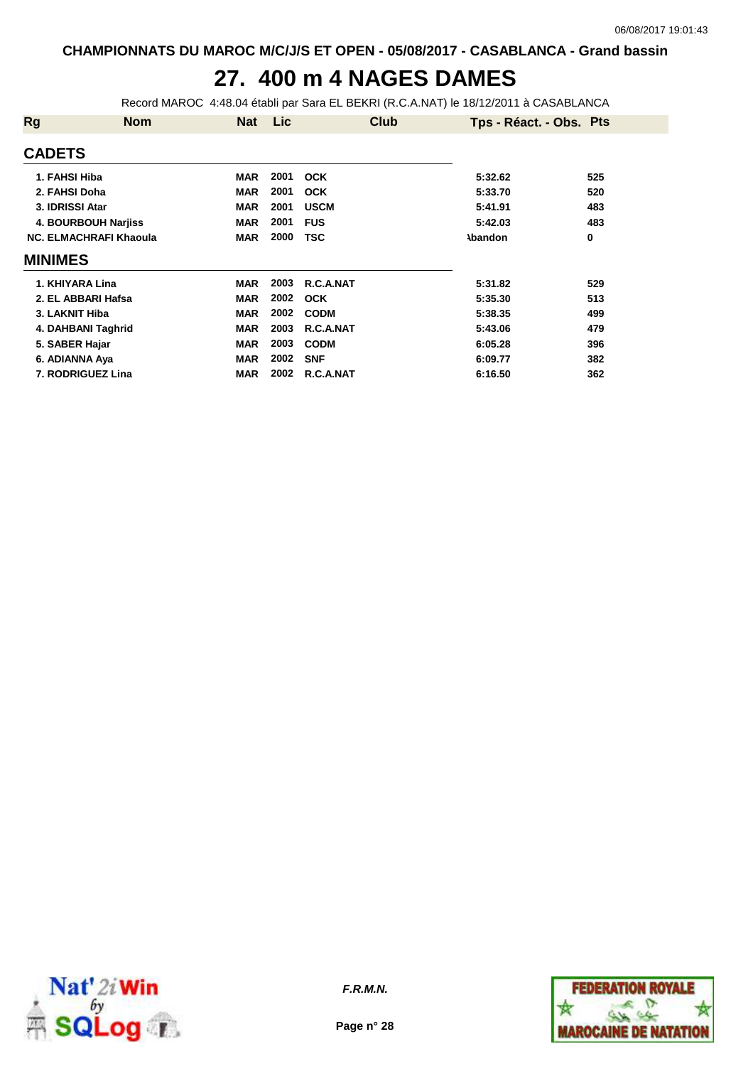**CHAMPIONNATS DU MAROC M/C/J/S ET OPEN - 05/08/2017 - CASABLANCA - Grand bassin**

# 27. 400 m 4 NAGES DAMES

Record MAROC 4:48.04 établi par Sara EL BEKRI (R.C.A.NAT) le 18/12/2011 à CASABLANCA

| Rg | Nom | Nat | Lic | Club | Tps - Réact. - Obs. | Pts |
|---|---|---|---|---|---|---|
| **CADETS** | | | | | | |
| 1. | FAHSI Hiba | MAR | 2001 | OCK | 5:32.62 | 525 |
| 2. | FAHSI Doha | MAR | 2001 | OCK | 5:33.70 | 520 |
| 3. | IDRISSI Atar | MAR | 2001 | USCM | 5:41.91 | 483 |
| 4. | BOURBOUH Narjiss | MAR | 2001 | FUS | 5:42.03 | 483 |
| NC. | ELMACHRAFI Khaoula | MAR | 2000 | TSC | Abandon | 0 |
| **MINIMES** | | | | | | |
| 1. | KHIYARA Lina | MAR | 2003 | R.C.A.NAT | 5:31.82 | 529 |
| 2. | EL ABBARI Hafsa | MAR | 2002 | OCK | 5:35.30 | 513 |
| 3. | LAKNIT Hiba | MAR | 2002 | CODM | 5:38.35 | 499 |
| 4. | DAHBANI Taghrid | MAR | 2003 | R.C.A.NAT | 5:43.06 | 479 |
| 5. | SABER Hajar | MAR | 2003 | CODM | 6:05.28 | 396 |
| 6. | ADIANNA Aya | MAR | 2002 | SNF | 6:09.77 | 382 |
| 7. | RODRIGUEZ Lina | MAR | 2002 | R.C.A.NAT | 6:16.50 | 362 |

*F.R.M.N.*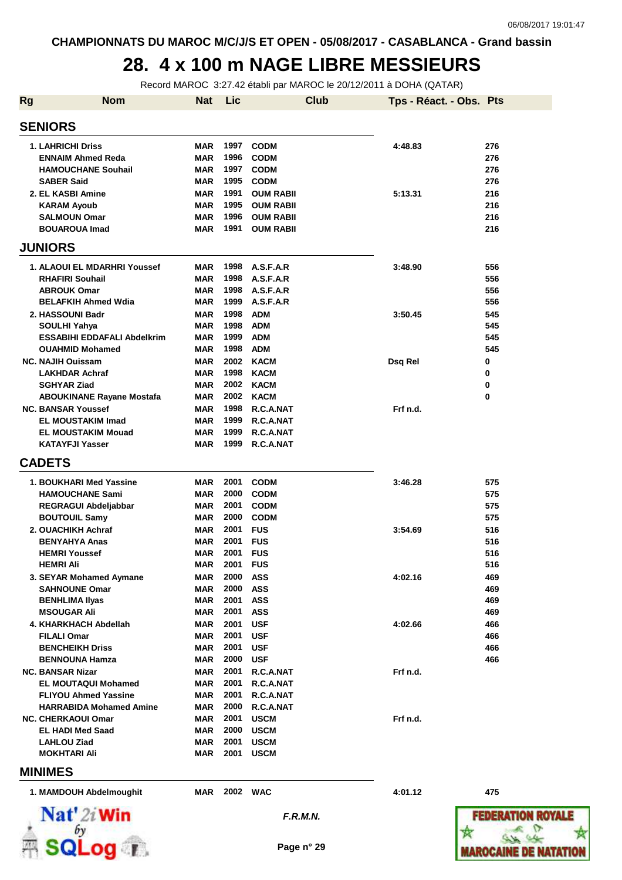# 28. 4 x 100 m NAGE LIBRE MESSIEURS

Record MAROC 3:27.42 établi par MAROC le 20/12/2011 à DOHA (QATAR)

| Rg | Nom | Nat | Lic | Club | Tps - Réact. - Obs. | Pts |
|---|---|---|---|---|---|---|
| **SENIORS** | | | | | | |
| 1. | LAHRICHI Driss | MAR | 1997 | CODM | 4:48.83 | 276 |
| | ENNAIM Ahmed Reda | MAR | 1996 | CODM | | 276 |
| | HAMOUCHANE Souhail | MAR | 1997 | CODM | | 276 |
| | SABER Said | MAR | 1995 | CODM | | 276 |
| 2. | EL KASBI Amine | MAR | 1991 | OUM RABII | 5:13.31 | 216 |
| | KARAM Ayoub | MAR | 1995 | OUM RABII | | 216 |
| | SALMOUN Omar | MAR | 1996 | OUM RABII | | 216 |
| | BOUAROUA Imad | MAR | 1991 | OUM RABII | | 216 |
| **JUNIORS** | | | | | | |
| 1. | ALAOUI EL MDARHRI Youssef | MAR | 1998 | A.S.F.A.R | 3:48.90 | 556 |
| | RHAFIRI Souhail | MAR | 1998 | A.S.F.A.R | | 556 |
| | ABROUK Omar | MAR | 1998 | A.S.F.A.R | | 556 |
| | BELAFKIH Ahmed Wdia | MAR | 1999 | A.S.F.A.R | | 556 |
| 2. | HASSOUNI Badr | MAR | 1998 | ADM | 3:50.45 | 545 |
| | SOULHI Yahya | MAR | 1998 | ADM | | 545 |
| | ESSABIHI EDDAFALI Abdelkrim | MAR | 1999 | ADM | | 545 |
| | OUAHMID Mohamed | MAR | 1998 | ADM | | 545 |
| NC. | NAJIH Ouissam | MAR | 2002 | KACM | Dsq Rel | 0 |
| | LAKHDAR Achraf | MAR | 1998 | KACM | | 0 |
| | SGHYAR Ziad | MAR | 2002 | KACM | | 0 |
| | ABOUKINANE Rayane Mostafa | MAR | 2002 | KACM | | 0 |
| NC. | BANSAR Youssef | MAR | 1998 | R.C.A.NAT | Frf n.d. | |
| | EL MOUSTAKIM Imad | MAR | 1999 | R.C.A.NAT | | |
| | EL MOUSTAKIM Mouad | MAR | 1999 | R.C.A.NAT | | |
| | KATAYFJI Yasser | MAR | 1999 | R.C.A.NAT | | |
| **CADETS** | | | | | | |
| 1. | BOUKHARI Med Yassine | MAR | 2001 | CODM | 3:46.28 | 575 |
| | HAMOUCHANE Sami | MAR | 2000 | CODM | | 575 |
| | REGRAGUI Abdeljabbar | MAR | 2001 | CODM | | 575 |
| | BOUTOUIL Samy | MAR | 2000 | CODM | | 575 |
| 2. | OUACHIKH Achraf | MAR | 2001 | FUS | 3:54.69 | 516 |
| | BENYAHYA Anas | MAR | 2001 | FUS | | 516 |
| | HEMRI Youssef | MAR | 2001 | FUS | | 516 |
| | HEMRI Ali | MAR | 2001 | FUS | | 516 |
| 3. | SEYAR Mohamed Aymane | MAR | 2000 | ASS | 4:02.16 | 469 |
| | SAHNOUNE Omar | MAR | 2000 | ASS | | 469 |
| | BENHLIMA Ilyas | MAR | 2001 | ASS | | 469 |
| | MSOUGAR Ali | MAR | 2001 | ASS | | 469 |
| 4. | KHARKHACH Abdellah | MAR | 2001 | USF | 4:02.66 | 466 |
| | FILALI Omar | MAR | 2001 | USF | | 466 |
| | BENCHEIKH Driss | MAR | 2001 | USF | | 466 |
| | BENNOUNA Hamza | MAR | 2000 | USF | | 466 |
| NC. | BANSAR Nizar | MAR | 2001 | R.C.A.NAT | Frf n.d. | |
| | EL MOUTAQUI Mohamed | MAR | 2001 | R.C.A.NAT | | |
| | FLIYOU Ahmed Yassine | MAR | 2001 | R.C.A.NAT | | |
| | HARRABIDA Mohamed Amine | MAR | 2000 | R.C.A.NAT | | |
| NC. | CHERKAOUI Omar | MAR | 2001 | USCM | Frf n.d. | |
| | EL HADI Med Saad | MAR | 2000 | USCM | | |
| | LAHLOU Ziad | MAR | 2001 | USCM | | |
| | MOKHTARI Ali | MAR | 2001 | USCM | | |
| **MINIMES** | | | | | | |
| 1. | MAMDOUH Abdelmoughit | MAR | 2002 | WAC | 4:01.12 | 475 |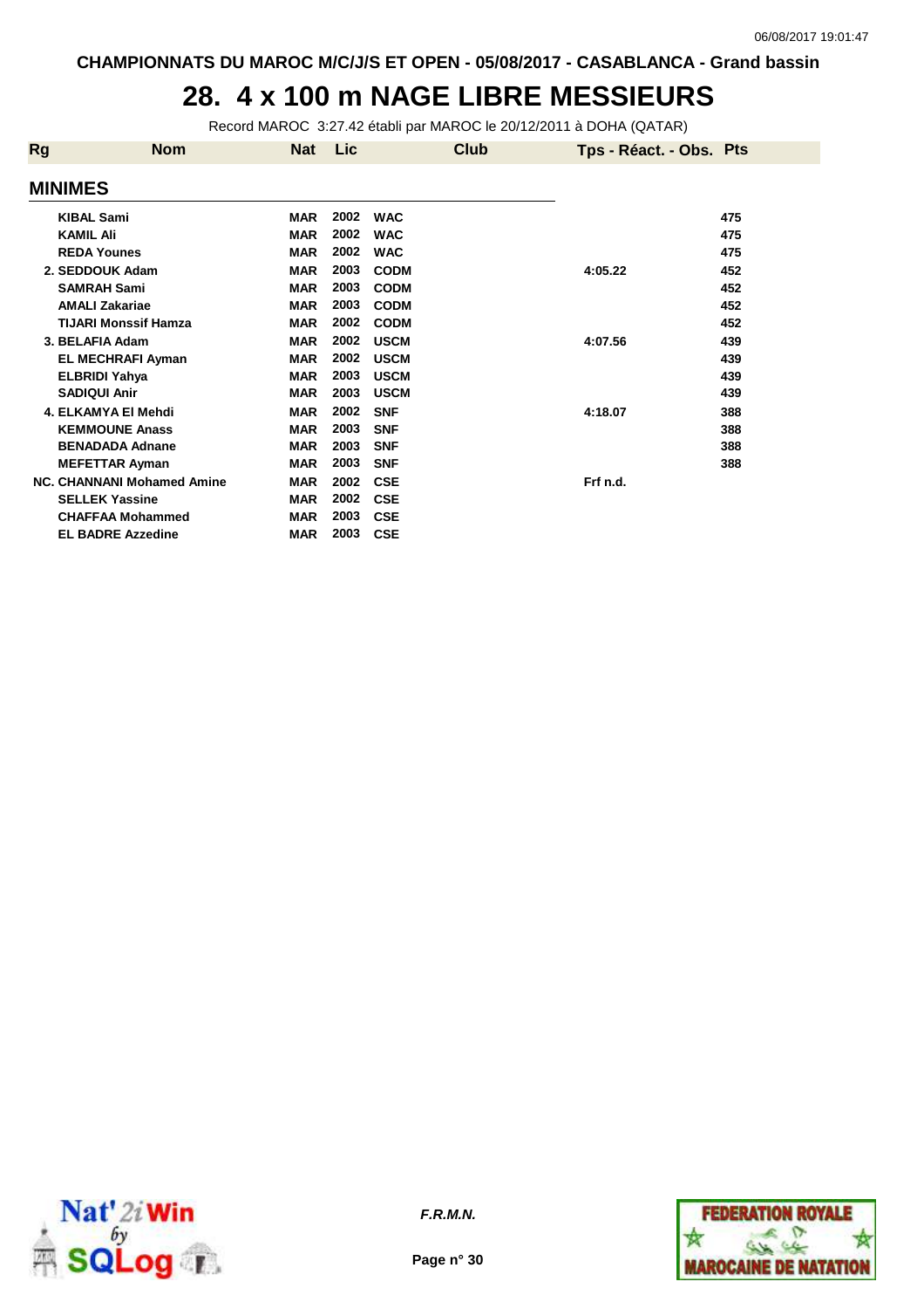CHAMPIONNATS DU MAROC M/C/J/S ET OPEN - 05/08/2017 - CASABLANCA - Grand bassin

# 28. 4 x 100 m NAGE LIBRE MESSIEURS

Record MAROC 3:27.42 établi par MAROC le 20/12/2011 à DOHA (QATAR)

| Rg | Nom | Nat | Lic | Club | Tps - Réact. - Obs. | Pts |
|---|---|---|---|---|---|---|
| **MINIMES** | | | | | | |
| | KIBAL Sami | MAR | 2002 | WAC | | 475 |
| | KAMIL Ali | MAR | 2002 | WAC | | 475 |
| | REDA Younes | MAR | 2002 | WAC | | 475 |
| 2. | SEDDOUK Adam | MAR | 2003 | CODM | 4:05.22 | 452 |
| | SAMRAH Sami | MAR | 2003 | CODM | | 452 |
| | AMALI Zakariae | MAR | 2003 | CODM | | 452 |
| | TIJARI Monssif Hamza | MAR | 2002 | CODM | | 452 |
| 3. | BELAFIA Adam | MAR | 2002 | USCM | 4:07.56 | 439 |
| | EL MECHRAFI Ayman | MAR | 2002 | USCM | | 439 |
| | ELBRIDI Yahya | MAR | 2003 | USCM | | 439 |
| | SADIQUI Anir | MAR | 2003 | USCM | | 439 |
| 4. | ELKAMYA El Mehdi | MAR | 2002 | SNF | 4:18.07 | 388 |
| | KEMMOUNE Anass | MAR | 2003 | SNF | | 388 |
| | BENADADA Adnane | MAR | 2003 | SNF | | 388 |
| | MEFETTAR Ayman | MAR | 2003 | SNF | | 388 |
| NC. | CHANNANI Mohamed Amine | MAR | 2002 | CSE | Frf n.d. | |
| | SELLEK Yassine | MAR | 2002 | CSE | | |
| | CHAFFAA Mohammed | MAR | 2003 | CSE | | |
| | EL BADRE Azzedine | MAR | 2003 | CSE | | |

*F.R.M.N.*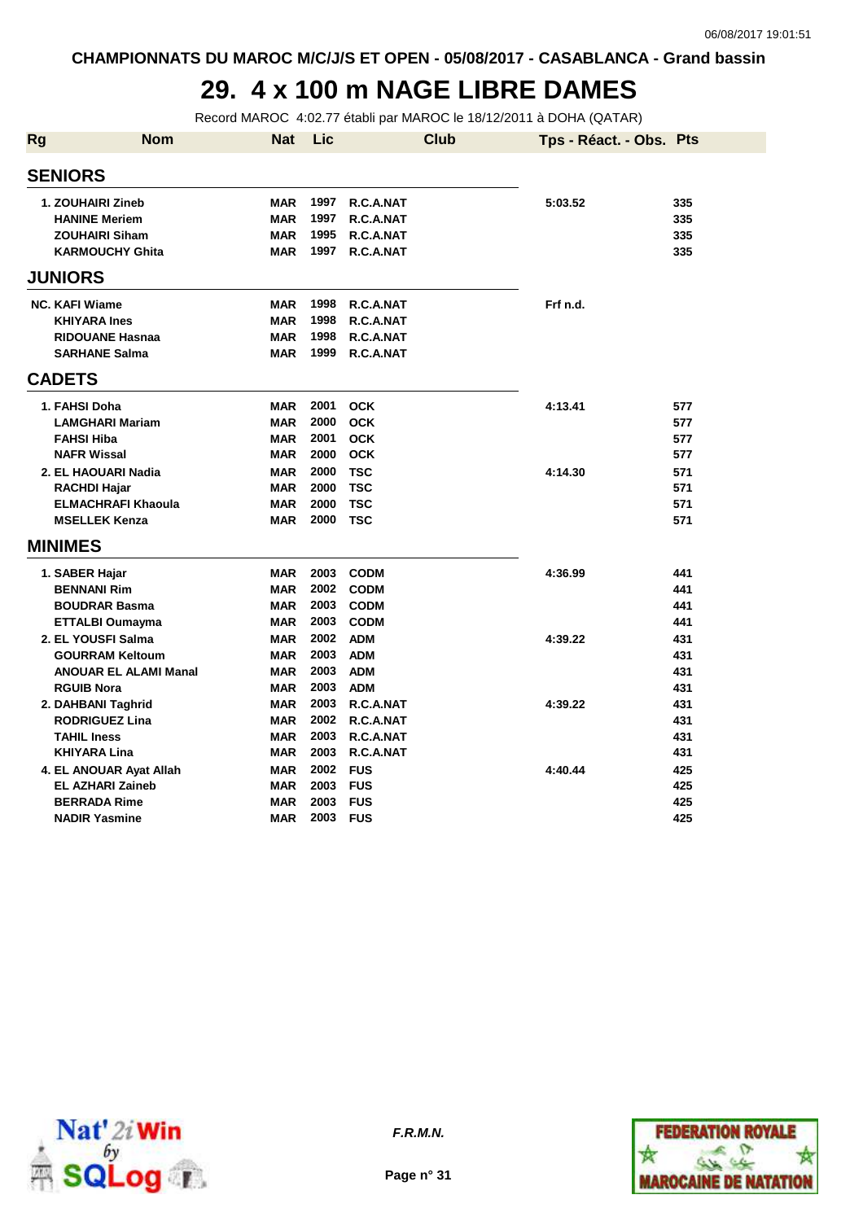CHAMPIONNATS DU MAROC M/C/J/S ET OPEN - 05/08/2017 - CASABLANCA - Grand bassin

# 29. 4 x 100 m NAGE LIBRE DAMES

Record MAROC 4:02.77 établi par MAROC le 18/12/2011 à DOHA (QATAR)

| Rg | Nom | Nat | Lic | Club | Tps - Réact. - Obs. | Pts |
|---|---|---|---|---|---|---|
| **SENIORS** | | | | | | |
| 1. | ZOUHAIRI Zineb | MAR | 1997 | R.C.A.NAT | 5:03.52 | 335 |
| | HANINE Meriem | MAR | 1997 | R.C.A.NAT | | 335 |
| | ZOUHAIRI Siham | MAR | 1995 | R.C.A.NAT | | 335 |
| | KARMOUCHY Ghita | MAR | 1997 | R.C.A.NAT | | 335 |
| **JUNIORS** | | | | | | |
| NC. | KAFI Wiame | MAR | 1998 | R.C.A.NAT | Frf n.d. | |
| | KHIYARA Ines | MAR | 1998 | R.C.A.NAT | | |
| | RIDOUANE Hasnaa | MAR | 1998 | R.C.A.NAT | | |
| | SARHANE Salma | MAR | 1999 | R.C.A.NAT | | |
| **CADETS** | | | | | | |
| 1. | FAHSI Doha | MAR | 2001 | OCK | 4:13.41 | 577 |
| | LAMGHARI Mariam | MAR | 2000 | OCK | | 577 |
| | FAHSI Hiba | MAR | 2001 | OCK | | 577 |
| | NAFR Wissal | MAR | 2000 | OCK | | 577 |
| 2. | EL HAOUARI Nadia | MAR | 2000 | TSC | 4:14.30 | 571 |
| | RACHDI Hajar | MAR | 2000 | TSC | | 571 |
| | ELMACHRAFI Khaoula | MAR | 2000 | TSC | | 571 |
| | MSELLEK Kenza | MAR | 2000 | TSC | | 571 |
| **MINIMES** | | | | | | |
| 1. | SABER Hajar | MAR | 2003 | CODM | 4:36.99 | 441 |
| | BENNANI Rim | MAR | 2002 | CODM | | 441 |
| | BOUDRAR Basma | MAR | 2003 | CODM | | 441 |
| | ETTALBI Oumayma | MAR | 2003 | CODM | | 441 |
| 2. | EL YOUSFI Salma | MAR | 2002 | ADM | 4:39.22 | 431 |
| | GOURRAM Keltoum | MAR | 2003 | ADM | | 431 |
| | ANOUAR EL ALAMI Manal | MAR | 2003 | ADM | | 431 |
| | RGUIB Nora | MAR | 2003 | ADM | | 431 |
| 2. | DAHBANI Taghrid | MAR | 2003 | R.C.A.NAT | 4:39.22 | 431 |
| | RODRIGUEZ Lina | MAR | 2002 | R.C.A.NAT | | 431 |
| | TAHIL Iness | MAR | 2003 | R.C.A.NAT | | 431 |
| | KHIYARA Lina | MAR | 2003 | R.C.A.NAT | | 431 |
| 4. | EL ANOUAR Ayat Allah | MAR | 2002 | FUS | 4:40.44 | 425 |
| | EL AZHARI Zaineb | MAR | 2003 | FUS | | 425 |
| | BERRADA Rime | MAR | 2003 | FUS | | 425 |
| | NADIR Yasmine | MAR | 2003 | FUS | | 425 |

*F.R.M.N.*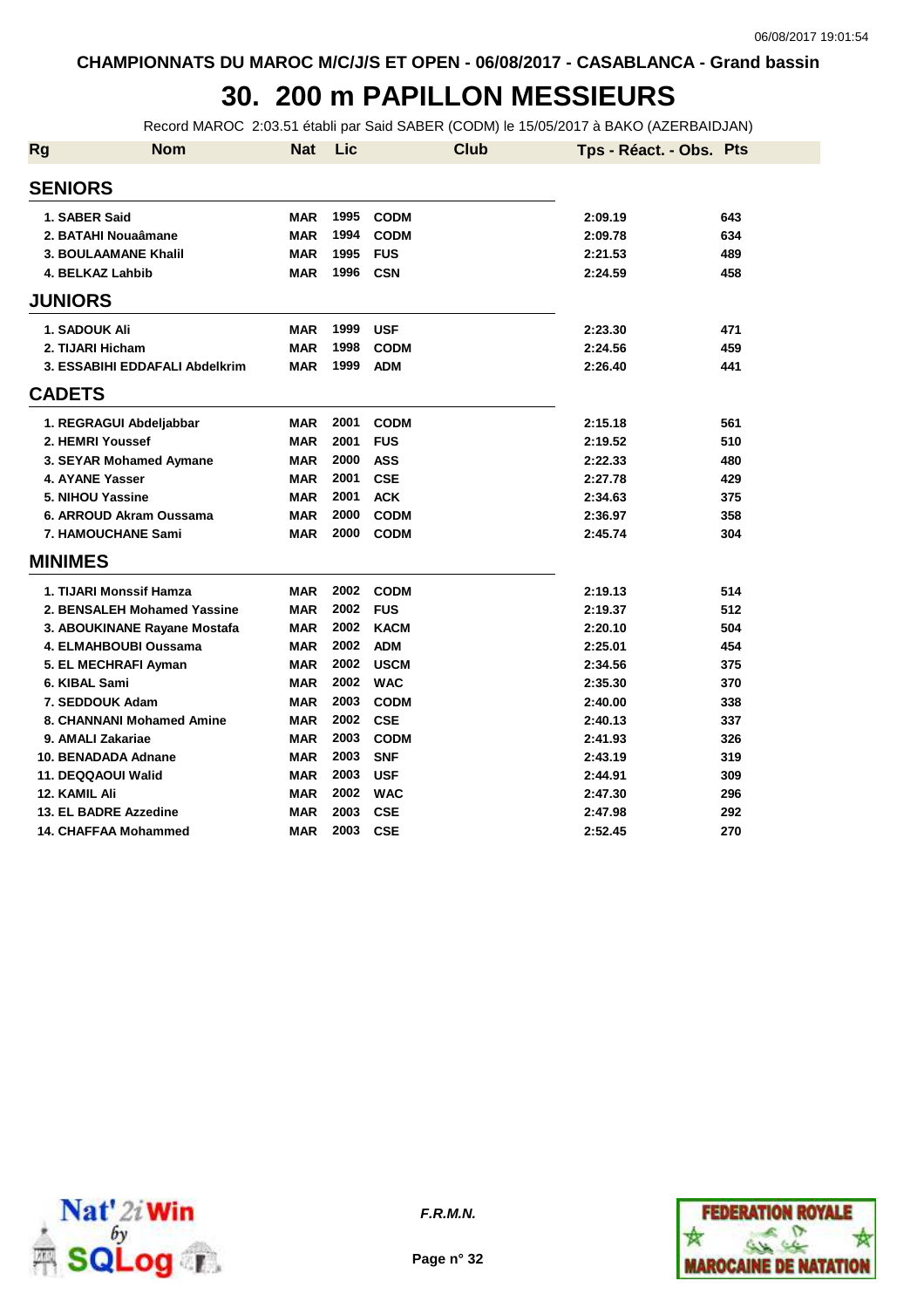CHAMPIONNATS DU MAROC M/C/J/S ET OPEN - 06/08/2017 - CASABLANCA - Grand bassin

# 30. 200 m PAPILLON MESSIEURS

Record MAROC 2:03.51 établi par Said SABER (CODM) le 15/05/2017 à BAKO (AZERBAIDJAN)

| Rg | Nom | Nat | Lic | Club | Tps - Réact. - Obs. | Pts |
|---|---|---|---|---|---|---|
| **SENIORS** | | | | | | |
| 1. | SABER Said | MAR | 1995 | CODM | 2:09.19 | 643 |
| 2. | BATAHI Nouaâmane | MAR | 1994 | CODM | 2:09.78 | 634 |
| 3. | BOULAAMANE Khalil | MAR | 1995 | FUS | 2:21.53 | 489 |
| 4. | BELKAZ Lahbib | MAR | 1996 | CSN | 2:24.59 | 458 |
| **JUNIORS** | | | | | | |
| 1. | SADOUK Ali | MAR | 1999 | USF | 2:23.30 | 471 |
| 2. | TIJARI Hicham | MAR | 1998 | CODM | 2:24.56 | 459 |
| 3. | ESSABIHI EDDAFALI Abdelkrim | MAR | 1999 | ADM | 2:26.40 | 441 |
| **CADETS** | | | | | | |
| 1. | REGRAGUI Abdeljabbar | MAR | 2001 | CODM | 2:15.18 | 561 |
| 2. | HEMRI Youssef | MAR | 2001 | FUS | 2:19.52 | 510 |
| 3. | SEYAR Mohamed Aymane | MAR | 2000 | ASS | 2:22.33 | 480 |
| 4. | AYANE Yasser | MAR | 2001 | CSE | 2:27.78 | 429 |
| 5. | NIHOU Yassine | MAR | 2001 | ACK | 2:34.63 | 375 |
| 6. | ARROUD Akram Oussama | MAR | 2000 | CODM | 2:36.97 | 358 |
| 7. | HAMOUCHANE Sami | MAR | 2000 | CODM | 2:45.74 | 304 |
| **MINIMES** | | | | | | |
| 1. | TIJARI Monssif Hamza | MAR | 2002 | CODM | 2:19.13 | 514 |
| 2. | BENSALEH Mohamed Yassine | MAR | 2002 | FUS | 2:19.37 | 512 |
| 3. | ABOUKINANE Rayane Mostafa | MAR | 2002 | KACM | 2:20.10 | 504 |
| 4. | ELMAHBOUBI Oussama | MAR | 2002 | ADM | 2:25.01 | 454 |
| 5. | EL MECHRAFI Ayman | MAR | 2002 | USCM | 2:34.56 | 375 |
| 6. | KIBAL Sami | MAR | 2002 | WAC | 2:35.30 | 370 |
| 7. | SEDDOUK Adam | MAR | 2003 | CODM | 2:40.00 | 338 |
| 8. | CHANNANI Mohamed Amine | MAR | 2002 | CSE | 2:40.13 | 337 |
| 9. | AMALI Zakariae | MAR | 2003 | CODM | 2:41.93 | 326 |
| 10. | BENADADA Adnane | MAR | 2003 | SNF | 2:43.19 | 319 |
| 11. | DEQQAOUI Walid | MAR | 2003 | USF | 2:44.91 | 309 |
| 12. | KAMIL Ali | MAR | 2002 | WAC | 2:47.30 | 296 |
| 13. | EL BADRE Azzedine | MAR | 2003 | CSE | 2:47.98 | 292 |
| 14. | CHAFFAA Mohammed | MAR | 2003 | CSE | 2:52.45 | 270 |

*F.R.M.N.*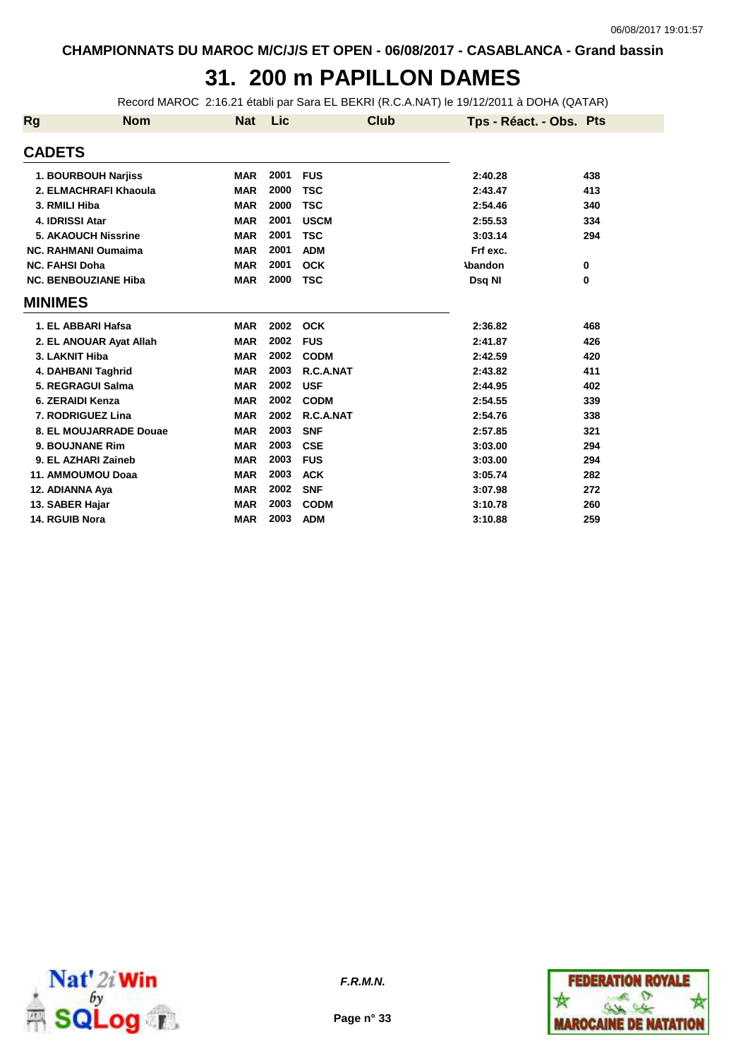CHAMPIONNATS DU MAROC M/C/J/S ET OPEN - 06/08/2017 - CASABLANCA - Grand bassin

# 31. 200 m PAPILLON DAMES

Record MAROC 2:16.21 établi par Sara EL BEKRI (R.C.A.NAT) le 19/12/2011 à DOHA (QATAR)

| Rg | Nom | Nat | Lic | Club | Tps - Réact. - Obs. | Pts |
|---|---|---|---|---|---|---|
| **CADETS** | | | | | | |
| 1. | BOURBOUH Narjiss | MAR | 2001 | FUS | 2:40.28 | 438 |
| 2. | ELMACHRAFI Khaoula | MAR | 2000 | TSC | 2:43.47 | 413 |
| 3. | RMILI Hiba | MAR | 2000 | TSC | 2:54.46 | 340 |
| 4. | IDRISSI Atar | MAR | 2001 | USCM | 2:55.53 | 334 |
| 5. | AKAOUCH Nissrine | MAR | 2001 | TSC | 3:03.14 | 294 |
| NC. | RAHMANI Oumaima | MAR | 2001 | ADM | Frf exc. | |
| NC. | FAHSI Doha | MAR | 2001 | OCK | Abandon | 0 |
| NC. | BENBOUZIANE Hiba | MAR | 2000 | TSC | Dsq NI | 0 |
| **MINIMES** | | | | | | |
| 1. | EL ABBARI Hafsa | MAR | 2002 | OCK | 2:36.82 | 468 |
| 2. | EL ANOUAR Ayat Allah | MAR | 2002 | FUS | 2:41.87 | 426 |
| 3. | LAKNIT Hiba | MAR | 2002 | CODM | 2:42.59 | 420 |
| 4. | DAHBANI Taghrid | MAR | 2003 | R.C.A.NAT | 2:43.82 | 411 |
| 5. | REGRAGUI Salma | MAR | 2002 | USF | 2:44.95 | 402 |
| 6. | ZERAIDI Kenza | MAR | 2002 | CODM | 2:54.55 | 339 |
| 7. | RODRIGUEZ Lina | MAR | 2002 | R.C.A.NAT | 2:54.76 | 338 |
| 8. | EL MOUJARRADE Douae | MAR | 2003 | SNF | 2:57.85 | 321 |
| 9. | BOUJNANE Rim | MAR | 2003 | CSE | 3:03.00 | 294 |
| 9. | EL AZHARI Zaineb | MAR | 2003 | FUS | 3:03.00 | 294 |
| 11. | AMMOUMOU Doaa | MAR | 2003 | ACK | 3:05.74 | 282 |
| 12. | ADIANNA Aya | MAR | 2002 | SNF | 3:07.98 | 272 |
| 13. | SABER Hajar | MAR | 2003 | CODM | 3:10.78 | 260 |
| 14. | RGUIB Nora | MAR | 2003 | ADM | 3:10.88 | 259 |

*F.R.M.N.*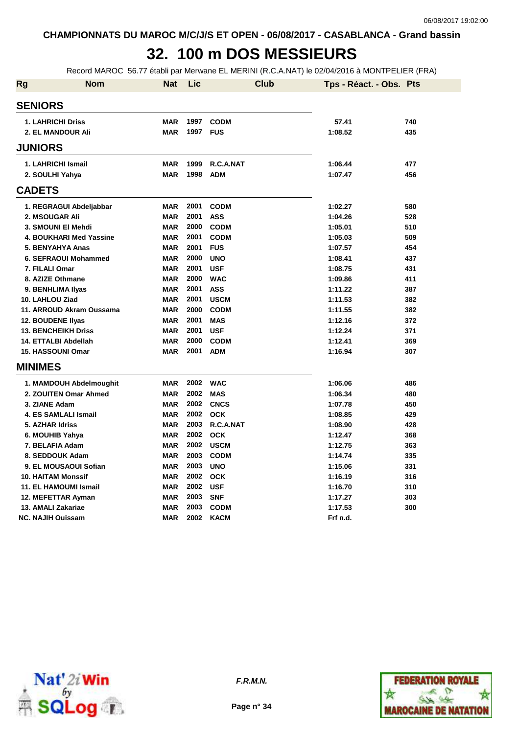CHAMPIONNATS DU MAROC M/C/J/S ET OPEN - 06/08/2017 - CASABLANCA - Grand bassin

# 32. 100 m DOS MESSIEURS

Record MAROC 56.77 établi par Merwane EL MERINI (R.C.A.NAT) le 02/04/2016 à MONTPELIER (FRA)

| Rg | Nom | Nat | Lic | Club | Tps - Réact. - Obs. | Pts |
|---|---|---|---|---|---|---|
| **SENIORS** | | | | | | |
| 1. | LAHRICHI Driss | MAR | 1997 | CODM | 57.41 | 740 |
| 2. | EL MANDOUR Ali | MAR | 1997 | FUS | 1:08.52 | 435 |
| **JUNIORS** | | | | | | |
| 1. | LAHRICHI Ismail | MAR | 1999 | R.C.A.NAT | 1:06.44 | 477 |
| 2. | SOULHI Yahya | MAR | 1998 | ADM | 1:07.47 | 456 |
| **CADETS** | | | | | | |
| 1. | REGRAGUI Abdeljabbar | MAR | 2001 | CODM | 1:02.27 | 580 |
| 2. | MSOUGAR Ali | MAR | 2001 | ASS | 1:04.26 | 528 |
| 3. | SMOUNI El Mehdi | MAR | 2000 | CODM | 1:05.01 | 510 |
| 4. | BOUKHARI Med Yassine | MAR | 2001 | CODM | 1:05.03 | 509 |
| 5. | BENYAHYA Anas | MAR | 2001 | FUS | 1:07.57 | 454 |
| 6. | SEFRAOUI Mohammed | MAR | 2000 | UNO | 1:08.41 | 437 |
| 7. | FILALI Omar | MAR | 2001 | USF | 1:08.75 | 431 |
| 8. | AZIZE Othmane | MAR | 2000 | WAC | 1:09.86 | 411 |
| 9. | BENHLIMA Ilyas | MAR | 2001 | ASS | 1:11.22 | 387 |
| 10. | LAHLOU Ziad | MAR | 2001 | USCM | 1:11.53 | 382 |
| 11. | ARROUD Akram Oussama | MAR | 2000 | CODM | 1:11.55 | 382 |
| 12. | BOUDENE Ilyas | MAR | 2001 | MAS | 1:12.16 | 372 |
| 13. | BENCHEIKH Driss | MAR | 2001 | USF | 1:12.24 | 371 |
| 14. | ETTALBI Abdellah | MAR | 2000 | CODM | 1:12.41 | 369 |
| 15. | HASSOUNI Omar | MAR | 2001 | ADM | 1:16.94 | 307 |
| **MINIMES** | | | | | | |
| 1. | MAMDOUH Abdelmoughit | MAR | 2002 | WAC | 1:06.06 | 486 |
| 2. | ZOUITEN Omar Ahmed | MAR | 2002 | MAS | 1:06.34 | 480 |
| 3. | ZIANE Adam | MAR | 2002 | CNCS | 1:07.78 | 450 |
| 4. | ES SAMLALI Ismail | MAR | 2002 | OCK | 1:08.85 | 429 |
| 5. | AZHAR Idriss | MAR | 2003 | R.C.A.NAT | 1:08.90 | 428 |
| 6. | MOUHIB Yahya | MAR | 2002 | OCK | 1:12.47 | 368 |
| 7. | BELAFIA Adam | MAR | 2002 | USCM | 1:12.75 | 363 |
| 8. | SEDDOUK Adam | MAR | 2003 | CODM | 1:14.74 | 335 |
| 9. | EL MOUSAOUI Sofian | MAR | 2003 | UNO | 1:15.06 | 331 |
| 10. | HAITAM Monssif | MAR | 2002 | OCK | 1:16.19 | 316 |
| 11. | EL HAMOUMI Ismail | MAR | 2002 | USF | 1:16.70 | 310 |
| 12. | MEFETTAR Ayman | MAR | 2003 | SNF | 1:17.27 | 303 |
| 13. | AMALI Zakariae | MAR | 2003 | CODM | 1:17.53 | 300 |
| NC. | NAJIH Ouissam | MAR | 2002 | KACM | Frf n.d. | |

*F.R.M.N.*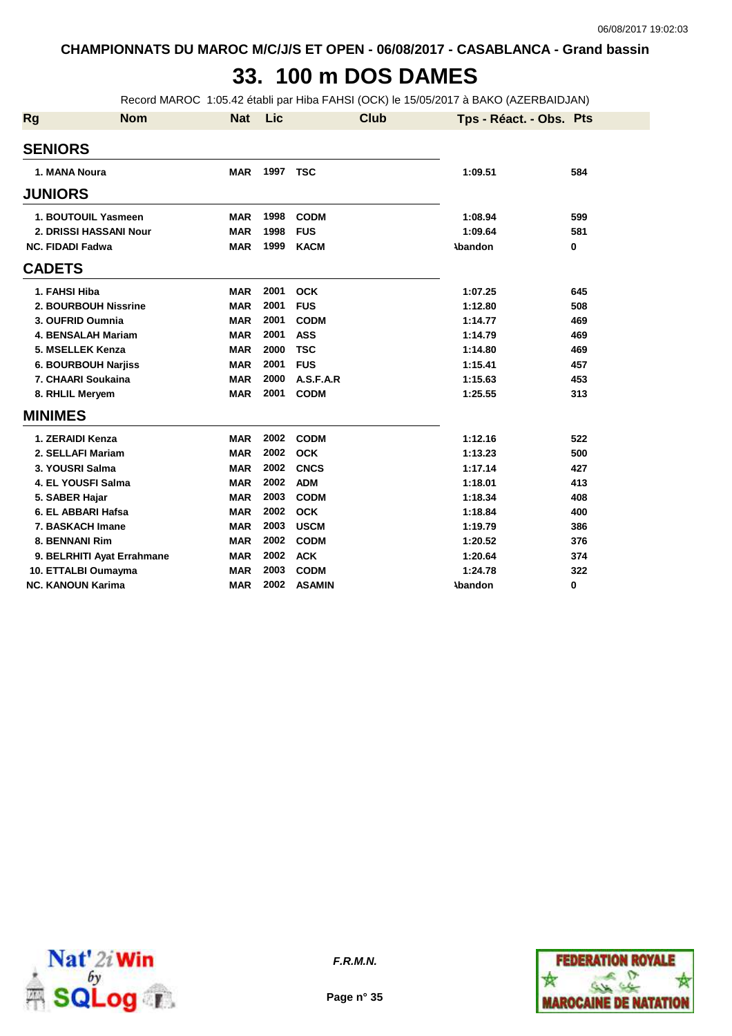CHAMPIONNATS DU MAROC M/C/J/S ET OPEN - 06/08/2017 - CASABLANCA - Grand bassin

# 33. 100 m DOS DAMES

Record MAROC 1:05.42 établi par Hiba FAHSI (OCK) le 15/05/2017 à BAKO (AZERBAIDJAN)

| Rg | Nom | Nat | Lic | Club | Tps - Réact. - Obs. | Pts |
|---|---|---|---|---|---|---|
| **SENIORS** | | | | | | |
| 1. | MANA Noura | MAR | 1997 | TSC | 1:09.51 | 584 |
| **JUNIORS** | | | | | | |
| 1. | BOUTOUIL Yasmeen | MAR | 1998 | CODM | 1:08.94 | 599 |
| 2. | DRISSI HASSANI Nour | MAR | 1998 | FUS | 1:09.64 | 581 |
| NC. | FIDADI Fadwa | MAR | 1999 | KACM | Abandon | 0 |
| **CADETS** | | | | | | |
| 1. | FAHSI Hiba | MAR | 2001 | OCK | 1:07.25 | 645 |
| 2. | BOURBOUH Nissrine | MAR | 2001 | FUS | 1:12.80 | 508 |
| 3. | OUFRID Oumnia | MAR | 2001 | CODM | 1:14.77 | 469 |
| 4. | BENSALAH Mariam | MAR | 2001 | ASS | 1:14.79 | 469 |
| 5. | MSELLEK Kenza | MAR | 2000 | TSC | 1:14.80 | 469 |
| 6. | BOURBOUH Narjiss | MAR | 2001 | FUS | 1:15.41 | 457 |
| 7. | CHAARI Soukaina | MAR | 2000 | A.S.F.A.R | 1:15.63 | 453 |
| 8. | RHLIL Meryem | MAR | 2001 | CODM | 1:25.55 | 313 |
| **MINIMES** | | | | | | |
| 1. | ZERAIDI Kenza | MAR | 2002 | CODM | 1:12.16 | 522 |
| 2. | SELLAFI Mariam | MAR | 2002 | OCK | 1:13.23 | 500 |
| 3. | YOUSRI Salma | MAR | 2002 | CNCS | 1:17.14 | 427 |
| 4. | EL YOUSFI Salma | MAR | 2002 | ADM | 1:18.01 | 413 |
| 5. | SABER Hajar | MAR | 2003 | CODM | 1:18.34 | 408 |
| 6. | EL ABBARI Hafsa | MAR | 2002 | OCK | 1:18.84 | 400 |
| 7. | BASKACH Imane | MAR | 2003 | USCM | 1:19.79 | 386 |
| 8. | BENNANI Rim | MAR | 2002 | CODM | 1:20.52 | 376 |
| 9. | BELRHITI Ayat Errahmane | MAR | 2002 | ACK | 1:20.64 | 374 |
| 10. | ETTALBI Oumayma | MAR | 2003 | CODM | 1:24.78 | 322 |
| NC. | KANOUN Karima | MAR | 2002 | ASAMIN | Abandon | 0 |

*F.R.M.N.*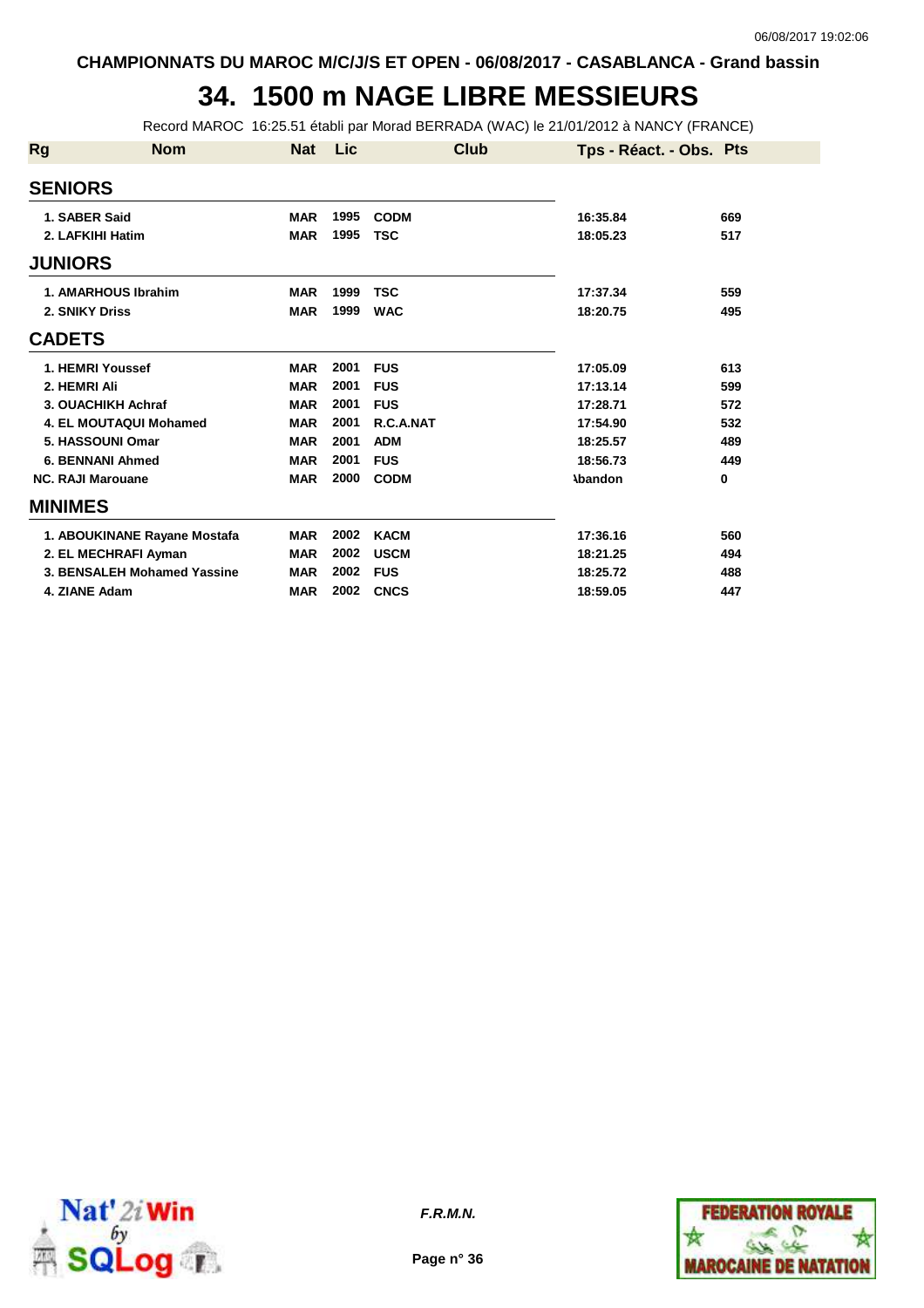CHAMPIONNATS DU MAROC M/C/J/S ET OPEN - 06/08/2017 - CASABLANCA - Grand bassin

# 34. 1500 m NAGE LIBRE MESSIEURS

Record MAROC 16:25.51 établi par Morad BERRADA (WAC) le 21/01/2012 à NANCY (FRANCE)

| Rg | Nom | Nat | Lic | Club | Tps - Réact. - Obs. | Pts |
|---|---|---|---|---|---|---|
| **SENIORS** | | | | | | |
| 1. | SABER Said | MAR | 1995 | CODM | 16:35.84 | 669 |
| 2. | LAFKIHI Hatim | MAR | 1995 | TSC | 18:05.23 | 517 |
| **JUNIORS** | | | | | | |
| 1. | AMARHOUS Ibrahim | MAR | 1999 | TSC | 17:37.34 | 559 |
| 2. | SNIKY Driss | MAR | 1999 | WAC | 18:20.75 | 495 |
| **CADETS** | | | | | | |
| 1. | HEMRI Youssef | MAR | 2001 | FUS | 17:05.09 | 613 |
| 2. | HEMRI Ali | MAR | 2001 | FUS | 17:13.14 | 599 |
| 3. | OUACHIKH Achraf | MAR | 2001 | FUS | 17:28.71 | 572 |
| 4. | EL MOUTAQUI Mohamed | MAR | 2001 | R.C.A.NAT | 17:54.90 | 532 |
| 5. | HASSOUNI Omar | MAR | 2001 | ADM | 18:25.57 | 489 |
| 6. | BENNANI Ahmed | MAR | 2001 | FUS | 18:56.73 | 449 |
| NC. | RAJI Marouane | MAR | 2000 | CODM | Abandon | 0 |
| **MINIMES** | | | | | | |
| 1. | ABOUKINANE Rayane Mostafa | MAR | 2002 | KACM | 17:36.16 | 560 |
| 2. | EL MECHRAFI Ayman | MAR | 2002 | USCM | 18:21.25 | 494 |
| 3. | BENSALEH Mohamed Yassine | MAR | 2002 | FUS | 18:25.72 | 488 |
| 4. | ZIANE Adam | MAR | 2002 | CNCS | 18:59.05 | 447 |

*F.R.M.N.*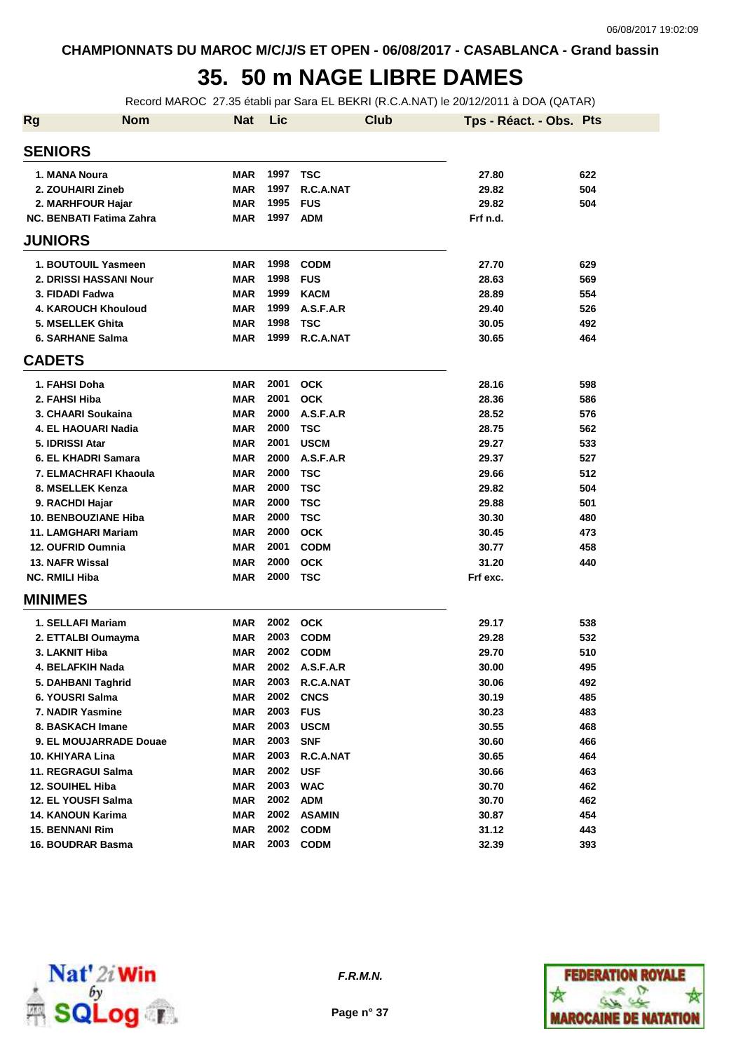CHAMPIONNATS DU MAROC M/C/J/S ET OPEN - 06/08/2017 - CASABLANCA - Grand bassin

# 35. 50 m NAGE LIBRE DAMES

Record MAROC 27.35 établi par Sara EL BEKRI (R.C.A.NAT) le 20/12/2011 à DOA (QATAR)

| Rg | Nom | Nat | Lic | Club | Tps - Réact. - Obs. | Pts |
|---|---|---|---|---|---|---|
| **SENIORS** | | | | | | |
| 1. | MANA Noura | MAR | 1997 | TSC | 27.80 | 622 |
| 2. | ZOUHAIRI Zineb | MAR | 1997 | R.C.A.NAT | 29.82 | 504 |
| 2. | MARHFOUR Hajar | MAR | 1995 | FUS | 29.82 | 504 |
| NC. | BENBATI Fatima Zahra | MAR | 1997 | ADM | Frf n.d. | |
| **JUNIORS** | | | | | | |
| 1. | BOUTOUIL Yasmeen | MAR | 1998 | CODM | 27.70 | 629 |
| 2. | DRISSI HASSANI Nour | MAR | 1998 | FUS | 28.63 | 569 |
| 3. | FIDADI Fadwa | MAR | 1999 | KACM | 28.89 | 554 |
| 4. | KAROUCH Khouloud | MAR | 1999 | A.S.F.A.R | 29.40 | 526 |
| 5. | MSELLEK Ghita | MAR | 1998 | TSC | 30.05 | 492 |
| 6. | SARHANE Salma | MAR | 1999 | R.C.A.NAT | 30.65 | 464 |
| **CADETS** | | | | | | |
| 1. | FAHSI Doha | MAR | 2001 | OCK | 28.16 | 598 |
| 2. | FAHSI Hiba | MAR | 2001 | OCK | 28.36 | 586 |
| 3. | CHAARI Soukaina | MAR | 2000 | A.S.F.A.R | 28.52 | 576 |
| 4. | EL HAOUARI Nadia | MAR | 2000 | TSC | 28.75 | 562 |
| 5. | IDRISSI Atar | MAR | 2001 | USCM | 29.27 | 533 |
| 6. | EL KHADRI Samara | MAR | 2000 | A.S.F.A.R | 29.37 | 527 |
| 7. | ELMACHRAFI Khaoula | MAR | 2000 | TSC | 29.66 | 512 |
| 8. | MSELLEK Kenza | MAR | 2000 | TSC | 29.82 | 504 |
| 9. | RACHDI Hajar | MAR | 2000 | TSC | 29.88 | 501 |
| 10. | BENBOUZIANE Hiba | MAR | 2000 | TSC | 30.30 | 480 |
| 11. | LAMGHARI Mariam | MAR | 2000 | OCK | 30.45 | 473 |
| 12. | OUFRID Oumnia | MAR | 2001 | CODM | 30.77 | 458 |
| 13. | NAFR Wissal | MAR | 2000 | OCK | 31.20 | 440 |
| NC. | RMILI Hiba | MAR | 2000 | TSC | Frf exc. | |
| **MINIMES** | | | | | | |
| 1. | SELLAFI Mariam | MAR | 2002 | OCK | 29.17 | 538 |
| 2. | ETTALBI Oumayma | MAR | 2003 | CODM | 29.28 | 532 |
| 3. | LAKNIT Hiba | MAR | 2002 | CODM | 29.70 | 510 |
| 4. | BELAFKIH Nada | MAR | 2002 | A.S.F.A.R | 30.00 | 495 |
| 5. | DAHBANI Taghrid | MAR | 2003 | R.C.A.NAT | 30.06 | 492 |
| 6. | YOUSRI Salma | MAR | 2002 | CNCS | 30.19 | 485 |
| 7. | NADIR Yasmine | MAR | 2003 | FUS | 30.23 | 483 |
| 8. | BASKACH Imane | MAR | 2003 | USCM | 30.55 | 468 |
| 9. | EL MOUJARRADE Douae | MAR | 2003 | SNF | 30.60 | 466 |
| 10. | KHIYARA Lina | MAR | 2003 | R.C.A.NAT | 30.65 | 464 |
| 11. | REGRAGUI Salma | MAR | 2002 | USF | 30.66 | 463 |
| 12. | SOUIHEL Hiba | MAR | 2003 | WAC | 30.70 | 462 |
| 12. | EL YOUSFI Salma | MAR | 2002 | ADM | 30.70 | 462 |
| 14. | KANOUN Karima | MAR | 2002 | ASAMIN | 30.87 | 454 |
| 15. | BENNANI Rim | MAR | 2002 | CODM | 31.12 | 443 |
| 16. | BOUDRAR Basma | MAR | 2003 | CODM | 32.39 | 393 |

*F.R.M.N.*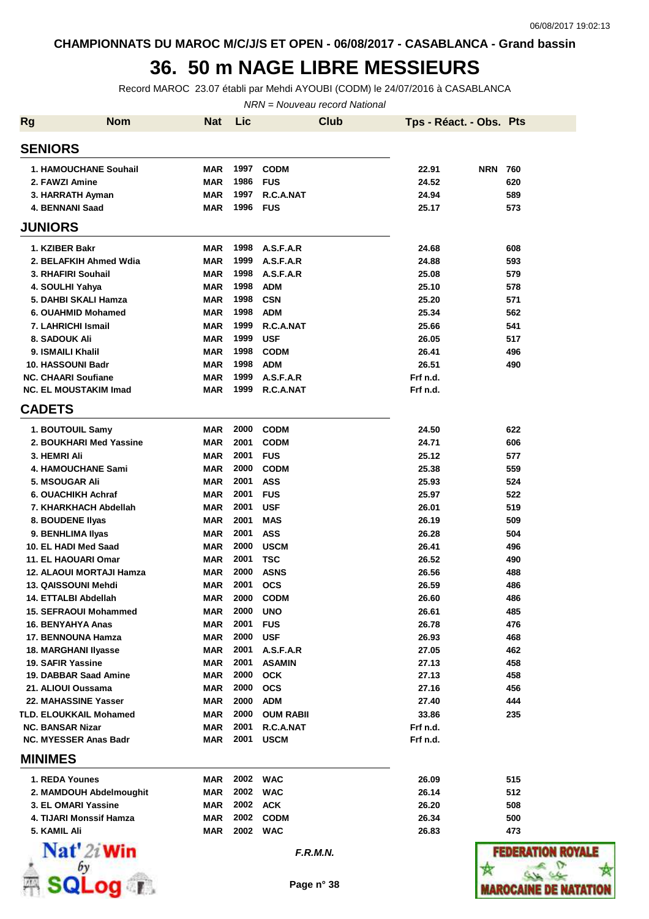CHAMPIONNATS DU MAROC M/C/J/S ET OPEN - 06/08/2017 - CASABLANCA - Grand bassin

# 36. 50 m NAGE LIBRE MESSIEURS

Record MAROC 23.07 établi par Mehdi AYOUBI (CODM) le 24/07/2016 à CASABLANCA

*NRN = Nouveau record National*

| Rg | Nom | Nat | Lic | Club | Tps - Réact. - Obs. | | Pts |
|---|---|---|---|---|---|---|---|
| **SENIORS** | | | | | | | |
| 1. | HAMOUCHANE Souhail | MAR | 1997 | CODM | 22.91 | NRN | 760 |
| 2. | FAWZI Amine | MAR | 1986 | FUS | 24.52 | | 620 |
| 3. | HARRATH Ayman | MAR | 1997 | R.C.A.NAT | 24.94 | | 589 |
| 4. | BENNANI Saad | MAR | 1996 | FUS | 25.17 | | 573 |
| **JUNIORS** | | | | | | | |
| 1. | KZIBER Bakr | MAR | 1998 | A.S.F.A.R | 24.68 | | 608 |
| 2. | BELAFKIH Ahmed Wdia | MAR | 1999 | A.S.F.A.R | 24.88 | | 593 |
| 3. | RHAFIRI Souhail | MAR | 1998 | A.S.F.A.R | 25.08 | | 579 |
| 4. | SOULHI Yahya | MAR | 1998 | ADM | 25.10 | | 578 |
| 5. | DAHBI SKALI Hamza | MAR | 1998 | CSN | 25.20 | | 571 |
| 6. | OUAHMID Mohamed | MAR | 1998 | ADM | 25.34 | | 562 |
| 7. | LAHRICHI Ismail | MAR | 1999 | R.C.A.NAT | 25.66 | | 541 |
| 8. | SADOUK Ali | MAR | 1999 | USF | 26.05 | | 517 |
| 9. | ISMAILI Khalil | MAR | 1998 | CODM | 26.41 | | 496 |
| 10. | HASSOUNI Badr | MAR | 1998 | ADM | 26.51 | | 490 |
| NC. | CHAARI Soufiane | MAR | 1999 | A.S.F.A.R | Frf n.d. | | |
| NC. | EL MOUSTAKIM Imad | MAR | 1999 | R.C.A.NAT | Frf n.d. | | |
| **CADETS** | | | | | | | |
| 1. | BOUTOUIL Samy | MAR | 2000 | CODM | 24.50 | | 622 |
| 2. | BOUKHARI Med Yassine | MAR | 2001 | CODM | 24.71 | | 606 |
| 3. | HEMRI Ali | MAR | 2001 | FUS | 25.12 | | 577 |
| 4. | HAMOUCHANE Sami | MAR | 2000 | CODM | 25.38 | | 559 |
| 5. | MSOUGAR Ali | MAR | 2001 | ASS | 25.93 | | 524 |
| 6. | OUACHIKH Achraf | MAR | 2001 | FUS | 25.97 | | 522 |
| 7. | KHARKHACH Abdellah | MAR | 2001 | USF | 26.01 | | 519 |
| 8. | BOUDENE Ilyas | MAR | 2001 | MAS | 26.19 | | 509 |
| 9. | BENHLIMA Ilyas | MAR | 2001 | ASS | 26.28 | | 504 |
| 10. | EL HADI Med Saad | MAR | 2000 | USCM | 26.41 | | 496 |
| 11. | EL HAOUARI Omar | MAR | 2001 | TSC | 26.52 | | 490 |
| 12. | ALAOUI MORTAJI Hamza | MAR | 2000 | ASNS | 26.56 | | 488 |
| 13. | QAISSOUNI Mehdi | MAR | 2001 | OCS | 26.59 | | 486 |
| 14. | ETTALBI Abdellah | MAR | 2000 | CODM | 26.60 | | 486 |
| 15. | SEFRAOUI Mohammed | MAR | 2000 | UNO | 26.61 | | 485 |
| 16. | BENYAHYA Anas | MAR | 2001 | FUS | 26.78 | | 476 |
| 17. | BENNOUNA Hamza | MAR | 2000 | USF | 26.93 | | 468 |
| 18. | MARGHANI Ilyasse | MAR | 2001 | A.S.F.A.R | 27.05 | | 462 |
| 19. | SAFIR Yassine | MAR | 2001 | ASAMIN | 27.13 | | 458 |
| 19. | DABBAR Saad Amine | MAR | 2000 | OCK | 27.13 | | 458 |
| 21. | ALIOUI Oussama | MAR | 2000 | OCS | 27.16 | | 456 |
| 22. | MAHASSINE Yasser | MAR | 2000 | ADM | 27.40 | | 444 |
| TLD. | ELOUKKAIL Mohamed | MAR | 2000 | OUM RABII | 33.86 | | 235 |
| NC. | BANSAR Nizar | MAR | 2001 | R.C.A.NAT | Frf n.d. | | |
| NC. | MYESSER Anas Badr | MAR | 2001 | USCM | Frf n.d. | | |
| **MINIMES** | | | | | | | |
| 1. | REDA Younes | MAR | 2002 | WAC | 26.09 | | 515 |
| 2. | MAMDOUH Abdelmoughit | MAR | 2002 | WAC | 26.14 | | 512 |
| 3. | EL OMARI Yassine | MAR | 2002 | ACK | 26.20 | | 508 |
| 4. | TIJARI Monssif Hamza | MAR | 2002 | CODM | 26.34 | | 500 |
| 5. | KAMIL Ali | MAR | 2002 | WAC | 26.83 | | 473 |

*F.R.M.N.*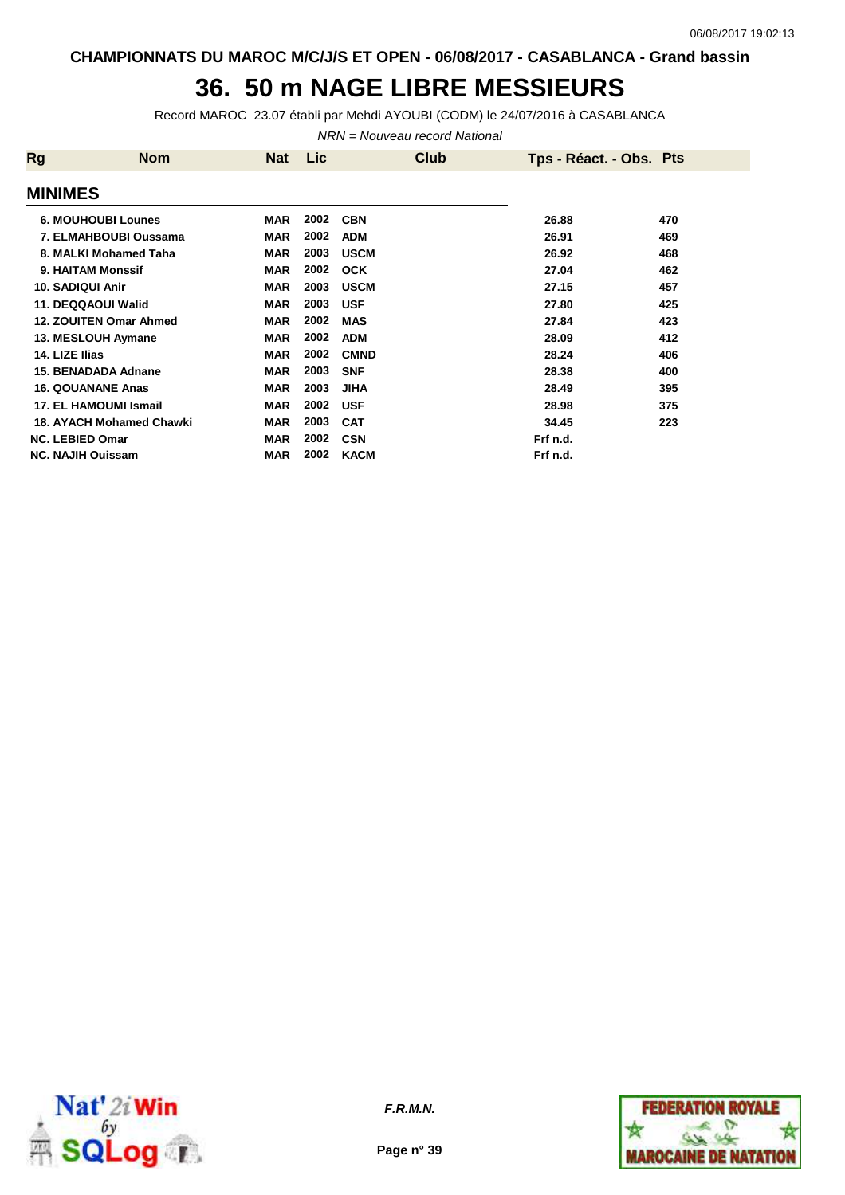CHAMPIONNATS DU MAROC M/C/J/S ET OPEN - 06/08/2017 - CASABLANCA - Grand bassin

# 36. 50 m NAGE LIBRE MESSIEURS

Record MAROC 23.07 établi par Mehdi AYOUBI (CODM) le 24/07/2016 à CASABLANCA

*NRN = Nouveau record National*

| Rg | Nom | Nat | Lic | Club | Tps - Réact. - Obs. | Pts |
|---|---|---|---|---|---|---|
| **MINIMES** | | | | | | |
| 6. | MOUHOUBI Lounes | MAR | 2002 | CBN | 26.88 | 470 |
| 7. | ELMAHBOUBI Oussama | MAR | 2002 | ADM | 26.91 | 469 |
| 8. | MALKI Mohamed Taha | MAR | 2003 | USCM | 26.92 | 468 |
| 9. | HAITAM Monssif | MAR | 2002 | OCK | 27.04 | 462 |
| 10. | SADIQUI Anir | MAR | 2003 | USCM | 27.15 | 457 |
| 11. | DEQQAOUI Walid | MAR | 2003 | USF | 27.80 | 425 |
| 12. | ZOUITEN Omar Ahmed | MAR | 2002 | MAS | 27.84 | 423 |
| 13. | MESLOUH Aymane | MAR | 2002 | ADM | 28.09 | 412 |
| 14. | LIZE Ilias | MAR | 2002 | CMND | 28.24 | 406 |
| 15. | BENADADA Adnane | MAR | 2003 | SNF | 28.38 | 400 |
| 16. | QOUANANE Anas | MAR | 2003 | JIHA | 28.49 | 395 |
| 17. | EL HAMOUMI Ismail | MAR | 2002 | USF | 28.98 | 375 |
| 18. | AYACH Mohamed Chawki | MAR | 2003 | CAT | 34.45 | 223 |
| NC. | LEBIED Omar | MAR | 2002 | CSN | Frf n.d. | |
| NC. | NAJIH Ouissam | MAR | 2002 | KACM | Frf n.d. | |

F.R.M.N.